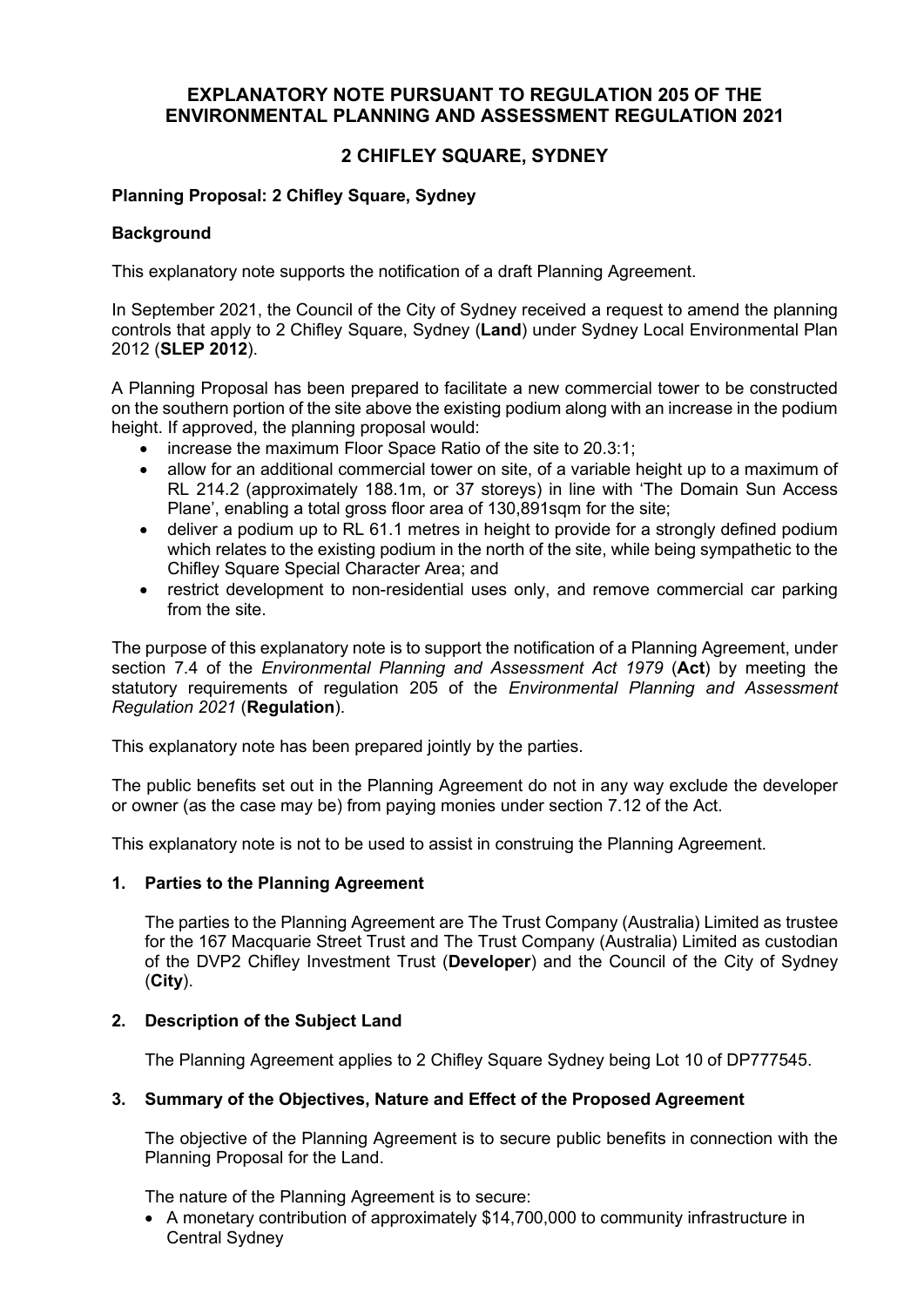# EXPLANATORY NOTE PURSUANT TO REGULATION 205 OF THE ENVIRONMENTAL PLANNING AND ASSESSMENT REGULATION 2021

## 2 CHIFLEY SQUARE, SYDNEY

**Planning Proposal: 2 Chifley Square, Sydney**

**Background**

This explanatory note supports the notification of a draft Planning Agreement.

In September 2021, the Council of the City of Sydney received a request to amend the planning controls that apply to 2 Chifley Square, Sydney (**Land**) under Sydney Local Environmental Plan 2012 (**SLEP 2012**).

A Planning Proposal has been prepared to facilitate a new commercial tower to be constructed on the southern portion of the site above the existing podium along with an increase in the podium height. If approved, the planning proposal would:

- increase the maximum Floor Space Ratio of the site to 20.3:1;
- allow for an additional commercial tower on site, of a variable height up to a maximum of RL 214.2 (approximately 188.1m, or 37 storeys) in line with 'The Domain Sun Access Plane', enabling a total gross floor area of 130,891sqm for the site;
- deliver a podium up to RL 61.1 metres in height to provide for a strongly defined podium which relates to the existing podium in the north of the site, while being sympathetic to the Chifley Square Special Character Area; and
- restrict development to non-residential uses only, and remove commercial car parking from the site.

The purpose of this explanatory note is to support the notification of a Planning Agreement, under section 7.4 of the *Environmental Planning and Assessment Act 1979* (**Act**) by meeting the statutory requirements of regulation 205 of the *Environmental Planning and Assessment Regulation 2021* (**Regulation**).

This explanatory note has been prepared jointly by the parties.

The public benefits set out in the Planning Agreement do not in any way exclude the developer or owner (as the case may be) from paying monies under section 7.12 of the Act.

This explanatory note is not to be used to assist in construing the Planning Agreement.

### 1. Parties to the Planning Agreement

The parties to the Planning Agreement are The Trust Company (Australia) Limited as trustee for the 167 Macquarie Street Trust and The Trust Company (Australia) Limited as custodian of the DVP2 Chifley Investment Trust (**Developer**) and the Council of the City of Sydney (**City**).

### 2. Description of the Subject Land

The Planning Agreement applies to 2 Chifley Square Sydney being Lot 10 of DP777545.

### 3. Summary of the Objectives, Nature and Effect of the Proposed Agreement

The objective of the Planning Agreement is to secure public benefits in connection with the Planning Proposal for the Land.

The nature of the Planning Agreement is to secure:

- A monetary contribution of approximately $14,700,000 to community infrastructure in Central Sydney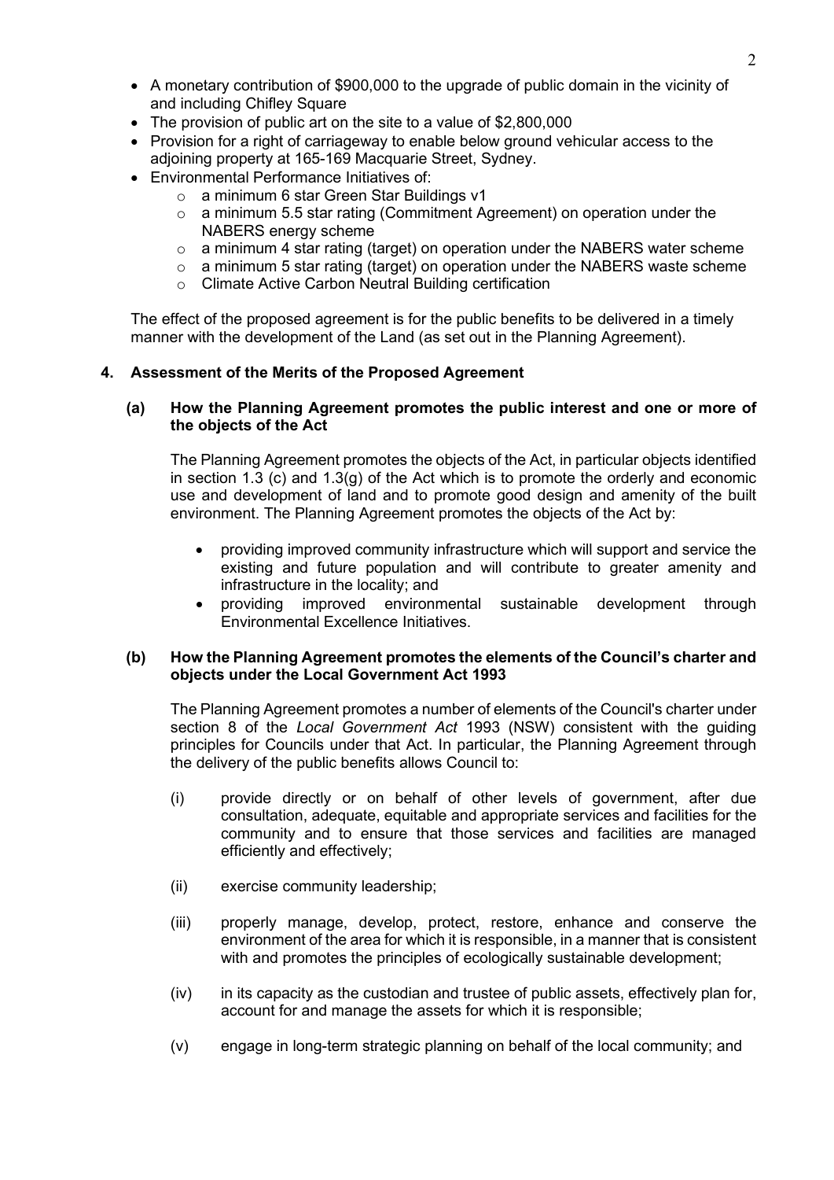- A monetary contribution of $900,000 to the upgrade of public domain in the vicinity of and including Chifley Square
- The provision of public art on the site to a value of $2,800,000
- Provision for a right of carriageway to enable below ground vehicular access to the adjoining property at 165-169 Macquarie Street, Sydney.
- Environmental Performance Initiatives of:
  - a minimum 6 star Green Star Buildings v1
  - a minimum 5.5 star rating (Commitment Agreement) on operation under the NABERS energy scheme
  - a minimum 4 star rating (target) on operation under the NABERS water scheme
  - a minimum 5 star rating (target) on operation under the NABERS waste scheme
  - Climate Active Carbon Neutral Building certification

The effect of the proposed agreement is for the public benefits to be delivered in a timely manner with the development of the Land (as set out in the Planning Agreement).

## 4. Assessment of the Merits of the Proposed Agreement

### (a) How the Planning Agreement promotes the public interest and one or more of the objects of the Act

The Planning Agreement promotes the objects of the Act, in particular objects identified in section 1.3 (c) and 1.3(g) of the Act which is to promote the orderly and economic use and development of land and to promote good design and amenity of the built environment. The Planning Agreement promotes the objects of the Act by:

- providing improved community infrastructure which will support and service the existing and future population and will contribute to greater amenity and infrastructure in the locality; and
- providing improved environmental sustainable development through Environmental Excellence Initiatives.

### (b) How the Planning Agreement promotes the elements of the Council's charter and objects under the Local Government Act 1993

The Planning Agreement promotes a number of elements of the Council's charter under section 8 of the *Local Government Act* 1993 (NSW) consistent with the guiding principles for Councils under that Act. In particular, the Planning Agreement through the delivery of the public benefits allows Council to:

(i) provide directly or on behalf of other levels of government, after due consultation, adequate, equitable and appropriate services and facilities for the community and to ensure that those services and facilities are managed efficiently and effectively;

(ii) exercise community leadership;

(iii) properly manage, develop, protect, restore, enhance and conserve the environment of the area for which it is responsible, in a manner that is consistent with and promotes the principles of ecologically sustainable development;

(iv) in its capacity as the custodian and trustee of public assets, effectively plan for, account for and manage the assets for which it is responsible;

(v) engage in long-term strategic planning on behalf of the local community; and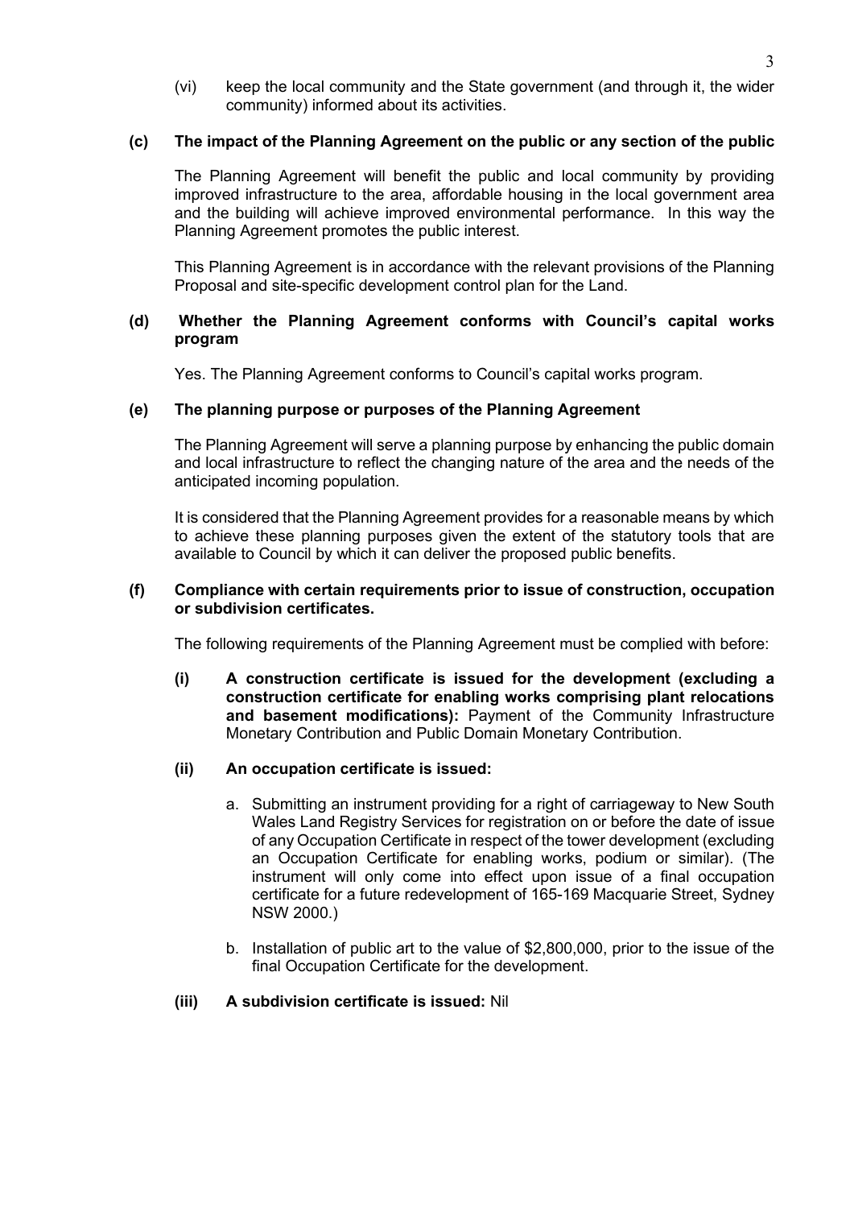(vi) keep the local community and the State government (and through it, the wider community) informed about its activities.

**(c) The impact of the Planning Agreement on the public or any section of the public**

The Planning Agreement will benefit the public and local community by providing improved infrastructure to the area, affordable housing in the local government area and the building will achieve improved environmental performance. In this way the Planning Agreement promotes the public interest.

This Planning Agreement is in accordance with the relevant provisions of the Planning Proposal and site-specific development control plan for the Land.

**(d) Whether the Planning Agreement conforms with Council's capital works program**

Yes. The Planning Agreement conforms to Council's capital works program.

**(e) The planning purpose or purposes of the Planning Agreement**

The Planning Agreement will serve a planning purpose by enhancing the public domain and local infrastructure to reflect the changing nature of the area and the needs of the anticipated incoming population.

It is considered that the Planning Agreement provides for a reasonable means by which to achieve these planning purposes given the extent of the statutory tools that are available to Council by which it can deliver the proposed public benefits.

**(f) Compliance with certain requirements prior to issue of construction, occupation or subdivision certificates.**

The following requirements of the Planning Agreement must be complied with before:

**(i) A construction certificate is issued for the development (excluding a construction certificate for enabling works comprising plant relocations and basement modifications):** Payment of the Community Infrastructure Monetary Contribution and Public Domain Monetary Contribution.

**(ii) An occupation certificate is issued:**

a. Submitting an instrument providing for a right of carriageway to New South Wales Land Registry Services for registration on or before the date of issue of any Occupation Certificate in respect of the tower development (excluding an Occupation Certificate for enabling works, podium or similar). (The instrument will only come into effect upon issue of a final occupation certificate for a future redevelopment of 165-169 Macquarie Street, Sydney NSW 2000.)

b. Installation of public art to the value of $2,800,000, prior to the issue of the final Occupation Certificate for the development.

**(iii) A subdivision certificate is issued:** Nil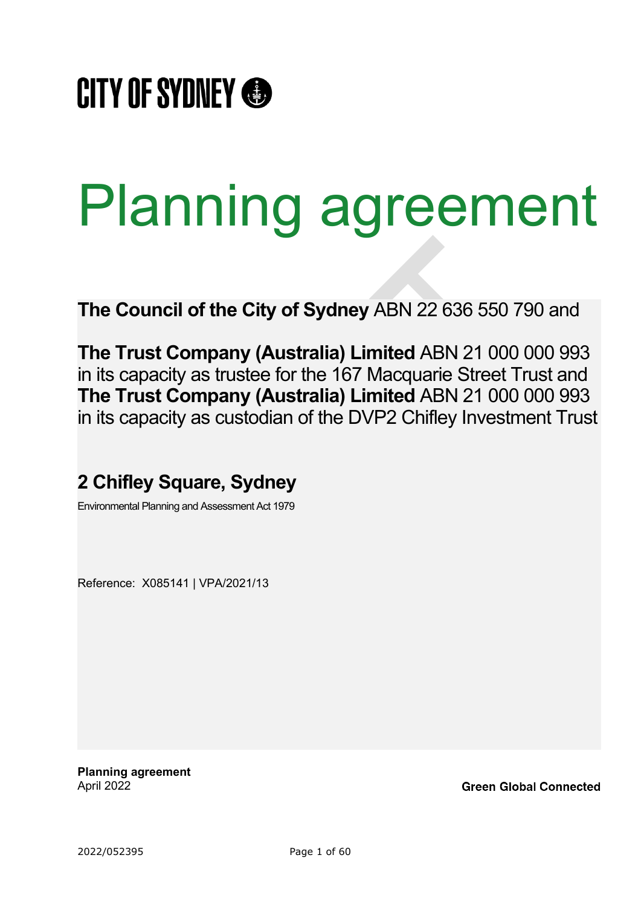CITY OF SYDNEY

# Planning agreement

**The Council of the City of Sydney** ABN 22 636 550 790 and

**The Trust Company (Australia) Limited** ABN 21 000 000 993 in its capacity as trustee for the 167 Macquarie Street Trust and **The Trust Company (Australia) Limited** ABN 21 000 000 993 in its capacity as custodian of the DVP2 Chifley Investment Trust

## 2 Chifley Square, Sydney

Environmental Planning and Assessment Act 1979

Reference: X085141 | VPA/2021/13

**Planning agreement**
April 2022

**Green Global Connected**

2022/052395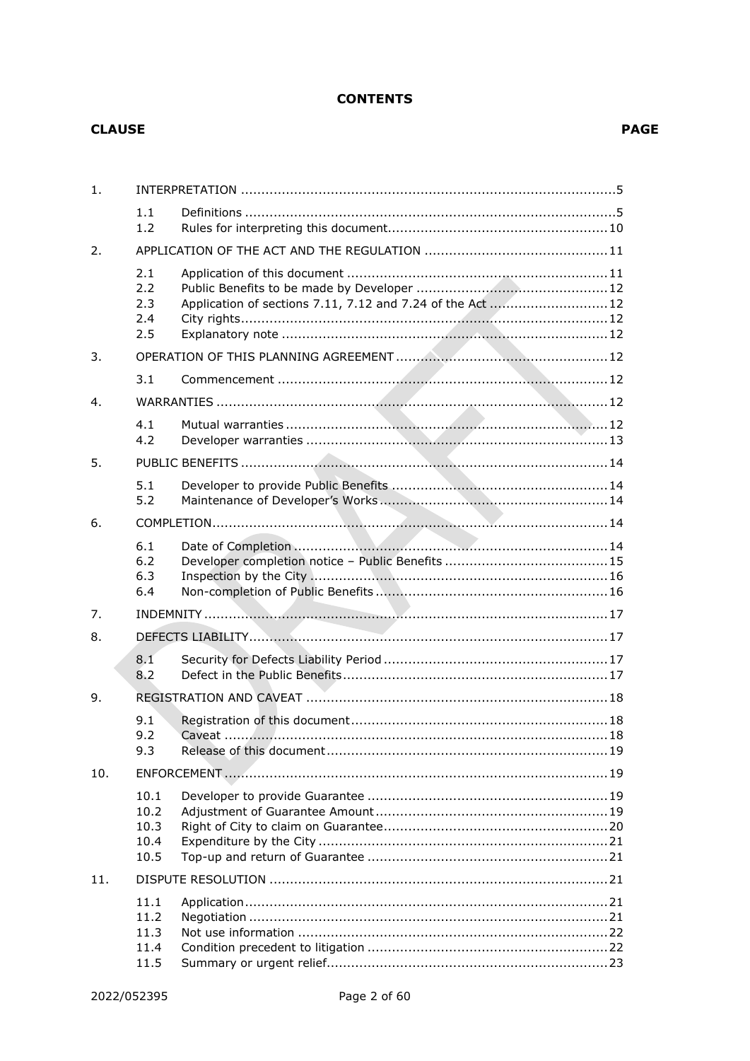**CONTENTS**

| CLAUSE | | | PAGE |
|---|---|---|---|
| 1. | INTERPRETATION | | 5 |
| | 1.1 | Definitions | 5 |
| | 1.2 | Rules for interpreting this document | 10 |
| 2. | APPLICATION OF THE ACT AND THE REGULATION | | 11 |
| | 2.1 | Application of this document | 11 |
| | 2.2 | Public Benefits to be made by Developer | 12 |
| | 2.3 | Application of sections 7.11, 7.12 and 7.24 of the Act | 12 |
| | 2.4 | City rights | 12 |
| | 2.5 | Explanatory note | 12 |
| 3. | OPERATION OF THIS PLANNING AGREEMENT | | 12 |
| | 3.1 | Commencement | 12 |
| 4. | WARRANTIES | | 12 |
| | 4.1 | Mutual warranties | 12 |
| | 4.2 | Developer warranties | 13 |
| 5. | PUBLIC BENEFITS | | 14 |
| | 5.1 | Developer to provide Public Benefits | 14 |
| | 5.2 | Maintenance of Developer's Works | 14 |
| 6. | COMPLETION | | 14 |
| | 6.1 | Date of Completion | 14 |
| | 6.2 | Developer completion notice – Public Benefits | 15 |
| | 6.3 | Inspection by the City | 16 |
| | 6.4 | Non-completion of Public Benefits | 16 |
| 7. | INDEMNITY | | 17 |
| 8. | DEFECTS LIABILITY | | 17 |
| | 8.1 | Security for Defects Liability Period | 17 |
| | 8.2 | Defect in the Public Benefits | 17 |
| 9. | REGISTRATION AND CAVEAT | | 18 |
| | 9.1 | Registration of this document | 18 |
| | 9.2 | Caveat | 18 |
| | 9.3 | Release of this document | 19 |
| 10. | ENFORCEMENT | | 19 |
| | 10.1 | Developer to provide Guarantee | 19 |
| | 10.2 | Adjustment of Guarantee Amount | 19 |
| | 10.3 | Right of City to claim on Guarantee | 20 |
| | 10.4 | Expenditure by the City | 21 |
| | 10.5 | Top-up and return of Guarantee | 21 |
| 11. | DISPUTE RESOLUTION | | 21 |
| | 11.1 | Application | 21 |
| | 11.2 | Negotiation | 21 |
| | 11.3 | Not use information | 22 |
| | 11.4 | Condition precedent to litigation | 22 |
| | 11.5 | Summary or urgent relief | 23 |

2022/052395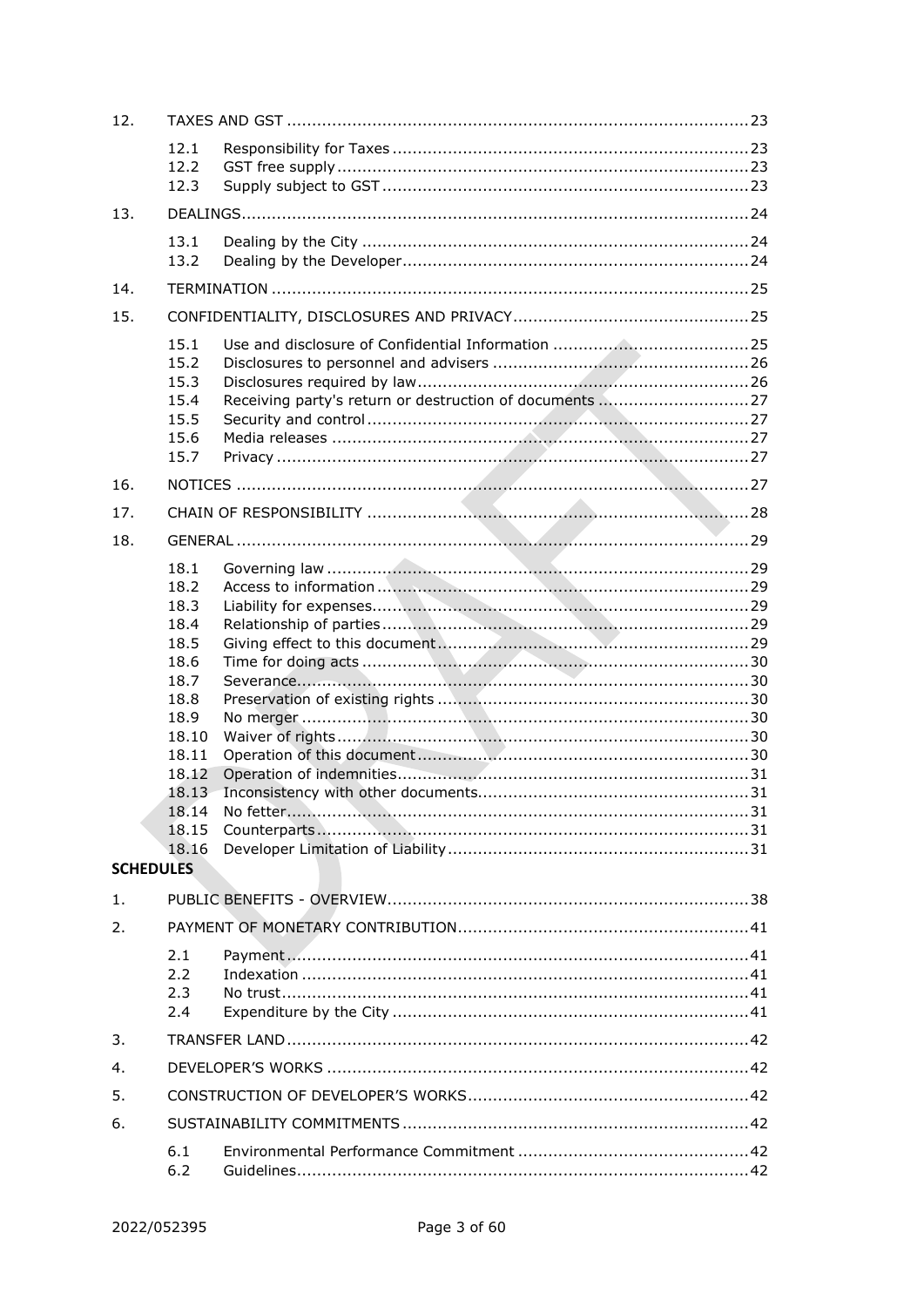| | | | |
|---|---|---|---|
| 12. | TAXES AND GST | | 23 |
| | 12.1 | Responsibility for Taxes | 23 |
| | 12.2 | GST free supply | 23 |
| | 12.3 | Supply subject to GST | 23 |
| 13. | DEALINGS | | 24 |
| | 13.1 | Dealing by the City | 24 |
| | 13.2 | Dealing by the Developer | 24 |
| 14. | TERMINATION | | 25 |
| 15. | CONFIDENTIALITY, DISCLOSURES AND PRIVACY | | 25 |
| | 15.1 | Use and disclosure of Confidential Information | 25 |
| | 15.2 | Disclosures to personnel and advisers | 26 |
| | 15.3 | Disclosures required by law | 26 |
| | 15.4 | Receiving party's return or destruction of documents | 27 |
| | 15.5 | Security and control | 27 |
| | 15.6 | Media releases | 27 |
| | 15.7 | Privacy | 27 |
| 16. | NOTICES | | 27 |
| 17. | CHAIN OF RESPONSIBILITY | | 28 |
| 18. | GENERAL | | 29 |
| | 18.1 | Governing law | 29 |
| | 18.2 | Access to information | 29 |
| | 18.3 | Liability for expenses | 29 |
| | 18.4 | Relationship of parties | 29 |
| | 18.5 | Giving effect to this document | 29 |
| | 18.6 | Time for doing acts | 30 |
| | 18.7 | Severance | 30 |
| | 18.8 | Preservation of existing rights | 30 |
| | 18.9 | No merger | 30 |
| | 18.10 | Waiver of rights | 30 |
| | 18.11 | Operation of this document | 30 |
| | 18.12 | Operation of indemnities | 31 |
| | 18.13 | Inconsistency with other documents | 31 |
| | 18.14 | No fetter | 31 |
| | 18.15 | Counterparts | 31 |
| | 18.16 | Developer Limitation of Liability | 31 |

**SCHEDULES**

| | | | |
|---|---|---|---|
| 1. | PUBLIC BENEFITS - OVERVIEW | | 38 |
| 2. | PAYMENT OF MONETARY CONTRIBUTION | | 41 |
| | 2.1 | Payment | 41 |
| | 2.2 | Indexation | 41 |
| | 2.3 | No trust | 41 |
| | 2.4 | Expenditure by the City | 41 |
| 3. | TRANSFER LAND | | 42 |
| 4. | DEVELOPER'S WORKS | | 42 |
| 5. | CONSTRUCTION OF DEVELOPER'S WORKS | | 42 |
| 6. | SUSTAINABILITY COMMITMENTS | | 42 |
| | 6.1 | Environmental Performance Commitment | 42 |
| | 6.2 | Guidelines | 42 |

2022/052395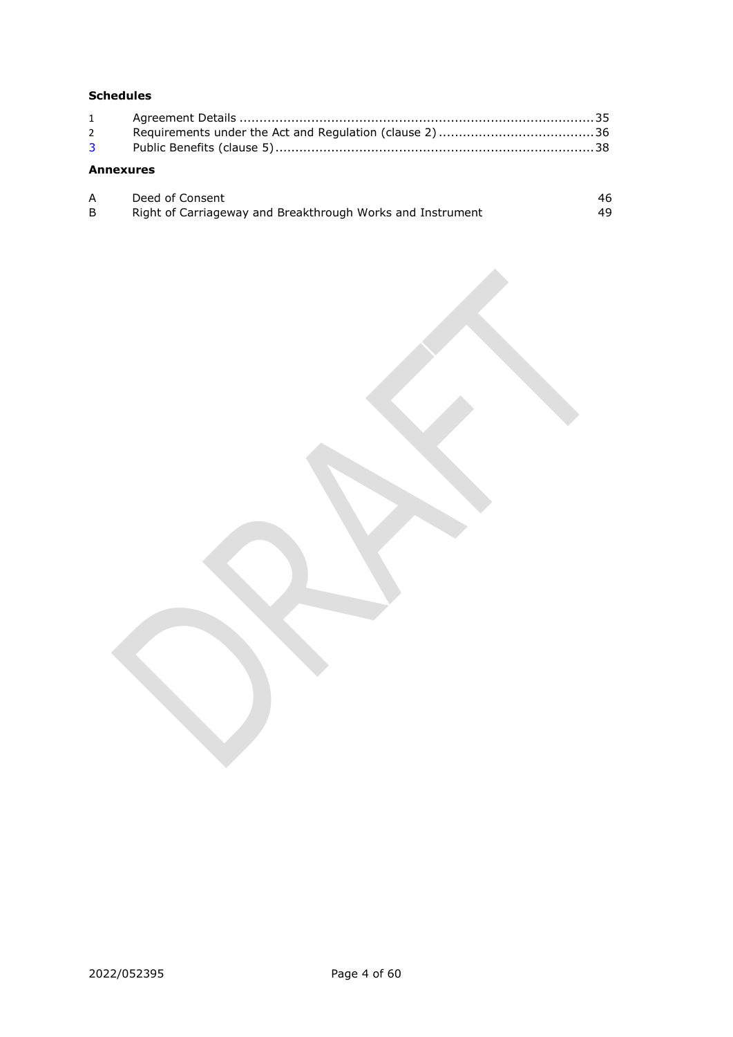**Schedules**

| | | |
|---|---|---|
| 1 | Agreement Details | 35 |
| 2 | Requirements under the Act and Regulation (clause 2) | 36 |
| 3 | Public Benefits (clause 5) | 38 |

**Annexures**

| | | |
|---|---|---|
| A | Deed of Consent | 46 |
| B | Right of Carriageway and Breakthrough Works and Instrument | 49 |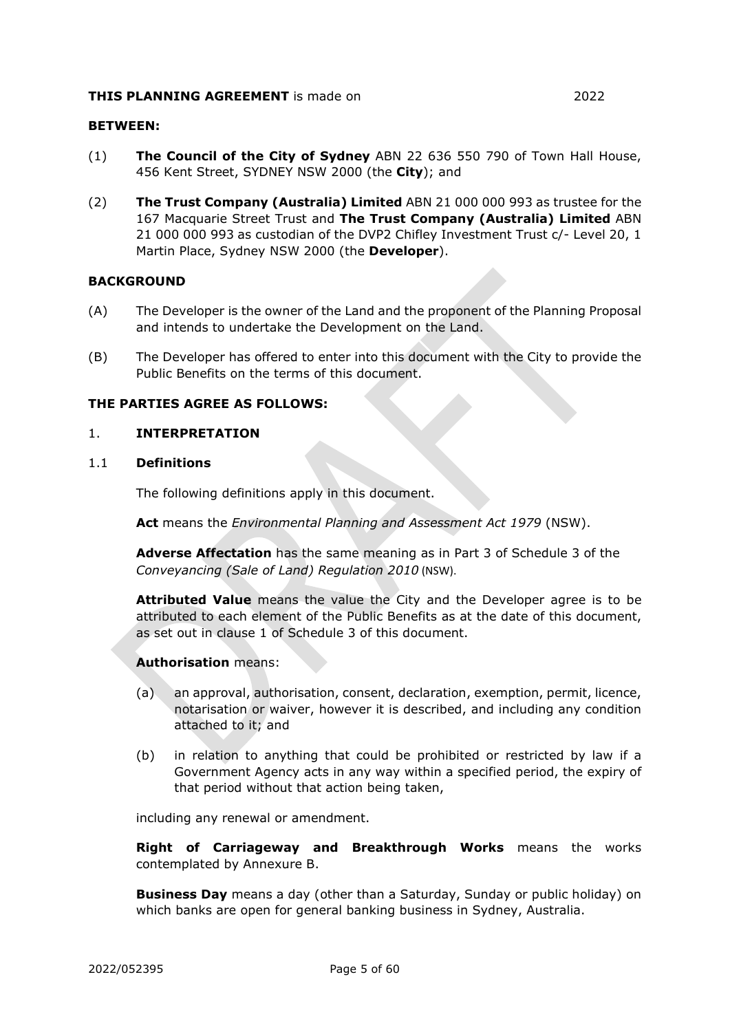**THIS PLANNING AGREEMENT** is made on 2022

**BETWEEN:**

(1) **The Council of the City of Sydney** ABN 22 636 550 790 of Town Hall House, 456 Kent Street, SYDNEY NSW 2000 (the **City**); and

(2) **The Trust Company (Australia) Limited** ABN 21 000 000 993 as trustee for the 167 Macquarie Street Trust and **The Trust Company (Australia) Limited** ABN 21 000 000 993 as custodian of the DVP2 Chifley Investment Trust c/- Level 20, 1 Martin Place, Sydney NSW 2000 (the **Developer**).

**BACKGROUND**

(A) The Developer is the owner of the Land and the proponent of the Planning Proposal and intends to undertake the Development on the Land.

(B) The Developer has offered to enter into this document with the City to provide the Public Benefits on the terms of this document.

**THE PARTIES AGREE AS FOLLOWS:**

## 1. INTERPRETATION

### 1.1 Definitions

The following definitions apply in this document.

**Act** means the *Environmental Planning and Assessment Act 1979* (NSW).

**Adverse Affectation** has the same meaning as in Part 3 of Schedule 3 of the *Conveyancing (Sale of Land) Regulation 2010* (NSW).

**Attributed Value** means the value the City and the Developer agree is to be attributed to each element of the Public Benefits as at the date of this document, as set out in clause 1 of Schedule 3 of this document.

**Authorisation** means:

(a) an approval, authorisation, consent, declaration, exemption, permit, licence, notarisation or waiver, however it is described, and including any condition attached to it; and

(b) in relation to anything that could be prohibited or restricted by law if a Government Agency acts in any way within a specified period, the expiry of that period without that action being taken,

including any renewal or amendment.

**Right of Carriageway and Breakthrough Works** means the works contemplated by Annexure B.

**Business Day** means a day (other than a Saturday, Sunday or public holiday) on which banks are open for general banking business in Sydney, Australia.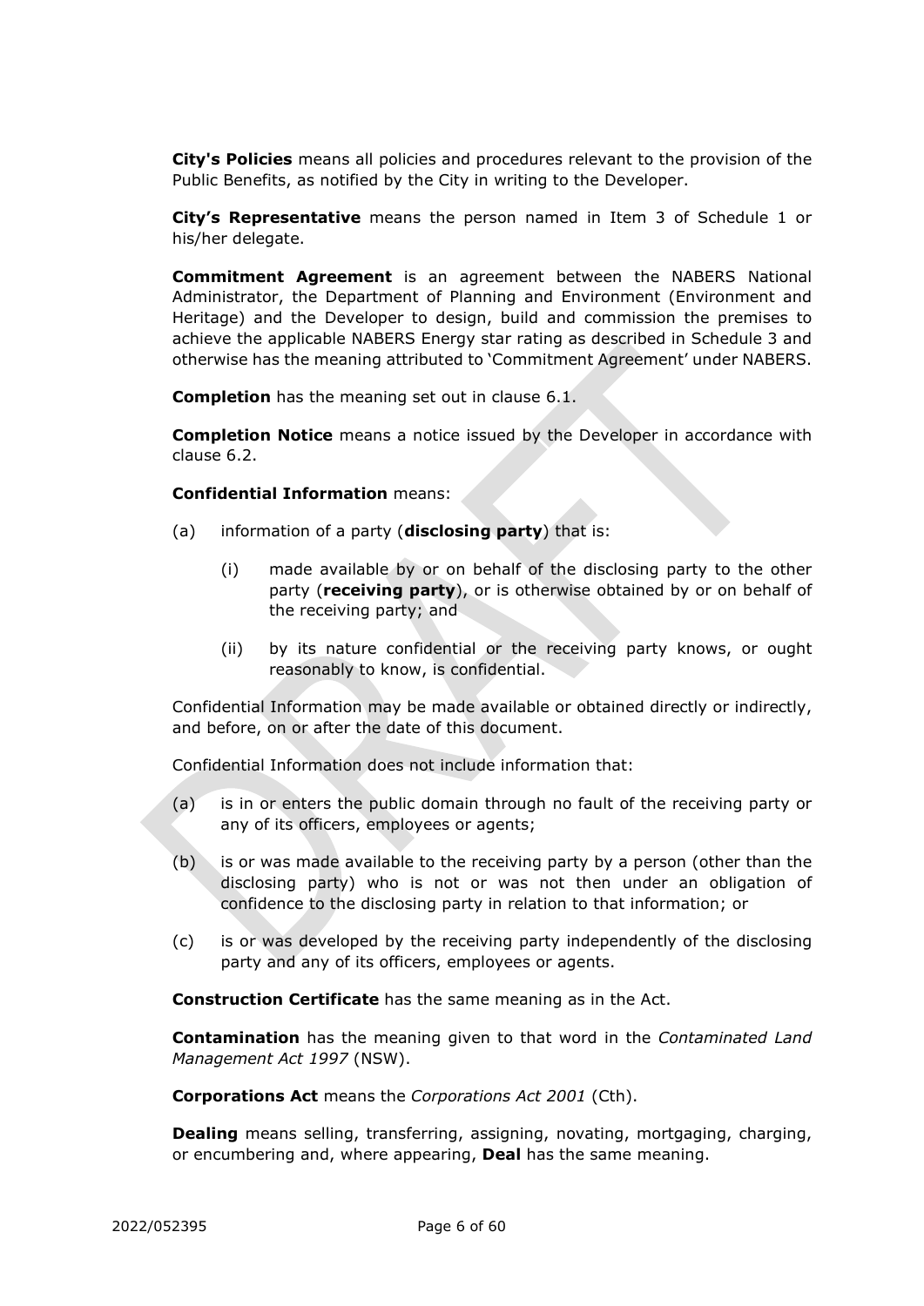**City's Policies** means all policies and procedures relevant to the provision of the Public Benefits, as notified by the City in writing to the Developer.

**City's Representative** means the person named in Item 3 of Schedule 1 or his/her delegate.

**Commitment Agreement** is an agreement between the NABERS National Administrator, the Department of Planning and Environment (Environment and Heritage) and the Developer to design, build and commission the premises to achieve the applicable NABERS Energy star rating as described in Schedule 3 and otherwise has the meaning attributed to 'Commitment Agreement' under NABERS.

**Completion** has the meaning set out in clause 6.1.

**Completion Notice** means a notice issued by the Developer in accordance with clause 6.2.

**Confidential Information** means:

(a) information of a party (**disclosing party**) that is:

  (i) made available by or on behalf of the disclosing party to the other party (**receiving party**), or is otherwise obtained by or on behalf of the receiving party; and

  (ii) by its nature confidential or the receiving party knows, or ought reasonably to know, is confidential.

Confidential Information may be made available or obtained directly or indirectly, and before, on or after the date of this document.

Confidential Information does not include information that:

(a) is in or enters the public domain through no fault of the receiving party or any of its officers, employees or agents;

(b) is or was made available to the receiving party by a person (other than the disclosing party) who is not or was not then under an obligation of confidence to the disclosing party in relation to that information; or

(c) is or was developed by the receiving party independently of the disclosing party and any of its officers, employees or agents.

**Construction Certificate** has the same meaning as in the Act.

**Contamination** has the meaning given to that word in the *Contaminated Land Management Act 1997* (NSW).

**Corporations Act** means the *Corporations Act 2001* (Cth).

**Dealing** means selling, transferring, assigning, novating, mortgaging, charging, or encumbering and, where appearing, **Deal** has the same meaning.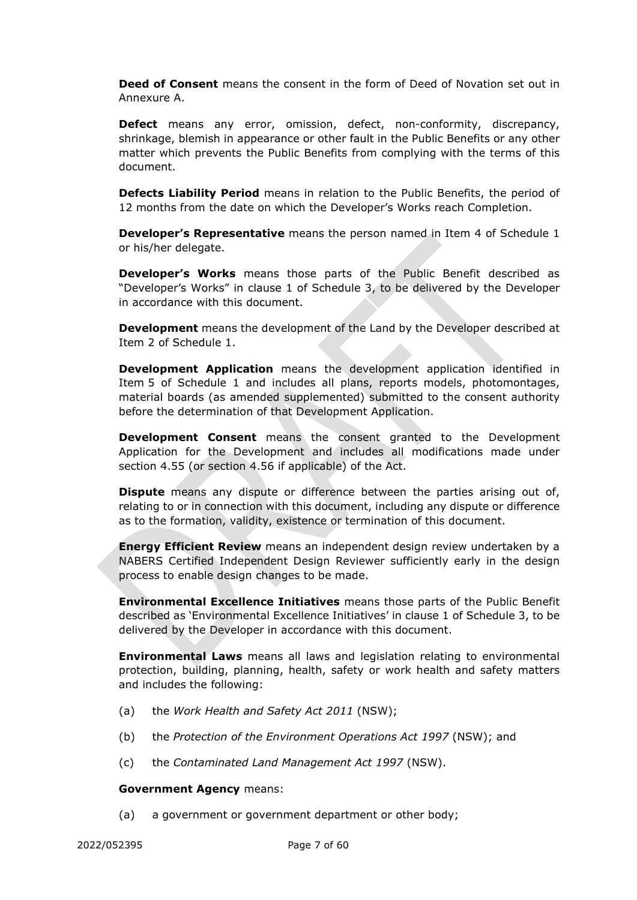**Deed of Consent** means the consent in the form of Deed of Novation set out in Annexure A.

**Defect** means any error, omission, defect, non-conformity, discrepancy, shrinkage, blemish in appearance or other fault in the Public Benefits or any other matter which prevents the Public Benefits from complying with the terms of this document.

**Defects Liability Period** means in relation to the Public Benefits, the period of 12 months from the date on which the Developer's Works reach Completion.

**Developer's Representative** means the person named in Item 4 of Schedule 1 or his/her delegate.

**Developer's Works** means those parts of the Public Benefit described as "Developer's Works" in clause 1 of Schedule 3, to be delivered by the Developer in accordance with this document.

**Development** means the development of the Land by the Developer described at Item 2 of Schedule 1.

**Development Application** means the development application identified in Item 5 of Schedule 1 and includes all plans, reports models, photomontages, material boards (as amended supplemented) submitted to the consent authority before the determination of that Development Application.

**Development Consent** means the consent granted to the Development Application for the Development and includes all modifications made under section 4.55 (or section 4.56 if applicable) of the Act.

**Dispute** means any dispute or difference between the parties arising out of, relating to or in connection with this document, including any dispute or difference as to the formation, validity, existence or termination of this document.

**Energy Efficient Review** means an independent design review undertaken by a NABERS Certified Independent Design Reviewer sufficiently early in the design process to enable design changes to be made.

**Environmental Excellence Initiatives** means those parts of the Public Benefit described as 'Environmental Excellence Initiatives' in clause 1 of Schedule 3, to be delivered by the Developer in accordance with this document.

**Environmental Laws** means all laws and legislation relating to environmental protection, building, planning, health, safety or work health and safety matters and includes the following:

(a) the *Work Health and Safety Act 2011* (NSW);

(b) the *Protection of the Environment Operations Act 1997* (NSW); and

(c) the *Contaminated Land Management Act 1997* (NSW).

**Government Agency** means:

(a) a government or government department or other body;

2022/052395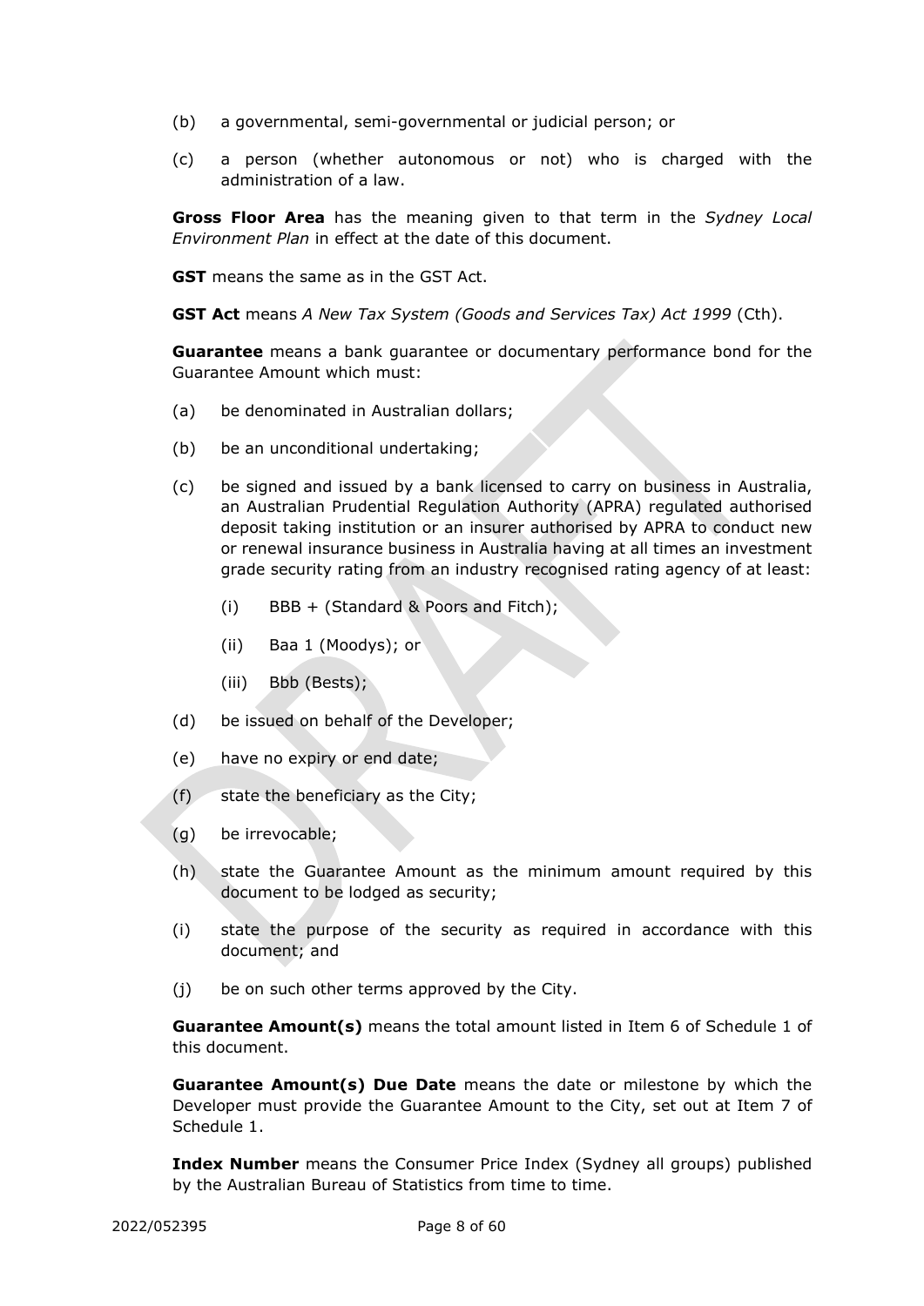(b) a governmental, semi-governmental or judicial person; or

(c) a person (whether autonomous or not) who is charged with the administration of a law.

**Gross Floor Area** has the meaning given to that term in the *Sydney Local Environment Plan* in effect at the date of this document.

**GST** means the same as in the GST Act.

**GST Act** means *A New Tax System (Goods and Services Tax) Act 1999* (Cth).

**Guarantee** means a bank guarantee or documentary performance bond for the Guarantee Amount which must:

(a) be denominated in Australian dollars;

(b) be an unconditional undertaking;

(c) be signed and issued by a bank licensed to carry on business in Australia, an Australian Prudential Regulation Authority (APRA) regulated authorised deposit taking institution or an insurer authorised by APRA to conduct new or renewal insurance business in Australia having at all times an investment grade security rating from an industry recognised rating agency of at least:

(i) BBB + (Standard & Poors and Fitch);

(ii) Baa 1 (Moodys); or

(iii) Bbb (Bests);

(d) be issued on behalf of the Developer;

(e) have no expiry or end date;

(f) state the beneficiary as the City;

(g) be irrevocable;

(h) state the Guarantee Amount as the minimum amount required by this document to be lodged as security;

(i) state the purpose of the security as required in accordance with this document; and

(j) be on such other terms approved by the City.

**Guarantee Amount(s)** means the total amount listed in Item 6 of Schedule 1 of this document.

**Guarantee Amount(s) Due Date** means the date or milestone by which the Developer must provide the Guarantee Amount to the City, set out at Item 7 of Schedule 1.

**Index Number** means the Consumer Price Index (Sydney all groups) published by the Australian Bureau of Statistics from time to time.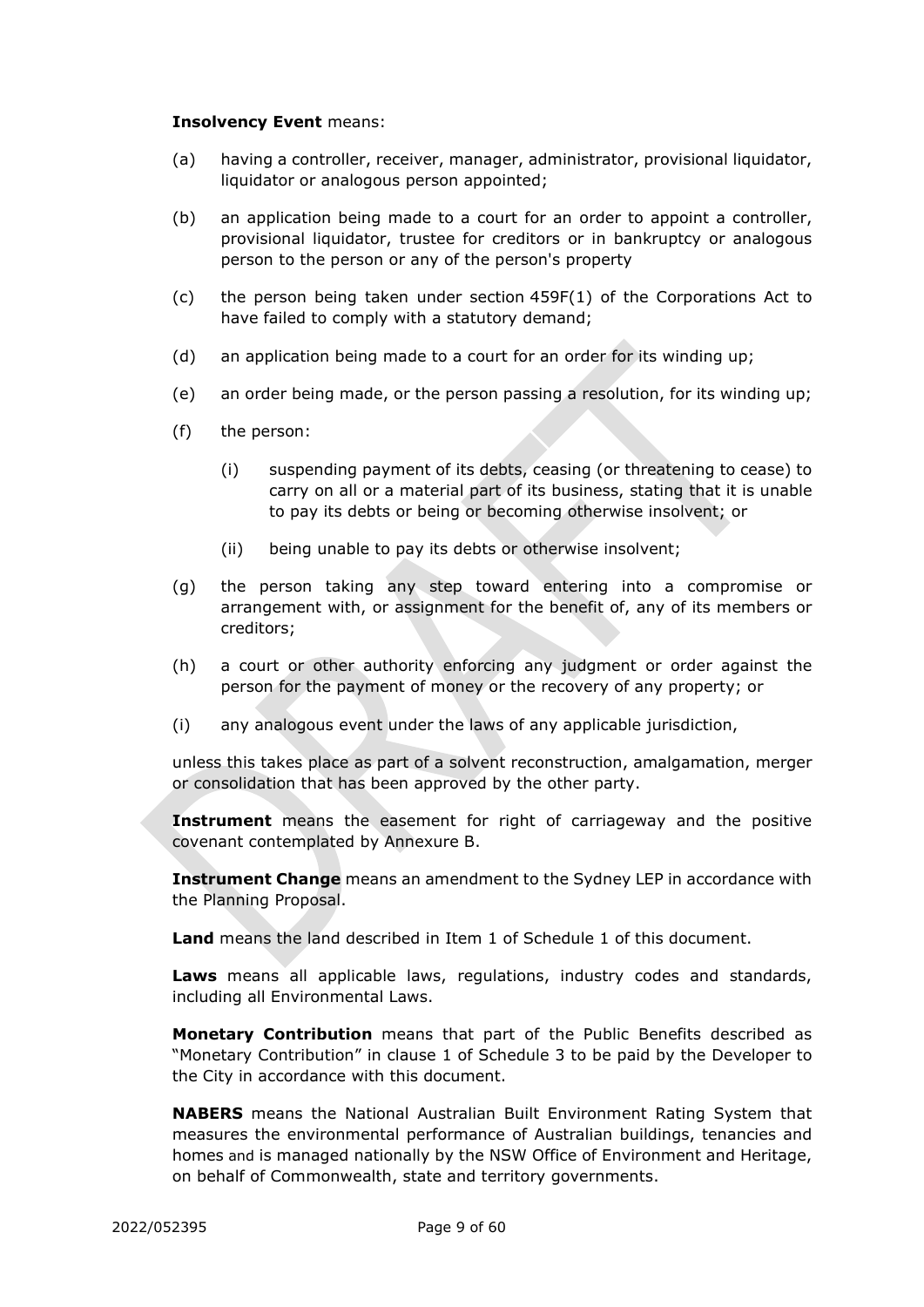**Insolvency Event** means:

(a) having a controller, receiver, manager, administrator, provisional liquidator, liquidator or analogous person appointed;

(b) an application being made to a court for an order to appoint a controller, provisional liquidator, trustee for creditors or in bankruptcy or analogous person to the person or any of the person's property

(c) the person being taken under section 459F(1) of the Corporations Act to have failed to comply with a statutory demand;

(d) an application being made to a court for an order for its winding up;

(e) an order being made, or the person passing a resolution, for its winding up;

(f) the person:

  (i) suspending payment of its debts, ceasing (or threatening to cease) to carry on all or a material part of its business, stating that it is unable to pay its debts or being or becoming otherwise insolvent; or

  (ii) being unable to pay its debts or otherwise insolvent;

(g) the person taking any step toward entering into a compromise or arrangement with, or assignment for the benefit of, any of its members or creditors;

(h) a court or other authority enforcing any judgment or order against the person for the payment of money or the recovery of any property; or

(i) any analogous event under the laws of any applicable jurisdiction,

unless this takes place as part of a solvent reconstruction, amalgamation, merger or consolidation that has been approved by the other party.

**Instrument** means the easement for right of carriageway and the positive covenant contemplated by Annexure B.

**Instrument Change** means an amendment to the Sydney LEP in accordance with the Planning Proposal.

**Land** means the land described in Item 1 of Schedule 1 of this document.

**Laws** means all applicable laws, regulations, industry codes and standards, including all Environmental Laws.

**Monetary Contribution** means that part of the Public Benefits described as "Monetary Contribution" in clause 1 of Schedule 3 to be paid by the Developer to the City in accordance with this document.

**NABERS** means the National Australian Built Environment Rating System that measures the environmental performance of Australian buildings, tenancies and homes and is managed nationally by the NSW Office of Environment and Heritage, on behalf of Commonwealth, state and territory governments.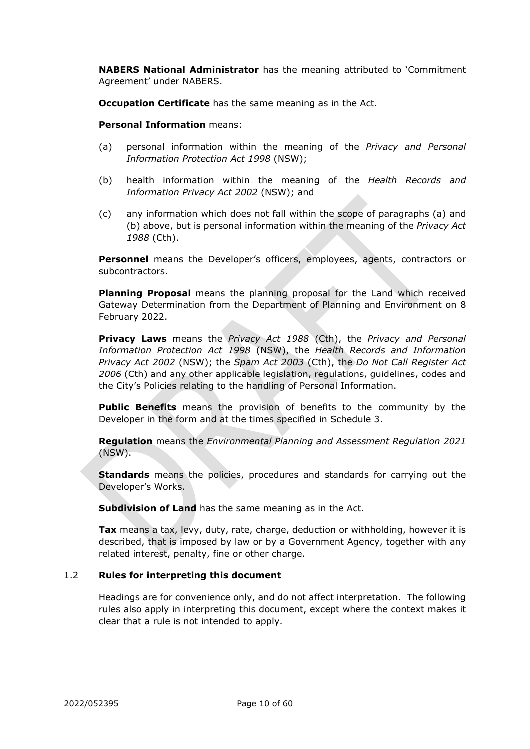**NABERS National Administrator** has the meaning attributed to 'Commitment Agreement' under NABERS.

**Occupation Certificate** has the same meaning as in the Act.

**Personal Information** means:

(a) personal information within the meaning of the *Privacy and Personal Information Protection Act 1998* (NSW);

(b) health information within the meaning of the *Health Records and Information Privacy Act 2002* (NSW); and

(c) any information which does not fall within the scope of paragraphs (a) and (b) above, but is personal information within the meaning of the *Privacy Act 1988* (Cth).

**Personnel** means the Developer's officers, employees, agents, contractors or subcontractors.

**Planning Proposal** means the planning proposal for the Land which received Gateway Determination from the Department of Planning and Environment on 8 February 2022.

**Privacy Laws** means the *Privacy Act 1988* (Cth), the *Privacy and Personal Information Protection Act 1998* (NSW), the *Health Records and Information Privacy Act 2002* (NSW); the *Spam Act 2003* (Cth), the *Do Not Call Register Act 2006* (Cth) and any other applicable legislation, regulations, guidelines, codes and the City's Policies relating to the handling of Personal Information.

**Public Benefits** means the provision of benefits to the community by the Developer in the form and at the times specified in Schedule 3.

**Regulation** means the *Environmental Planning and Assessment Regulation 2021* (NSW).

**Standards** means the policies, procedures and standards for carrying out the Developer's Works.

**Subdivision of Land** has the same meaning as in the Act.

**Tax** means a tax, levy, duty, rate, charge, deduction or withholding, however it is described, that is imposed by law or by a Government Agency, together with any related interest, penalty, fine or other charge.

### 1.2 Rules for interpreting this document

Headings are for convenience only, and do not affect interpretation. The following rules also apply in interpreting this document, except where the context makes it clear that a rule is not intended to apply.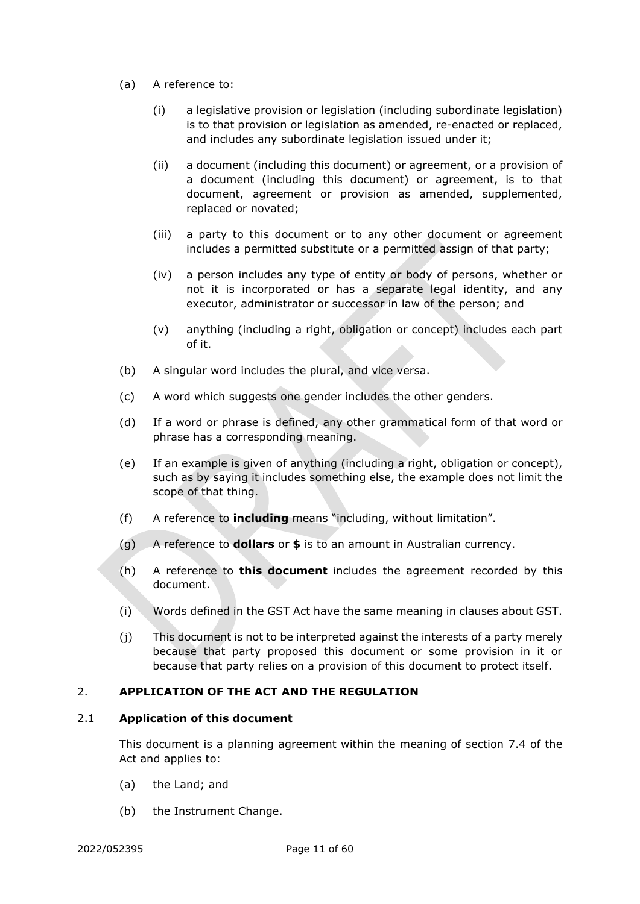(a) A reference to:

   (i) a legislative provision or legislation (including subordinate legislation) is to that provision or legislation as amended, re-enacted or replaced, and includes any subordinate legislation issued under it;

   (ii) a document (including this document) or agreement, or a provision of a document (including this document) or agreement, is to that document, agreement or provision as amended, supplemented, replaced or novated;

   (iii) a party to this document or to any other document or agreement includes a permitted substitute or a permitted assign of that party;

   (iv) a person includes any type of entity or body of persons, whether or not it is incorporated or has a separate legal identity, and any executor, administrator or successor in law of the person; and

   (v) anything (including a right, obligation or concept) includes each part of it.

(b) A singular word includes the plural, and vice versa.

(c) A word which suggests one gender includes the other genders.

(d) If a word or phrase is defined, any other grammatical form of that word or phrase has a corresponding meaning.

(e) If an example is given of anything (including a right, obligation or concept), such as by saying it includes something else, the example does not limit the scope of that thing.

(f) A reference to **including** means "including, without limitation".

(g) A reference to **dollars** or **$** is to an amount in Australian currency.

(h) A reference to **this document** includes the agreement recorded by this document.

(i) Words defined in the GST Act have the same meaning in clauses about GST.

(j) This document is not to be interpreted against the interests of a party merely because that party proposed this document or some provision in it or because that party relies on a provision of this document to protect itself.

## 2. APPLICATION OF THE ACT AND THE REGULATION

### 2.1 Application of this document

This document is a planning agreement within the meaning of section 7.4 of the Act and applies to:

(a) the Land; and

(b) the Instrument Change.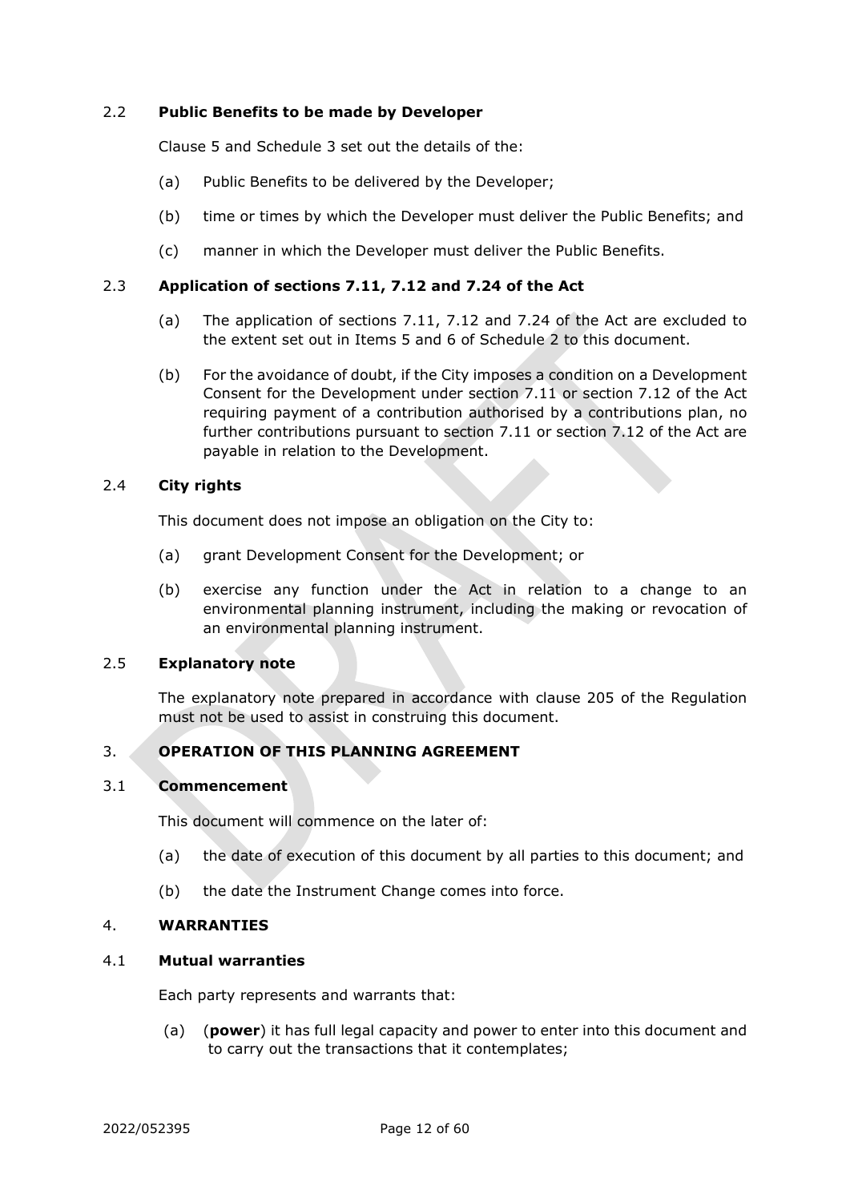### 2.2 **Public Benefits to be made by Developer**

Clause 5 and Schedule 3 set out the details of the:

(a) Public Benefits to be delivered by the Developer;

(b) time or times by which the Developer must deliver the Public Benefits; and

(c) manner in which the Developer must deliver the Public Benefits.

### 2.3 **Application of sections 7.11, 7.12 and 7.24 of the Act**

(a) The application of sections 7.11, 7.12 and 7.24 of the Act are excluded to the extent set out in Items 5 and 6 of Schedule 2 to this document.

(b) For the avoidance of doubt, if the City imposes a condition on a Development Consent for the Development under section 7.11 or section 7.12 of the Act requiring payment of a contribution authorised by a contributions plan, no further contributions pursuant to section 7.11 or section 7.12 of the Act are payable in relation to the Development.

### 2.4 **City rights**

This document does not impose an obligation on the City to:

(a) grant Development Consent for the Development; or

(b) exercise any function under the Act in relation to a change to an environmental planning instrument, including the making or revocation of an environmental planning instrument.

### 2.5 **Explanatory note**

The explanatory note prepared in accordance with clause 205 of the Regulation must not be used to assist in construing this document.

## 3. **OPERATION OF THIS PLANNING AGREEMENT**

### 3.1 **Commencement**

This document will commence on the later of:

(a) the date of execution of this document by all parties to this document; and

(b) the date the Instrument Change comes into force.

## 4. **WARRANTIES**

### 4.1 **Mutual warranties**

Each party represents and warrants that:

(a) (**power**) it has full legal capacity and power to enter into this document and to carry out the transactions that it contemplates;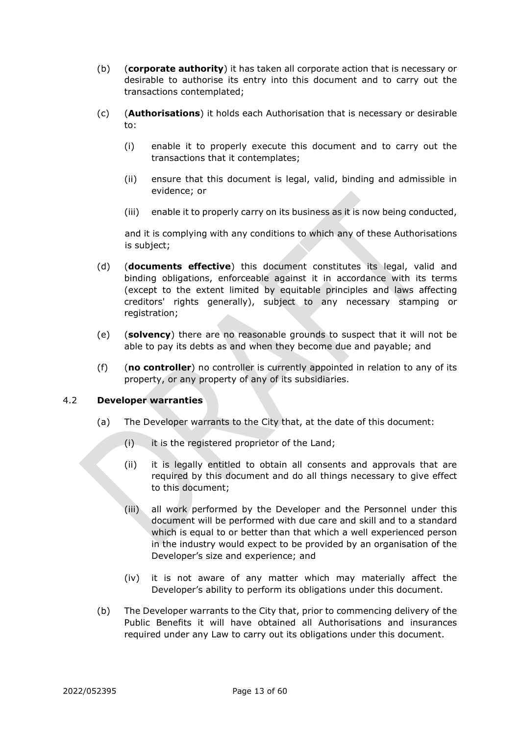(b) (**corporate authority**) it has taken all corporate action that is necessary or desirable to authorise its entry into this document and to carry out the transactions contemplated;

(c) (**Authorisations**) it holds each Authorisation that is necessary or desirable to:

   (i) enable it to properly execute this document and to carry out the transactions that it contemplates;

   (ii) ensure that this document is legal, valid, binding and admissible in evidence; or

   (iii) enable it to properly carry on its business as it is now being conducted,

   and it is complying with any conditions to which any of these Authorisations is subject;

(d) (**documents effective**) this document constitutes its legal, valid and binding obligations, enforceable against it in accordance with its terms (except to the extent limited by equitable principles and laws affecting creditors' rights generally), subject to any necessary stamping or registration;

(e) (**solvency**) there are no reasonable grounds to suspect that it will not be able to pay its debts as and when they become due and payable; and

(f) (**no controller**) no controller is currently appointed in relation to any of its property, or any property of any of its subsidiaries.

### 4.2 Developer warranties

(a) The Developer warrants to the City that, at the date of this document:

   (i) it is the registered proprietor of the Land;

   (ii) it is legally entitled to obtain all consents and approvals that are required by this document and do all things necessary to give effect to this document;

   (iii) all work performed by the Developer and the Personnel under this document will be performed with due care and skill and to a standard which is equal to or better than that which a well experienced person in the industry would expect to be provided by an organisation of the Developer's size and experience; and

   (iv) it is not aware of any matter which may materially affect the Developer's ability to perform its obligations under this document.

(b) The Developer warrants to the City that, prior to commencing delivery of the Public Benefits it will have obtained all Authorisations and insurances required under any Law to carry out its obligations under this document.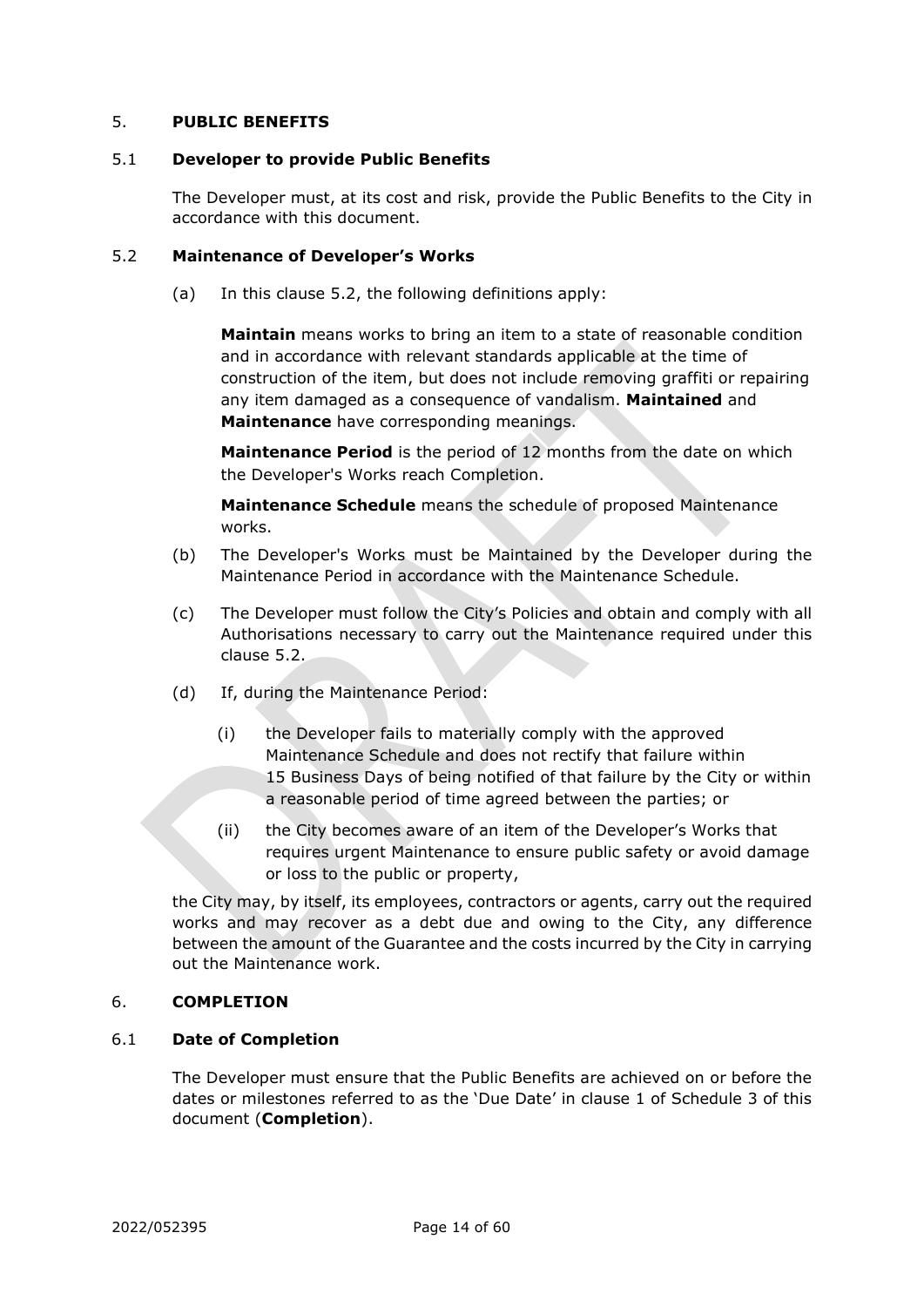## 5. PUBLIC BENEFITS

### 5.1 Developer to provide Public Benefits

The Developer must, at its cost and risk, provide the Public Benefits to the City in accordance with this document.

### 5.2 Maintenance of Developer's Works

(a) In this clause 5.2, the following definitions apply:

**Maintain** means works to bring an item to a state of reasonable condition and in accordance with relevant standards applicable at the time of construction of the item, but does not include removing graffiti or repairing any item damaged as a consequence of vandalism. **Maintained** and **Maintenance** have corresponding meanings.

**Maintenance Period** is the period of 12 months from the date on which the Developer's Works reach Completion.

**Maintenance Schedule** means the schedule of proposed Maintenance works.

(b) The Developer's Works must be Maintained by the Developer during the Maintenance Period in accordance with the Maintenance Schedule.

(c) The Developer must follow the City's Policies and obtain and comply with all Authorisations necessary to carry out the Maintenance required under this clause 5.2.

(d) If, during the Maintenance Period:

(i) the Developer fails to materially comply with the approved Maintenance Schedule and does not rectify that failure within 15 Business Days of being notified of that failure by the City or within a reasonable period of time agreed between the parties; or

(ii) the City becomes aware of an item of the Developer's Works that requires urgent Maintenance to ensure public safety or avoid damage or loss to the public or property,

the City may, by itself, its employees, contractors or agents, carry out the required works and may recover as a debt due and owing to the City, any difference between the amount of the Guarantee and the costs incurred by the City in carrying out the Maintenance work.

## 6. COMPLETION

### 6.1 Date of Completion

The Developer must ensure that the Public Benefits are achieved on or before the dates or milestones referred to as the 'Due Date' in clause 1 of Schedule 3 of this document (**Completion**).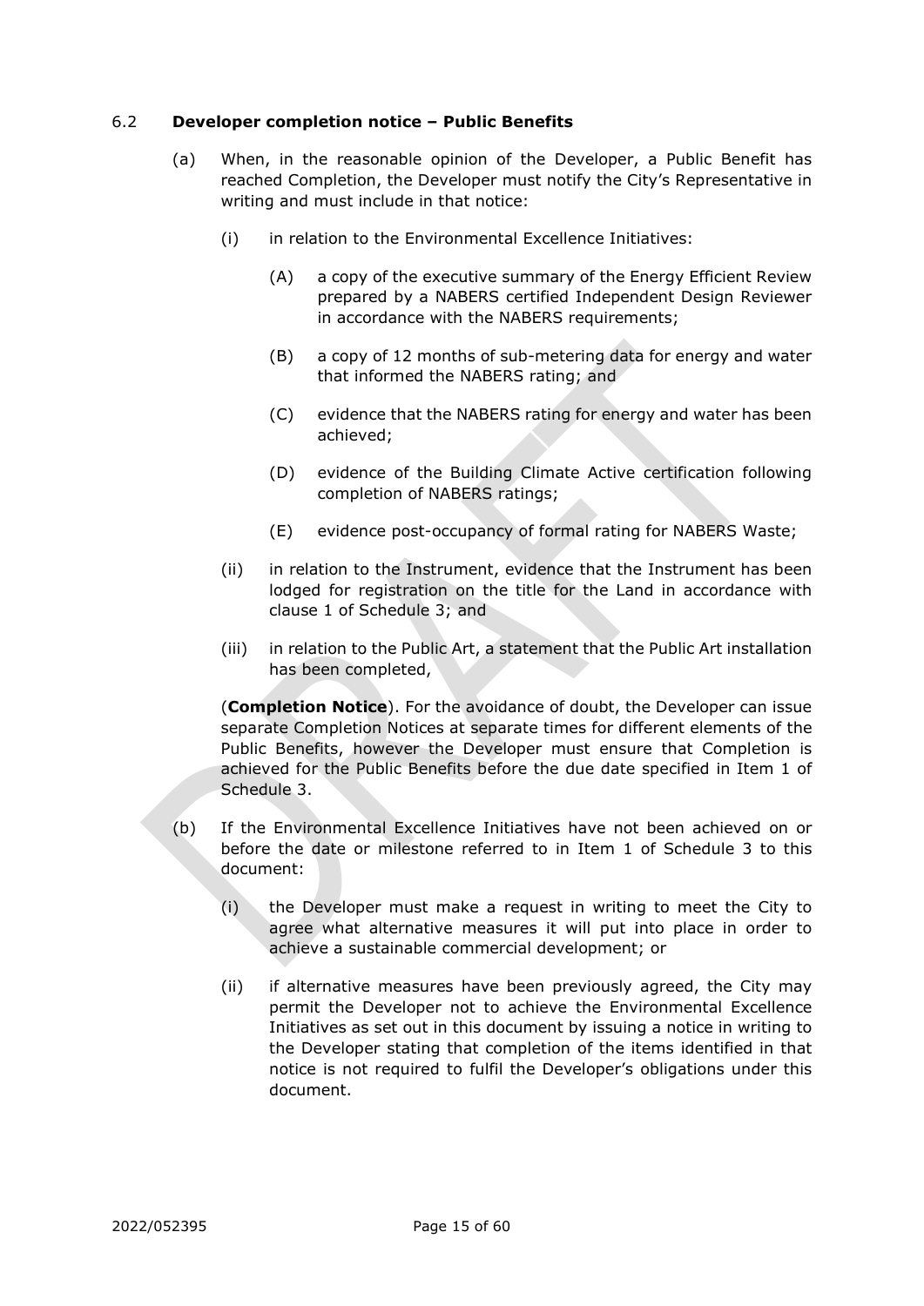### 6.2 **Developer completion notice – Public Benefits**

(a) When, in the reasonable opinion of the Developer, a Public Benefit has reached Completion, the Developer must notify the City's Representative in writing and must include in that notice:

  (i) in relation to the Environmental Excellence Initiatives:

    (A) a copy of the executive summary of the Energy Efficient Review prepared by a NABERS certified Independent Design Reviewer in accordance with the NABERS requirements;

    (B) a copy of 12 months of sub-metering data for energy and water that informed the NABERS rating; and

    (C) evidence that the NABERS rating for energy and water has been achieved;

    (D) evidence of the Building Climate Active certification following completion of NABERS ratings;

    (E) evidence post-occupancy of formal rating for NABERS Waste;

  (ii) in relation to the Instrument, evidence that the Instrument has been lodged for registration on the title for the Land in accordance with clause 1 of Schedule 3; and

  (iii) in relation to the Public Art, a statement that the Public Art installation has been completed,

(**Completion Notice**). For the avoidance of doubt, the Developer can issue separate Completion Notices at separate times for different elements of the Public Benefits, however the Developer must ensure that Completion is achieved for the Public Benefits before the due date specified in Item 1 of Schedule 3.

(b) If the Environmental Excellence Initiatives have not been achieved on or before the date or milestone referred to in Item 1 of Schedule 3 to this document:

  (i) the Developer must make a request in writing to meet the City to agree what alternative measures it will put into place in order to achieve a sustainable commercial development; or

  (ii) if alternative measures have been previously agreed, the City may permit the Developer not to achieve the Environmental Excellence Initiatives as set out in this document by issuing a notice in writing to the Developer stating that completion of the items identified in that notice is not required to fulfil the Developer's obligations under this document.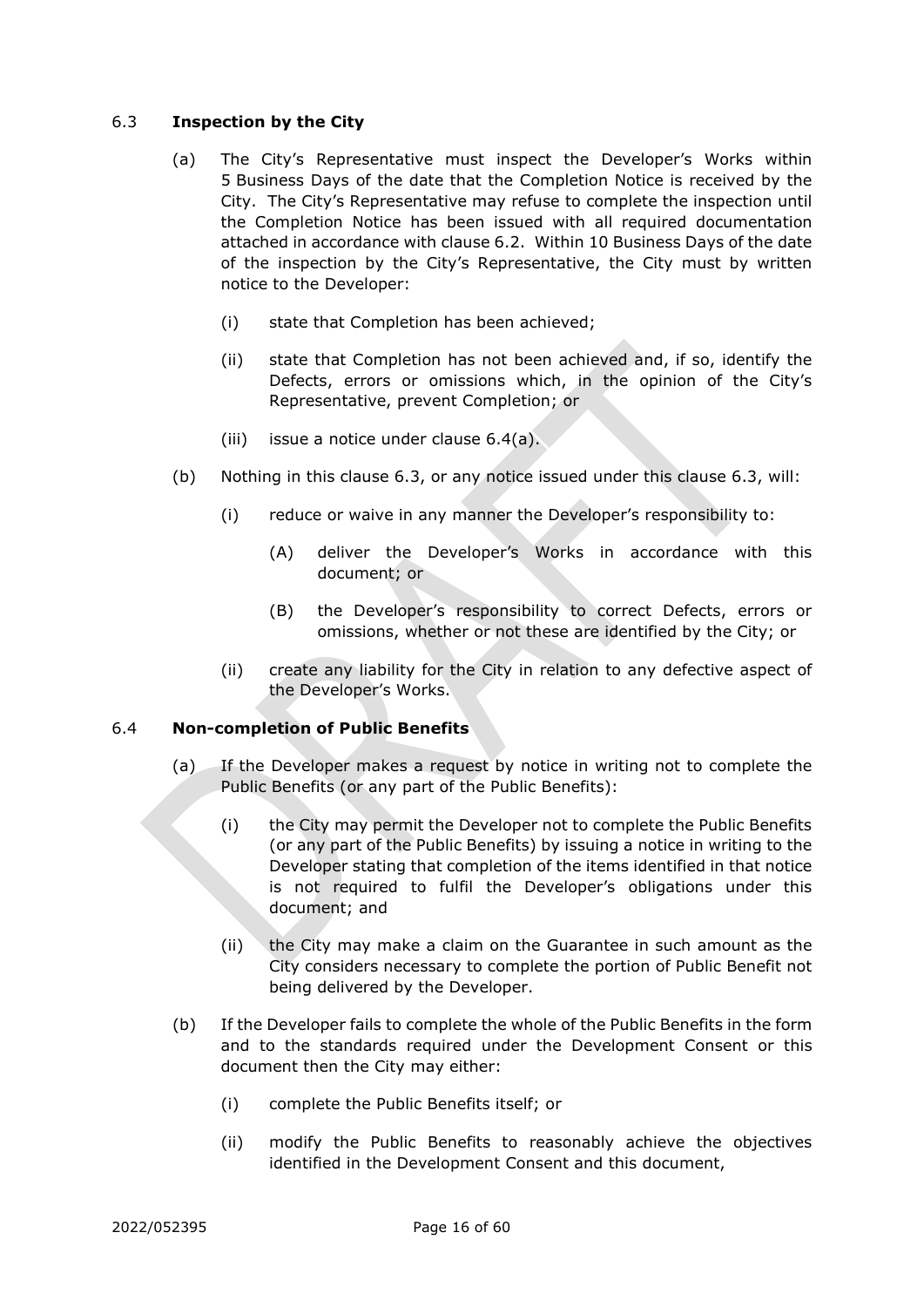### 6.3 **Inspection by the City**

(a) The City's Representative must inspect the Developer's Works within 5 Business Days of the date that the Completion Notice is received by the City. The City's Representative may refuse to complete the inspection until the Completion Notice has been issued with all required documentation attached in accordance with clause 6.2. Within 10 Business Days of the date of the inspection by the City's Representative, the City must by written notice to the Developer:

(i) state that Completion has been achieved;

(ii) state that Completion has not been achieved and, if so, identify the Defects, errors or omissions which, in the opinion of the City's Representative, prevent Completion; or

(iii) issue a notice under clause 6.4(a).

(b) Nothing in this clause 6.3, or any notice issued under this clause 6.3, will:

(i) reduce or waive in any manner the Developer's responsibility to:

(A) deliver the Developer's Works in accordance with this document; or

(B) the Developer's responsibility to correct Defects, errors or omissions, whether or not these are identified by the City; or

(ii) create any liability for the City in relation to any defective aspect of the Developer's Works.

### 6.4 **Non-completion of Public Benefits**

(a) If the Developer makes a request by notice in writing not to complete the Public Benefits (or any part of the Public Benefits):

(i) the City may permit the Developer not to complete the Public Benefits (or any part of the Public Benefits) by issuing a notice in writing to the Developer stating that completion of the items identified in that notice is not required to fulfil the Developer's obligations under this document; and

(ii) the City may make a claim on the Guarantee in such amount as the City considers necessary to complete the portion of Public Benefit not being delivered by the Developer.

(b) If the Developer fails to complete the whole of the Public Benefits in the form and to the standards required under the Development Consent or this document then the City may either:

(i) complete the Public Benefits itself; or

(ii) modify the Public Benefits to reasonably achieve the objectives identified in the Development Consent and this document,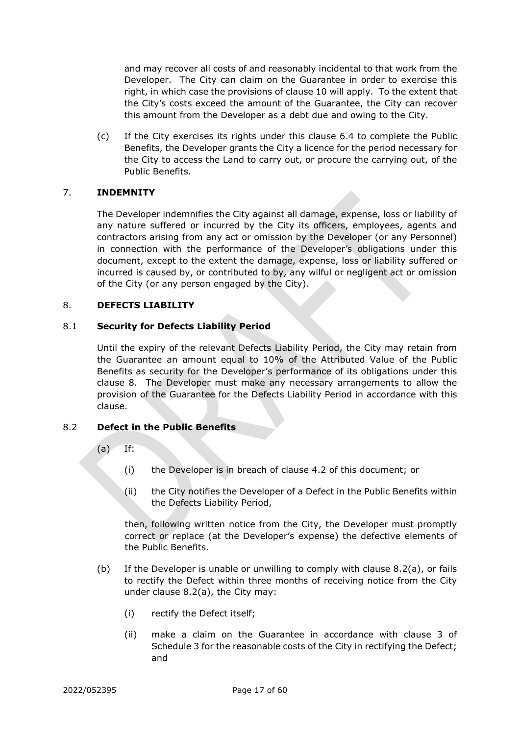and may recover all costs of and reasonably incidental to that work from the Developer. The City can claim on the Guarantee in order to exercise this right, in which case the provisions of clause 10 will apply. To the extent that the City's costs exceed the amount of the Guarantee, the City can recover this amount from the Developer as a debt due and owing to the City.

(c) If the City exercises its rights under this clause 6.4 to complete the Public Benefits, the Developer grants the City a licence for the period necessary for the City to access the Land to carry out, or procure the carrying out, of the Public Benefits.

## 7. INDEMNITY

The Developer indemnifies the City against all damage, expense, loss or liability of any nature suffered or incurred by the City its officers, employees, agents and contractors arising from any act or omission by the Developer (or any Personnel) in connection with the performance of the Developer's obligations under this document, except to the extent the damage, expense, loss or liability suffered or incurred is caused by, or contributed to by, any wilful or negligent act or omission of the City (or any person engaged by the City).

## 8. DEFECTS LIABILITY

### 8.1 Security for Defects Liability Period

Until the expiry of the relevant Defects Liability Period, the City may retain from the Guarantee an amount equal to 10% of the Attributed Value of the Public Benefits as security for the Developer's performance of its obligations under this clause 8. The Developer must make any necessary arrangements to allow the provision of the Guarantee for the Defects Liability Period in accordance with this clause.

### 8.2 Defect in the Public Benefits

(a) If:

(i) the Developer is in breach of clause 4.2 of this document; or

(ii) the City notifies the Developer of a Defect in the Public Benefits within the Defects Liability Period,

then, following written notice from the City, the Developer must promptly correct or replace (at the Developer's expense) the defective elements of the Public Benefits.

(b) If the Developer is unable or unwilling to comply with clause 8.2(a), or fails to rectify the Defect within three months of receiving notice from the City under clause 8.2(a), the City may:

(i) rectify the Defect itself;

(ii) make a claim on the Guarantee in accordance with clause 3 of Schedule 3 for the reasonable costs of the City in rectifying the Defect; and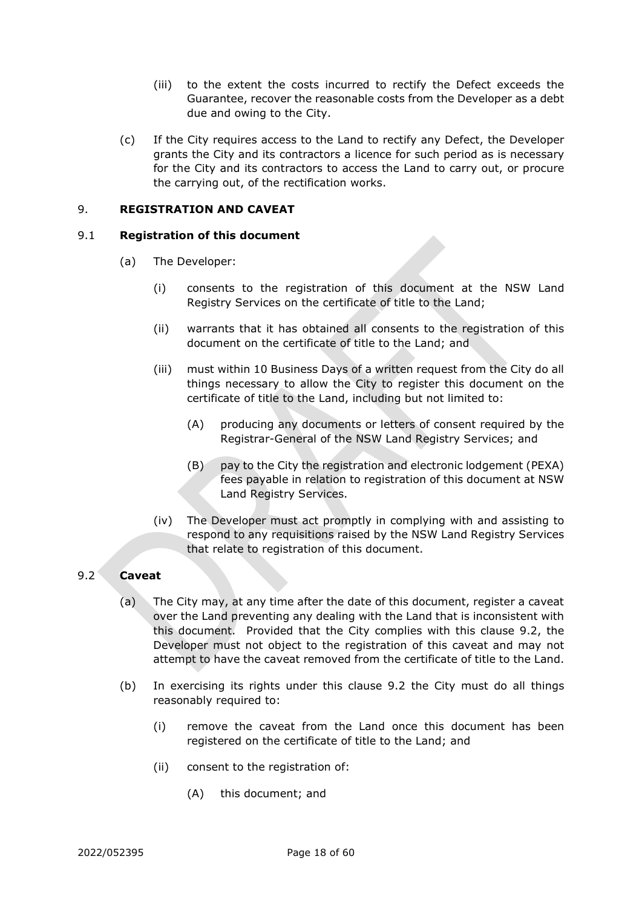(iii) to the extent the costs incurred to rectify the Defect exceeds the Guarantee, recover the reasonable costs from the Developer as a debt due and owing to the City.

(c) If the City requires access to the Land to rectify any Defect, the Developer grants the City and its contractors a licence for such period as is necessary for the City and its contractors to access the Land to carry out, or procure the carrying out, of the rectification works.

## 9. REGISTRATION AND CAVEAT

### 9.1 Registration of this document

(a) The Developer:

(i) consents to the registration of this document at the NSW Land Registry Services on the certificate of title to the Land;

(ii) warrants that it has obtained all consents to the registration of this document on the certificate of title to the Land; and

(iii) must within 10 Business Days of a written request from the City do all things necessary to allow the City to register this document on the certificate of title to the Land, including but not limited to:

(A) producing any documents or letters of consent required by the Registrar-General of the NSW Land Registry Services; and

(B) pay to the City the registration and electronic lodgement (PEXA) fees payable in relation to registration of this document at NSW Land Registry Services.

(iv) The Developer must act promptly in complying with and assisting to respond to any requisitions raised by the NSW Land Registry Services that relate to registration of this document.

### 9.2 Caveat

(a) The City may, at any time after the date of this document, register a caveat over the Land preventing any dealing with the Land that is inconsistent with this document. Provided that the City complies with this clause 9.2, the Developer must not object to the registration of this caveat and may not attempt to have the caveat removed from the certificate of title to the Land.

(b) In exercising its rights under this clause 9.2 the City must do all things reasonably required to:

(i) remove the caveat from the Land once this document has been registered on the certificate of title to the Land; and

(ii) consent to the registration of:

(A) this document; and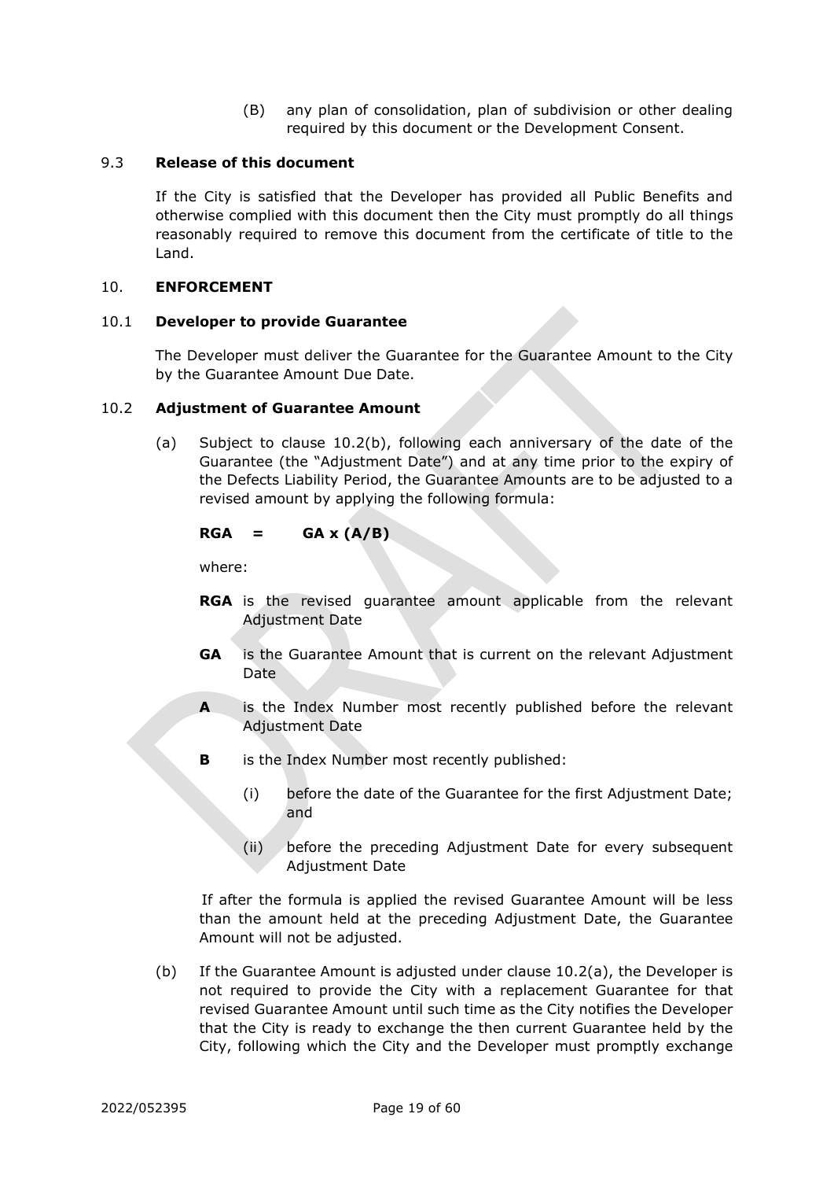(B) any plan of consolidation, plan of subdivision or other dealing required by this document or the Development Consent.

### 9.3 Release of this document

If the City is satisfied that the Developer has provided all Public Benefits and otherwise complied with this document then the City must promptly do all things reasonably required to remove this document from the certificate of title to the Land.

## 10. ENFORCEMENT

### 10.1 Developer to provide Guarantee

The Developer must deliver the Guarantee for the Guarantee Amount to the City by the Guarantee Amount Due Date.

### 10.2 Adjustment of Guarantee Amount

(a) Subject to clause 10.2(b), following each anniversary of the date of the Guarantee (the "Adjustment Date") and at any time prior to the expiry of the Defects Liability Period, the Guarantee Amounts are to be adjusted to a revised amount by applying the following formula:

$$\mathbf{RGA} = \mathbf{GA \times (A/B)}$$

where:

**RGA** is the revised guarantee amount applicable from the relevant Adjustment Date

**GA** is the Guarantee Amount that is current on the relevant Adjustment Date

**A** is the Index Number most recently published before the relevant Adjustment Date

**B** is the Index Number most recently published:

(i) before the date of the Guarantee for the first Adjustment Date; and

(ii) before the preceding Adjustment Date for every subsequent Adjustment Date

If after the formula is applied the revised Guarantee Amount will be less than the amount held at the preceding Adjustment Date, the Guarantee Amount will not be adjusted.

(b) If the Guarantee Amount is adjusted under clause 10.2(a), the Developer is not required to provide the City with a replacement Guarantee for that revised Guarantee Amount until such time as the City notifies the Developer that the City is ready to exchange the then current Guarantee held by the City, following which the City and the Developer must promptly exchange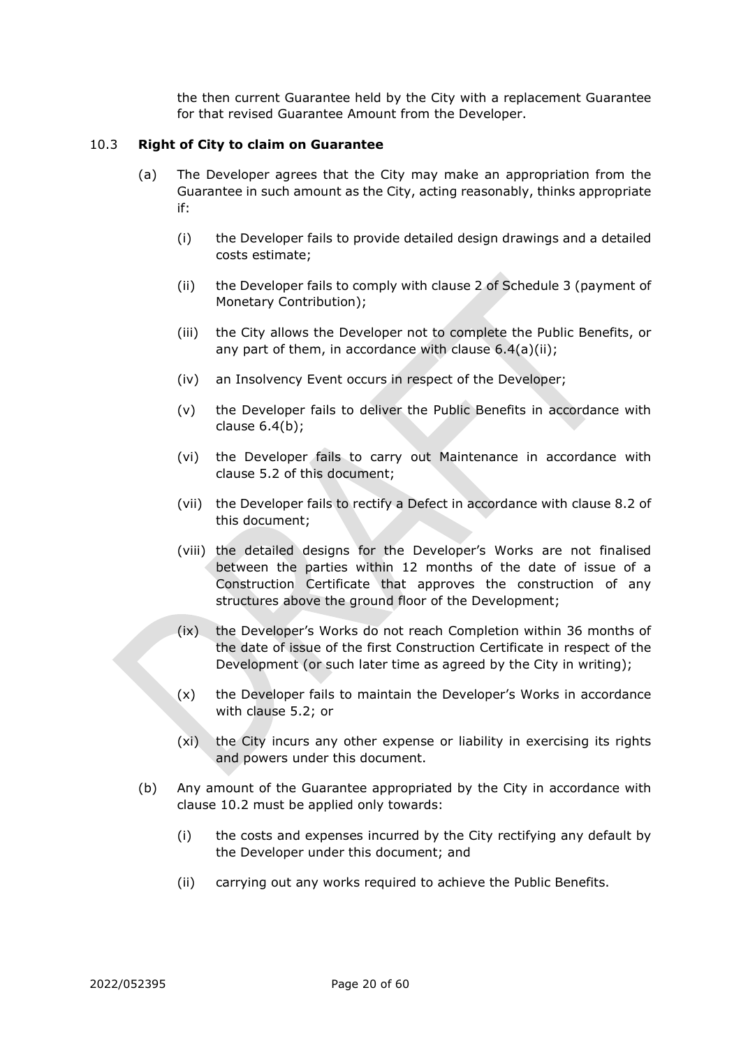the then current Guarantee held by the City with a replacement Guarantee for that revised Guarantee Amount from the Developer.

### 10.3 Right of City to claim on Guarantee

(a) The Developer agrees that the City may make an appropriation from the Guarantee in such amount as the City, acting reasonably, thinks appropriate if:

   (i) the Developer fails to provide detailed design drawings and a detailed costs estimate;

   (ii) the Developer fails to comply with clause 2 of Schedule 3 (payment of Monetary Contribution);

   (iii) the City allows the Developer not to complete the Public Benefits, or any part of them, in accordance with clause 6.4(a)(ii);

   (iv) an Insolvency Event occurs in respect of the Developer;

   (v) the Developer fails to deliver the Public Benefits in accordance with clause 6.4(b);

   (vi) the Developer fails to carry out Maintenance in accordance with clause 5.2 of this document;

   (vii) the Developer fails to rectify a Defect in accordance with clause 8.2 of this document;

   (viii) the detailed designs for the Developer's Works are not finalised between the parties within 12 months of the date of issue of a Construction Certificate that approves the construction of any structures above the ground floor of the Development;

   (ix) the Developer's Works do not reach Completion within 36 months of the date of issue of the first Construction Certificate in respect of the Development (or such later time as agreed by the City in writing);

   (x) the Developer fails to maintain the Developer's Works in accordance with clause 5.2; or

   (xi) the City incurs any other expense or liability in exercising its rights and powers under this document.

(b) Any amount of the Guarantee appropriated by the City in accordance with clause 10.2 must be applied only towards:

   (i) the costs and expenses incurred by the City rectifying any default by the Developer under this document; and

   (ii) carrying out any works required to achieve the Public Benefits.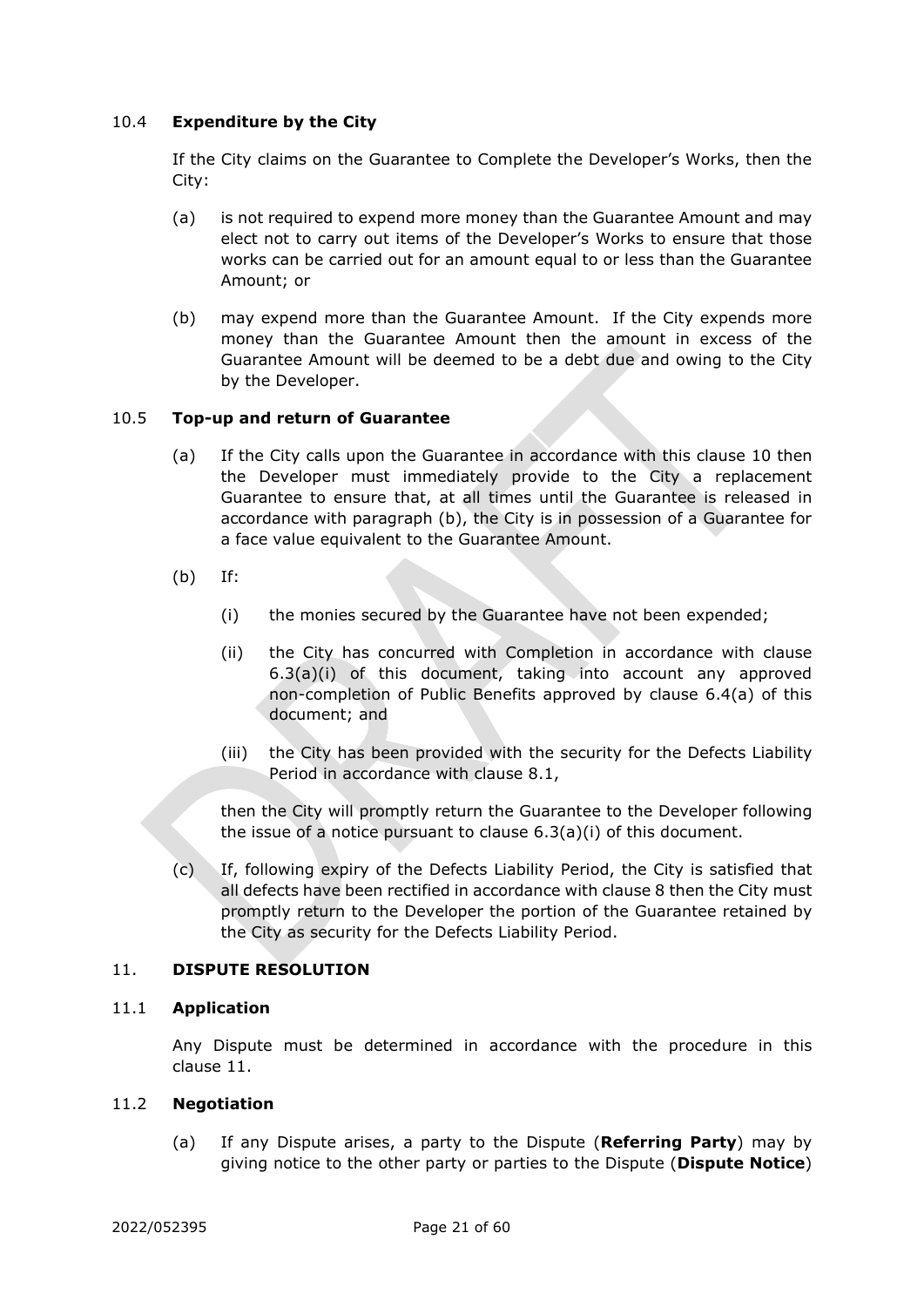### 10.4 **Expenditure by the City**

If the City claims on the Guarantee to Complete the Developer's Works, then the City:

(a) is not required to expend more money than the Guarantee Amount and may elect not to carry out items of the Developer's Works to ensure that those works can be carried out for an amount equal to or less than the Guarantee Amount; or

(b) may expend more than the Guarantee Amount. If the City expends more money than the Guarantee Amount then the amount in excess of the Guarantee Amount will be deemed to be a debt due and owing to the City by the Developer.

### 10.5 **Top-up and return of Guarantee**

(a) If the City calls upon the Guarantee in accordance with this clause 10 then the Developer must immediately provide to the City a replacement Guarantee to ensure that, at all times until the Guarantee is released in accordance with paragraph (b), the City is in possession of a Guarantee for a face value equivalent to the Guarantee Amount.

(b) If:

(i) the monies secured by the Guarantee have not been expended;

(ii) the City has concurred with Completion in accordance with clause 6.3(a)(i) of this document, taking into account any approved non-completion of Public Benefits approved by clause 6.4(a) of this document; and

(iii) the City has been provided with the security for the Defects Liability Period in accordance with clause 8.1,

then the City will promptly return the Guarantee to the Developer following the issue of a notice pursuant to clause 6.3(a)(i) of this document.

(c) If, following expiry of the Defects Liability Period, the City is satisfied that all defects have been rectified in accordance with clause 8 then the City must promptly return to the Developer the portion of the Guarantee retained by the City as security for the Defects Liability Period.

## 11. **DISPUTE RESOLUTION**

### 11.1 **Application**

Any Dispute must be determined in accordance with the procedure in this clause 11.

### 11.2 **Negotiation**

(a) If any Dispute arises, a party to the Dispute (**Referring Party**) may by giving notice to the other party or parties to the Dispute (**Dispute Notice**)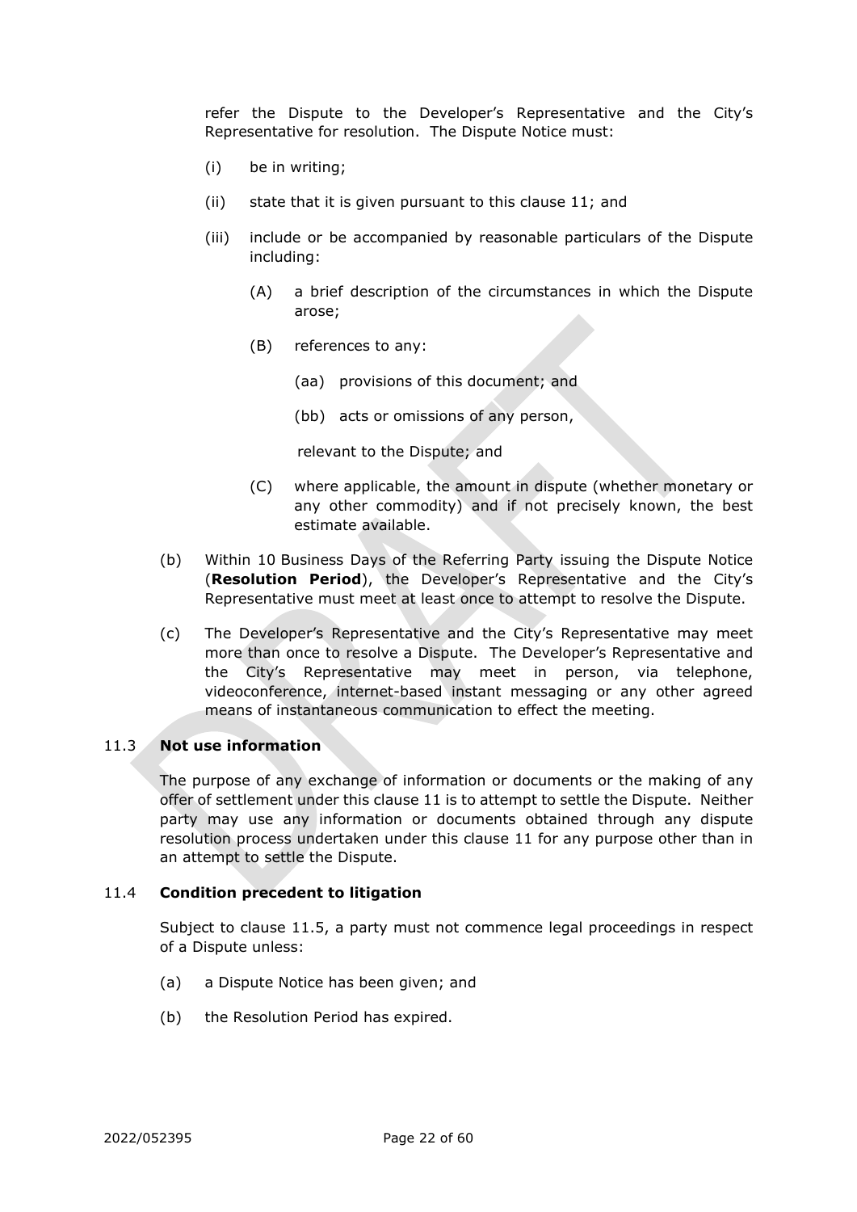refer the Dispute to the Developer's Representative and the City's Representative for resolution. The Dispute Notice must:

(i) be in writing;

(ii) state that it is given pursuant to this clause 11; and

(iii) include or be accompanied by reasonable particulars of the Dispute including:

(A) a brief description of the circumstances in which the Dispute arose;

(B) references to any:

(aa) provisions of this document; and

(bb) acts or omissions of any person,

relevant to the Dispute; and

(C) where applicable, the amount in dispute (whether monetary or any other commodity) and if not precisely known, the best estimate available.

(b) Within 10 Business Days of the Referring Party issuing the Dispute Notice (**Resolution Period**), the Developer's Representative and the City's Representative must meet at least once to attempt to resolve the Dispute.

(c) The Developer's Representative and the City's Representative may meet more than once to resolve a Dispute. The Developer's Representative and the City's Representative may meet in person, via telephone, videoconference, internet-based instant messaging or any other agreed means of instantaneous communication to effect the meeting.

### 11.3 Not use information

The purpose of any exchange of information or documents or the making of any offer of settlement under this clause 11 is to attempt to settle the Dispute. Neither party may use any information or documents obtained through any dispute resolution process undertaken under this clause 11 for any purpose other than in an attempt to settle the Dispute.

### 11.4 Condition precedent to litigation

Subject to clause 11.5, a party must not commence legal proceedings in respect of a Dispute unless:

(a) a Dispute Notice has been given; and

(b) the Resolution Period has expired.

2022/052395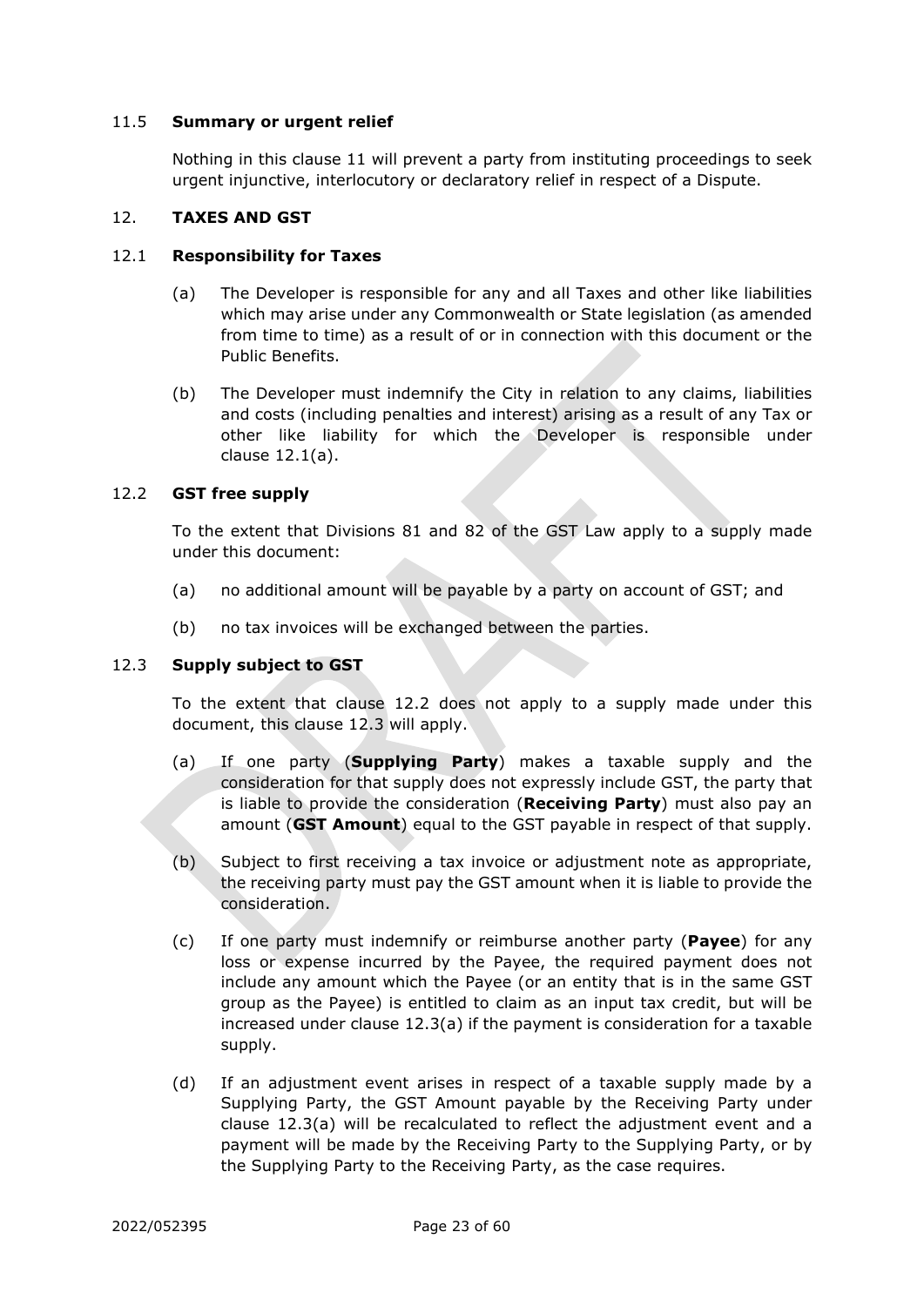### 11.5 **Summary or urgent relief**

Nothing in this clause 11 will prevent a party from instituting proceedings to seek urgent injunctive, interlocutory or declaratory relief in respect of a Dispute.

## 12. **TAXES AND GST**

### 12.1 **Responsibility for Taxes**

(a) The Developer is responsible for any and all Taxes and other like liabilities which may arise under any Commonwealth or State legislation (as amended from time to time) as a result of or in connection with this document or the Public Benefits.

(b) The Developer must indemnify the City in relation to any claims, liabilities and costs (including penalties and interest) arising as a result of any Tax or other like liability for which the Developer is responsible under clause 12.1(a).

### 12.2 **GST free supply**

To the extent that Divisions 81 and 82 of the GST Law apply to a supply made under this document:

(a) no additional amount will be payable by a party on account of GST; and

(b) no tax invoices will be exchanged between the parties.

### 12.3 **Supply subject to GST**

To the extent that clause 12.2 does not apply to a supply made under this document, this clause 12.3 will apply.

(a) If one party (**Supplying Party**) makes a taxable supply and the consideration for that supply does not expressly include GST, the party that is liable to provide the consideration (**Receiving Party**) must also pay an amount (**GST Amount**) equal to the GST payable in respect of that supply.

(b) Subject to first receiving a tax invoice or adjustment note as appropriate, the receiving party must pay the GST amount when it is liable to provide the consideration.

(c) If one party must indemnify or reimburse another party (**Payee**) for any loss or expense incurred by the Payee, the required payment does not include any amount which the Payee (or an entity that is in the same GST group as the Payee) is entitled to claim as an input tax credit, but will be increased under clause 12.3(a) if the payment is consideration for a taxable supply.

(d) If an adjustment event arises in respect of a taxable supply made by a Supplying Party, the GST Amount payable by the Receiving Party under clause 12.3(a) will be recalculated to reflect the adjustment event and a payment will be made by the Receiving Party to the Supplying Party, or by the Supplying Party to the Receiving Party, as the case requires.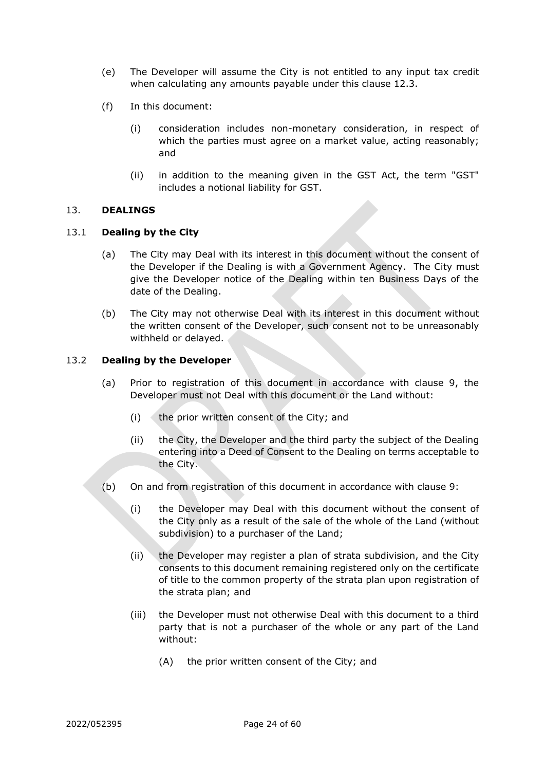(e) The Developer will assume the City is not entitled to any input tax credit when calculating any amounts payable under this clause 12.3.

(f) In this document:

(i) consideration includes non-monetary consideration, in respect of which the parties must agree on a market value, acting reasonably; and

(ii) in addition to the meaning given in the GST Act, the term "GST" includes a notional liability for GST.

## 13. DEALINGS

### 13.1 Dealing by the City

(a) The City may Deal with its interest in this document without the consent of the Developer if the Dealing is with a Government Agency. The City must give the Developer notice of the Dealing within ten Business Days of the date of the Dealing.

(b) The City may not otherwise Deal with its interest in this document without the written consent of the Developer, such consent not to be unreasonably withheld or delayed.

### 13.2 Dealing by the Developer

(a) Prior to registration of this document in accordance with clause 9, the Developer must not Deal with this document or the Land without:

(i) the prior written consent of the City; and

(ii) the City, the Developer and the third party the subject of the Dealing entering into a Deed of Consent to the Dealing on terms acceptable to the City.

(b) On and from registration of this document in accordance with clause 9:

(i) the Developer may Deal with this document without the consent of the City only as a result of the sale of the whole of the Land (without subdivision) to a purchaser of the Land;

(ii) the Developer may register a plan of strata subdivision, and the City consents to this document remaining registered only on the certificate of title to the common property of the strata plan upon registration of the strata plan; and

(iii) the Developer must not otherwise Deal with this document to a third party that is not a purchaser of the whole or any part of the Land without:

(A) the prior written consent of the City; and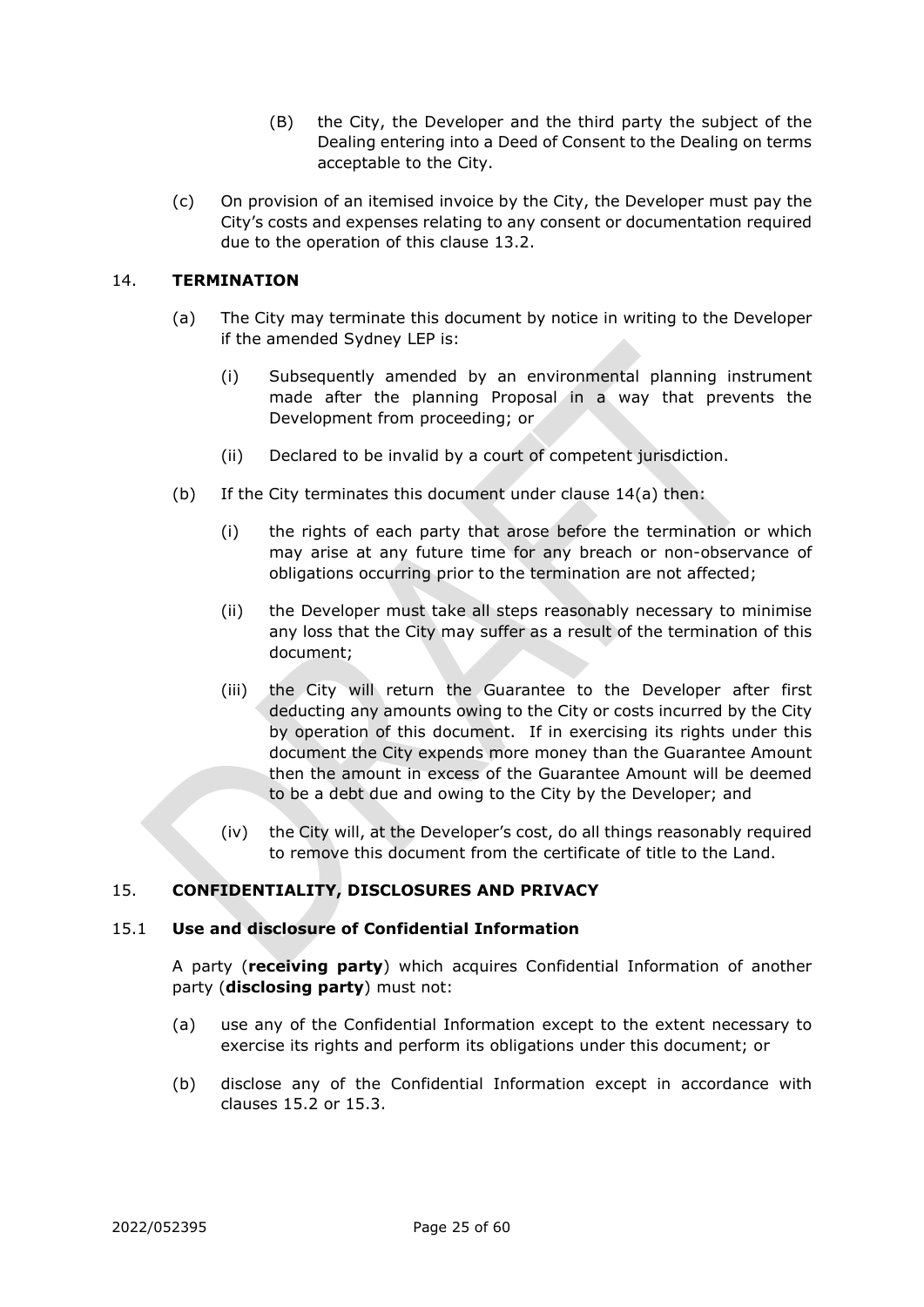(B) the City, the Developer and the third party the subject of the Dealing entering into a Deed of Consent to the Dealing on terms acceptable to the City.

(c) On provision of an itemised invoice by the City, the Developer must pay the City's costs and expenses relating to any consent or documentation required due to the operation of this clause 13.2.

## 14. TERMINATION

(a) The City may terminate this document by notice in writing to the Developer if the amended Sydney LEP is:

(i) Subsequently amended by an environmental planning instrument made after the planning Proposal in a way that prevents the Development from proceeding; or

(ii) Declared to be invalid by a court of competent jurisdiction.

(b) If the City terminates this document under clause 14(a) then:

(i) the rights of each party that arose before the termination or which may arise at any future time for any breach or non-observance of obligations occurring prior to the termination are not affected;

(ii) the Developer must take all steps reasonably necessary to minimise any loss that the City may suffer as a result of the termination of this document;

(iii) the City will return the Guarantee to the Developer after first deducting any amounts owing to the City or costs incurred by the City by operation of this document. If in exercising its rights under this document the City expends more money than the Guarantee Amount then the amount in excess of the Guarantee Amount will be deemed to be a debt due and owing to the City by the Developer; and

(iv) the City will, at the Developer's cost, do all things reasonably required to remove this document from the certificate of title to the Land.

## 15. CONFIDENTIALITY, DISCLOSURES AND PRIVACY

### 15.1 Use and disclosure of Confidential Information

A party (**receiving party**) which acquires Confidential Information of another party (**disclosing party**) must not:

(a) use any of the Confidential Information except to the extent necessary to exercise its rights and perform its obligations under this document; or

(b) disclose any of the Confidential Information except in accordance with clauses 15.2 or 15.3.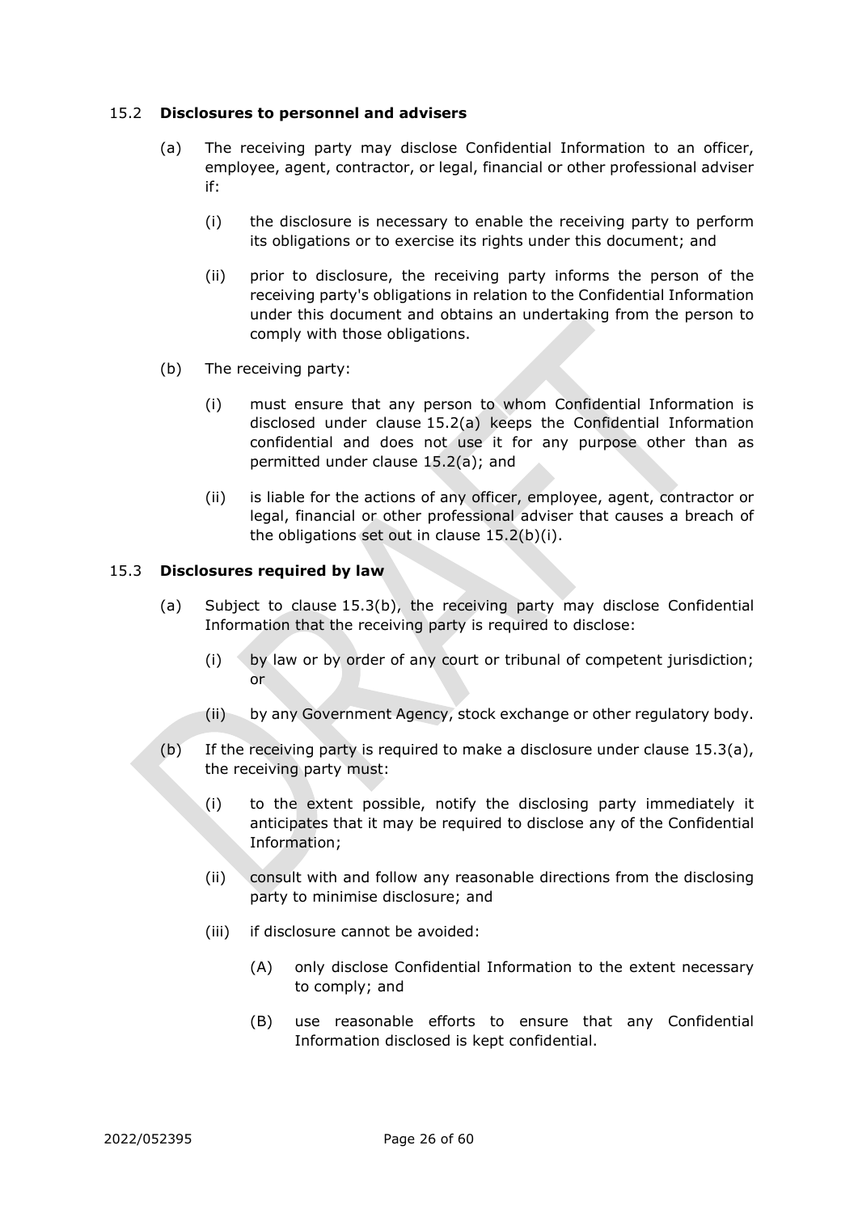### 15.2 **Disclosures to personnel and advisers**

(a) The receiving party may disclose Confidential Information to an officer, employee, agent, contractor, or legal, financial or other professional adviser if:

(i) the disclosure is necessary to enable the receiving party to perform its obligations or to exercise its rights under this document; and

(ii) prior to disclosure, the receiving party informs the person of the receiving party's obligations in relation to the Confidential Information under this document and obtains an undertaking from the person to comply with those obligations.

(b) The receiving party:

(i) must ensure that any person to whom Confidential Information is disclosed under clause 15.2(a) keeps the Confidential Information confidential and does not use it for any purpose other than as permitted under clause 15.2(a); and

(ii) is liable for the actions of any officer, employee, agent, contractor or legal, financial or other professional adviser that causes a breach of the obligations set out in clause 15.2(b)(i).

### 15.3 **Disclosures required by law**

(a) Subject to clause 15.3(b), the receiving party may disclose Confidential Information that the receiving party is required to disclose:

(i) by law or by order of any court or tribunal of competent jurisdiction; or

(ii) by any Government Agency, stock exchange or other regulatory body.

(b) If the receiving party is required to make a disclosure under clause 15.3(a), the receiving party must:

(i) to the extent possible, notify the disclosing party immediately it anticipates that it may be required to disclose any of the Confidential Information;

(ii) consult with and follow any reasonable directions from the disclosing party to minimise disclosure; and

(iii) if disclosure cannot be avoided:

(A) only disclose Confidential Information to the extent necessary to comply; and

(B) use reasonable efforts to ensure that any Confidential Information disclosed is kept confidential.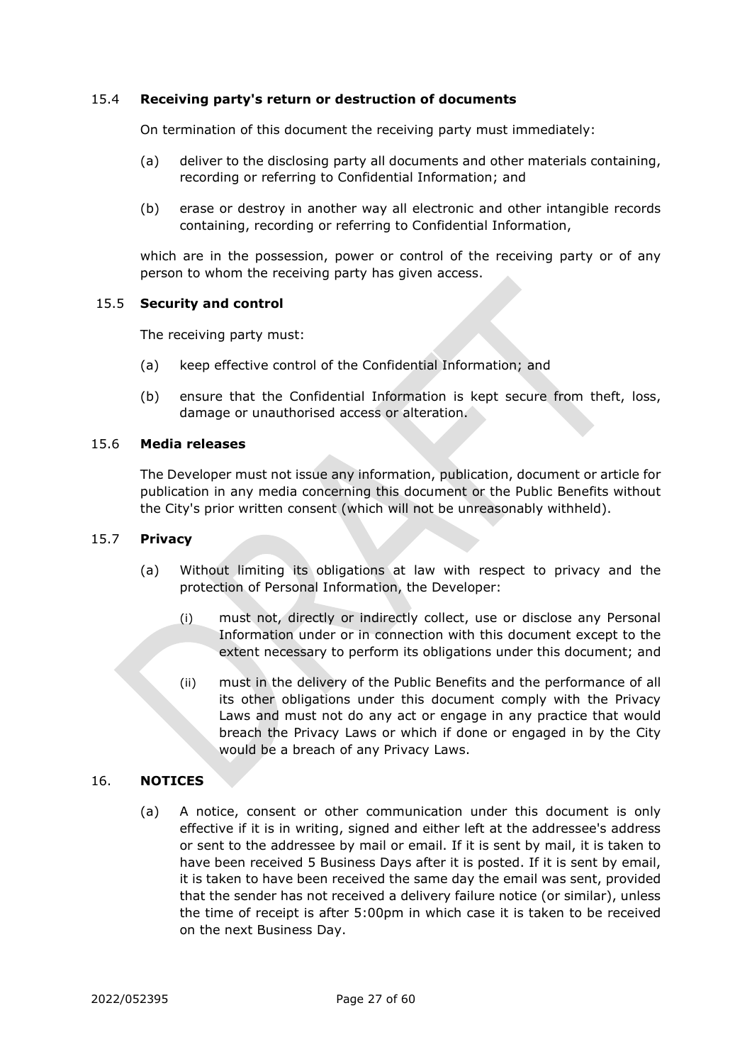### 15.4 **Receiving party's return or destruction of documents**

On termination of this document the receiving party must immediately:

(a) deliver to the disclosing party all documents and other materials containing, recording or referring to Confidential Information; and

(b) erase or destroy in another way all electronic and other intangible records containing, recording or referring to Confidential Information,

which are in the possession, power or control of the receiving party or of any person to whom the receiving party has given access.

### 15.5 **Security and control**

The receiving party must:

(a) keep effective control of the Confidential Information; and

(b) ensure that the Confidential Information is kept secure from theft, loss, damage or unauthorised access or alteration.

### 15.6 **Media releases**

The Developer must not issue any information, publication, document or article for publication in any media concerning this document or the Public Benefits without the City's prior written consent (which will not be unreasonably withheld).

### 15.7 **Privacy**

(a) Without limiting its obligations at law with respect to privacy and the protection of Personal Information, the Developer:

(i) must not, directly or indirectly collect, use or disclose any Personal Information under or in connection with this document except to the extent necessary to perform its obligations under this document; and

(ii) must in the delivery of the Public Benefits and the performance of all its other obligations under this document comply with the Privacy Laws and must not do any act or engage in any practice that would breach the Privacy Laws or which if done or engaged in by the City would be a breach of any Privacy Laws.

## 16. **NOTICES**

(a) A notice, consent or other communication under this document is only effective if it is in writing, signed and either left at the addressee's address or sent to the addressee by mail or email. If it is sent by mail, it is taken to have been received 5 Business Days after it is posted. If it is sent by email, it is taken to have been received the same day the email was sent, provided that the sender has not received a delivery failure notice (or similar), unless the time of receipt is after 5:00pm in which case it is taken to be received on the next Business Day.

2022/052395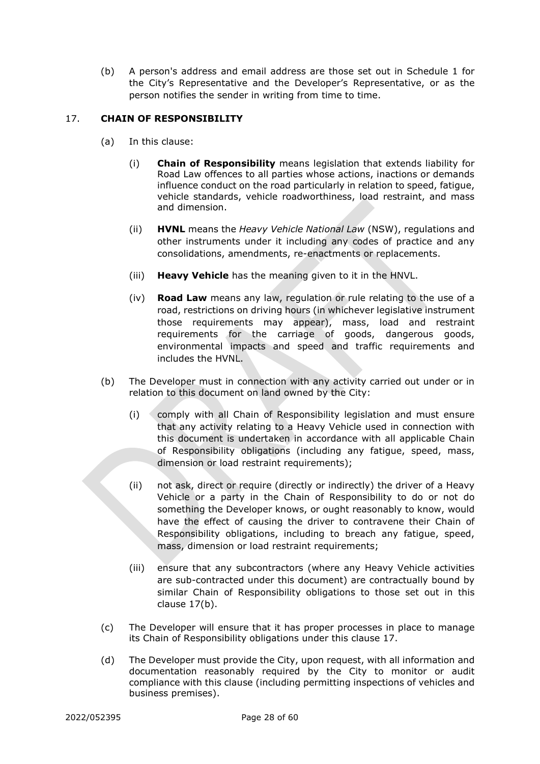(b) A person's address and email address are those set out in Schedule 1 for the City's Representative and the Developer's Representative, or as the person notifies the sender in writing from time to time.

## 17. CHAIN OF RESPONSIBILITY

(a) In this clause:

(i) **Chain of Responsibility** means legislation that extends liability for Road Law offences to all parties whose actions, inactions or demands influence conduct on the road particularly in relation to speed, fatigue, vehicle standards, vehicle roadworthiness, load restraint, and mass and dimension.

(ii) **HVNL** means the *Heavy Vehicle National Law* (NSW), regulations and other instruments under it including any codes of practice and any consolidations, amendments, re-enactments or replacements.

(iii) **Heavy Vehicle** has the meaning given to it in the HNVL.

(iv) **Road Law** means any law, regulation or rule relating to the use of a road, restrictions on driving hours (in whichever legislative instrument those requirements may appear), mass, load and restraint requirements for the carriage of goods, dangerous goods, environmental impacts and speed and traffic requirements and includes the HVNL.

(b) The Developer must in connection with any activity carried out under or in relation to this document on land owned by the City:

(i) comply with all Chain of Responsibility legislation and must ensure that any activity relating to a Heavy Vehicle used in connection with this document is undertaken in accordance with all applicable Chain of Responsibility obligations (including any fatigue, speed, mass, dimension or load restraint requirements);

(ii) not ask, direct or require (directly or indirectly) the driver of a Heavy Vehicle or a party in the Chain of Responsibility to do or not do something the Developer knows, or ought reasonably to know, would have the effect of causing the driver to contravene their Chain of Responsibility obligations, including to breach any fatigue, speed, mass, dimension or load restraint requirements;

(iii) ensure that any subcontractors (where any Heavy Vehicle activities are sub-contracted under this document) are contractually bound by similar Chain of Responsibility obligations to those set out in this clause 17(b).

(c) The Developer will ensure that it has proper processes in place to manage its Chain of Responsibility obligations under this clause 17.

(d) The Developer must provide the City, upon request, with all information and documentation reasonably required by the City to monitor or audit compliance with this clause (including permitting inspections of vehicles and business premises).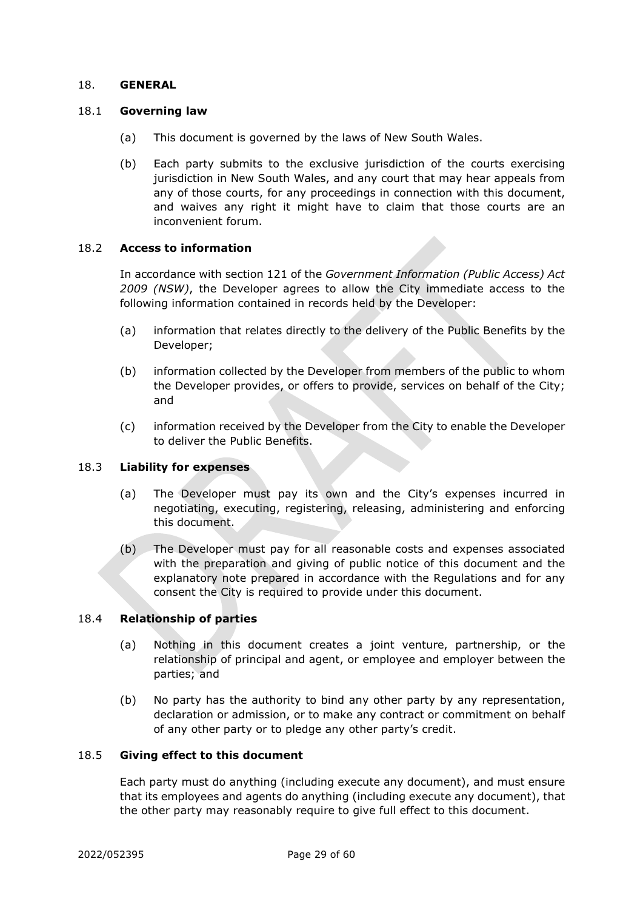## 18. GENERAL

### 18.1 Governing law

(a) This document is governed by the laws of New South Wales.

(b) Each party submits to the exclusive jurisdiction of the courts exercising jurisdiction in New South Wales, and any court that may hear appeals from any of those courts, for any proceedings in connection with this document, and waives any right it might have to claim that those courts are an inconvenient forum.

### 18.2 Access to information

In accordance with section 121 of the *Government Information (Public Access) Act 2009 (NSW)*, the Developer agrees to allow the City immediate access to the following information contained in records held by the Developer:

(a) information that relates directly to the delivery of the Public Benefits by the Developer;

(b) information collected by the Developer from members of the public to whom the Developer provides, or offers to provide, services on behalf of the City; and

(c) information received by the Developer from the City to enable the Developer to deliver the Public Benefits.

### 18.3 Liability for expenses

(a) The Developer must pay its own and the City's expenses incurred in negotiating, executing, registering, releasing, administering and enforcing this document.

(b) The Developer must pay for all reasonable costs and expenses associated with the preparation and giving of public notice of this document and the explanatory note prepared in accordance with the Regulations and for any consent the City is required to provide under this document.

### 18.4 Relationship of parties

(a) Nothing in this document creates a joint venture, partnership, or the relationship of principal and agent, or employee and employer between the parties; and

(b) No party has the authority to bind any other party by any representation, declaration or admission, or to make any contract or commitment on behalf of any other party or to pledge any other party's credit.

### 18.5 Giving effect to this document

Each party must do anything (including execute any document), and must ensure that its employees and agents do anything (including execute any document), that the other party may reasonably require to give full effect to this document.

2022/052395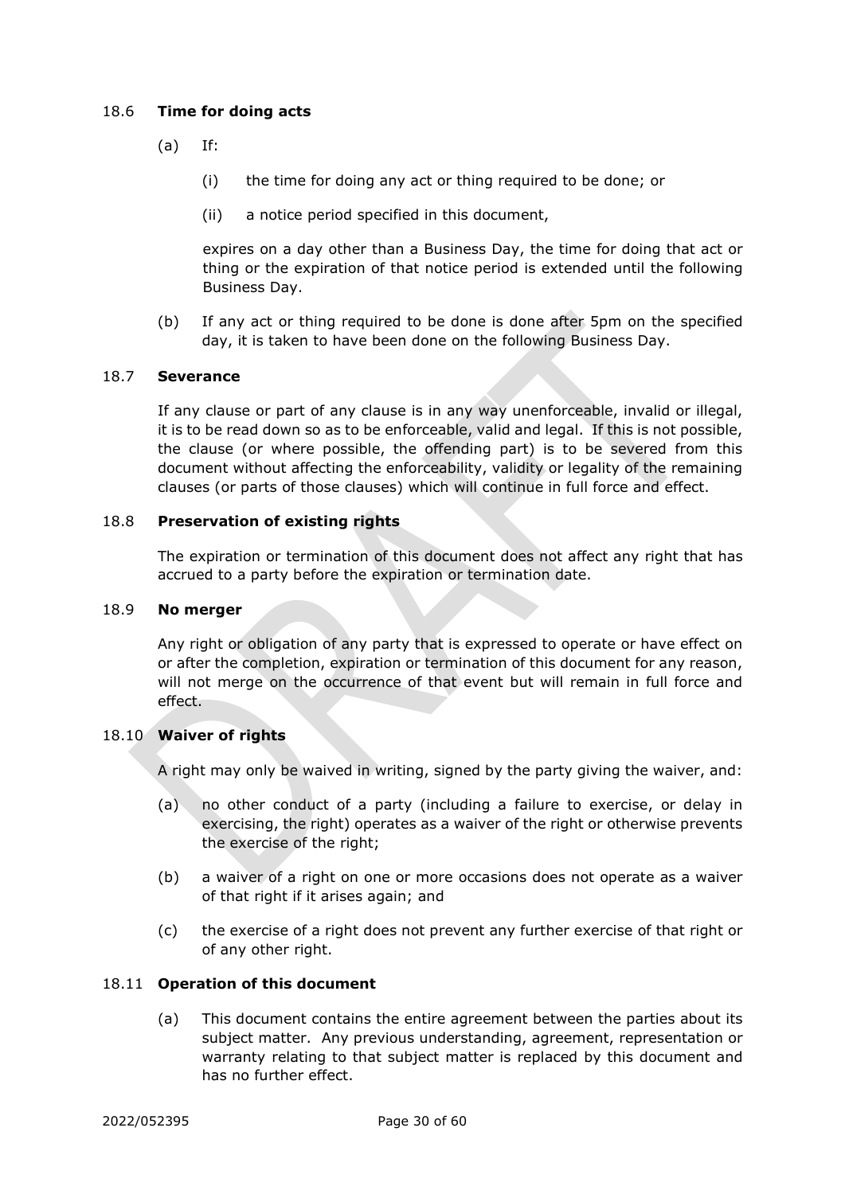### 18.6 **Time for doing acts**

(a) If:

(i) the time for doing any act or thing required to be done; or

(ii) a notice period specified in this document,

expires on a day other than a Business Day, the time for doing that act or thing or the expiration of that notice period is extended until the following Business Day.

(b) If any act or thing required to be done is done after 5pm on the specified day, it is taken to have been done on the following Business Day.

### 18.7 **Severance**

If any clause or part of any clause is in any way unenforceable, invalid or illegal, it is to be read down so as to be enforceable, valid and legal. If this is not possible, the clause (or where possible, the offending part) is to be severed from this document without affecting the enforceability, validity or legality of the remaining clauses (or parts of those clauses) which will continue in full force and effect.

### 18.8 **Preservation of existing rights**

The expiration or termination of this document does not affect any right that has accrued to a party before the expiration or termination date.

### 18.9 **No merger**

Any right or obligation of any party that is expressed to operate or have effect on or after the completion, expiration or termination of this document for any reason, will not merge on the occurrence of that event but will remain in full force and effect.

### 18.10 **Waiver of rights**

A right may only be waived in writing, signed by the party giving the waiver, and:

(a) no other conduct of a party (including a failure to exercise, or delay in exercising, the right) operates as a waiver of the right or otherwise prevents the exercise of the right;

(b) a waiver of a right on one or more occasions does not operate as a waiver of that right if it arises again; and

(c) the exercise of a right does not prevent any further exercise of that right or of any other right.

### 18.11 **Operation of this document**

(a) This document contains the entire agreement between the parties about its subject matter. Any previous understanding, agreement, representation or warranty relating to that subject matter is replaced by this document and has no further effect.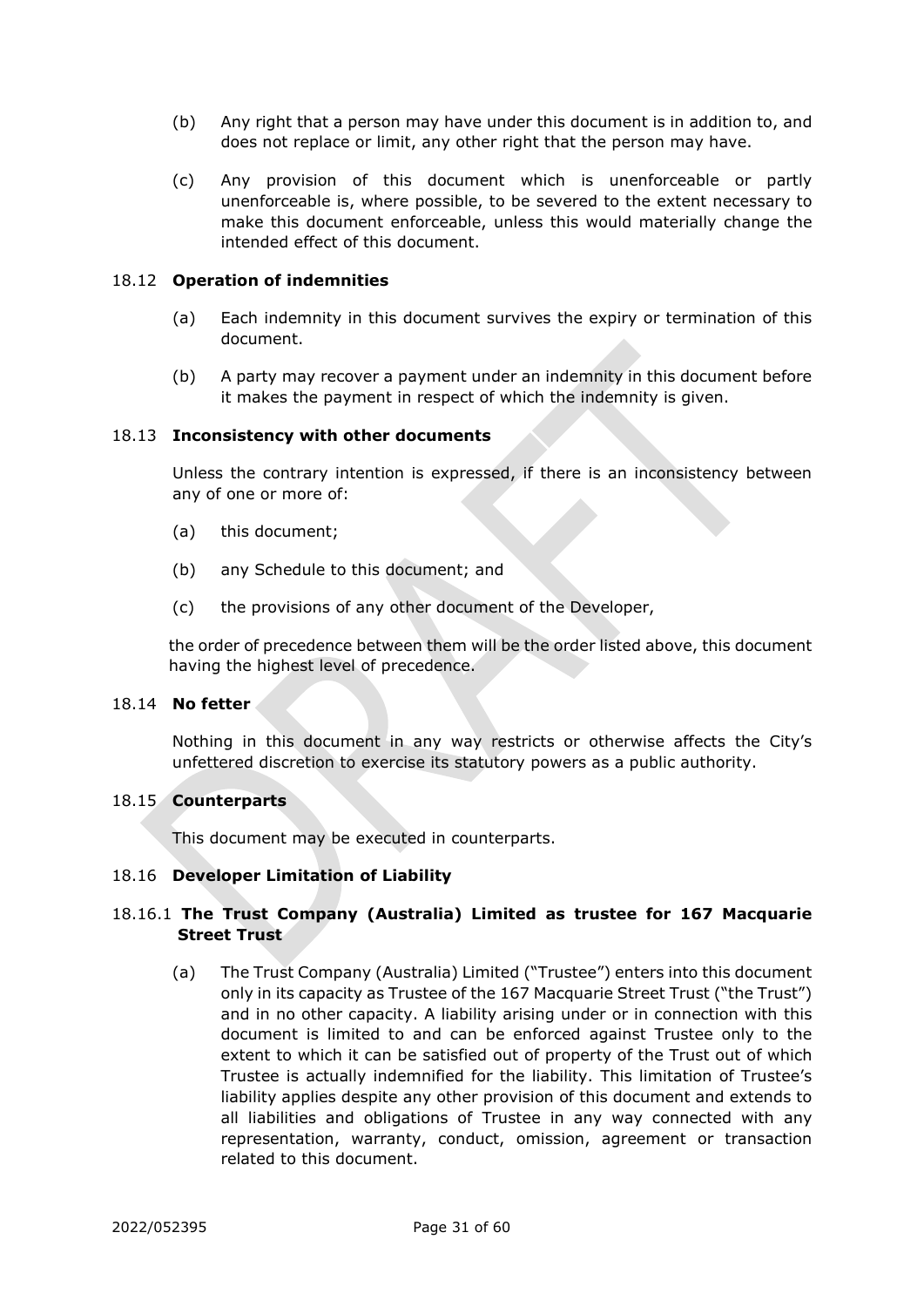(b) Any right that a person may have under this document is in addition to, and does not replace or limit, any other right that the person may have.

(c) Any provision of this document which is unenforceable or partly unenforceable is, where possible, to be severed to the extent necessary to make this document enforceable, unless this would materially change the intended effect of this document.

### 18.12 Operation of indemnities

(a) Each indemnity in this document survives the expiry or termination of this document.

(b) A party may recover a payment under an indemnity in this document before it makes the payment in respect of which the indemnity is given.

### 18.13 Inconsistency with other documents

Unless the contrary intention is expressed, if there is an inconsistency between any of one or more of:

(a) this document;

(b) any Schedule to this document; and

(c) the provisions of any other document of the Developer,

the order of precedence between them will be the order listed above, this document having the highest level of precedence.

### 18.14 No fetter

Nothing in this document in any way restricts or otherwise affects the City's unfettered discretion to exercise its statutory powers as a public authority.

### 18.15 Counterparts

This document may be executed in counterparts.

### 18.16 Developer Limitation of Liability

#### 18.16.1 The Trust Company (Australia) Limited as trustee for 167 Macquarie Street Trust

(a) The Trust Company (Australia) Limited ("Trustee") enters into this document only in its capacity as Trustee of the 167 Macquarie Street Trust ("the Trust") and in no other capacity. A liability arising under or in connection with this document is limited to and can be enforced against Trustee only to the extent to which it can be satisfied out of property of the Trust out of which Trustee is actually indemnified for the liability. This limitation of Trustee's liability applies despite any other provision of this document and extends to all liabilities and obligations of Trustee in any way connected with any representation, warranty, conduct, omission, agreement or transaction related to this document.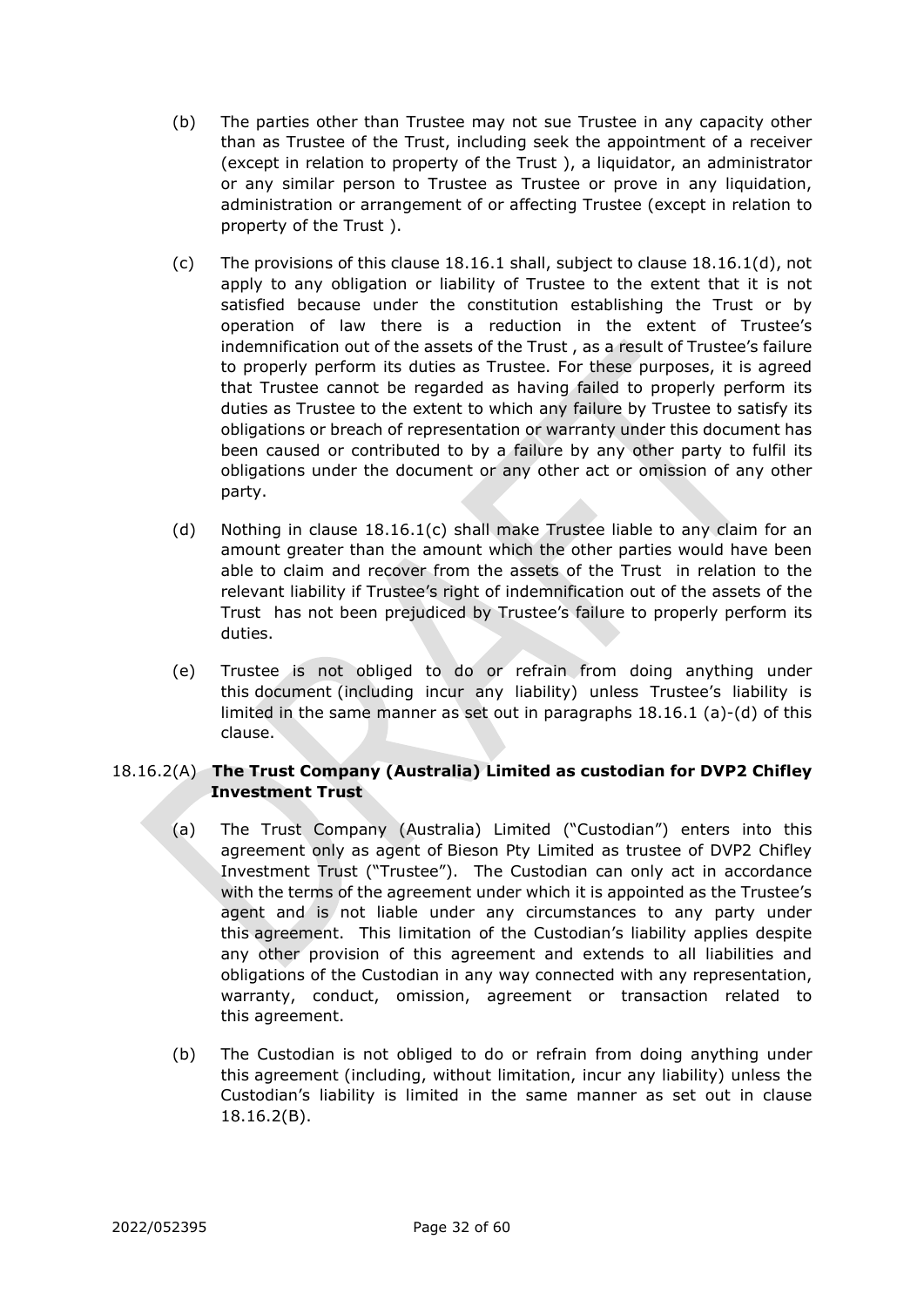(b) The parties other than Trustee may not sue Trustee in any capacity other than as Trustee of the Trust, including seek the appointment of a receiver (except in relation to property of the Trust ), a liquidator, an administrator or any similar person to Trustee as Trustee or prove in any liquidation, administration or arrangement of or affecting Trustee (except in relation to property of the Trust ).

(c) The provisions of this clause 18.16.1 shall, subject to clause 18.16.1(d), not apply to any obligation or liability of Trustee to the extent that it is not satisfied because under the constitution establishing the Trust or by operation of law there is a reduction in the extent of Trustee's indemnification out of the assets of the Trust , as a result of Trustee's failure to properly perform its duties as Trustee. For these purposes, it is agreed that Trustee cannot be regarded as having failed to properly perform its duties as Trustee to the extent to which any failure by Trustee to satisfy its obligations or breach of representation or warranty under this document has been caused or contributed to by a failure by any other party to fulfil its obligations under the document or any other act or omission of any other party.

(d) Nothing in clause 18.16.1(c) shall make Trustee liable to any claim for an amount greater than the amount which the other parties would have been able to claim and recover from the assets of the Trust in relation to the relevant liability if Trustee's right of indemnification out of the assets of the Trust has not been prejudiced by Trustee's failure to properly perform its duties.

(e) Trustee is not obliged to do or refrain from doing anything under this document (including incur any liability) unless Trustee's liability is limited in the same manner as set out in paragraphs 18.16.1 (a)-(d) of this clause.

18.16.2(A) **The Trust Company (Australia) Limited as custodian for DVP2 Chifley Investment Trust**

(a) The Trust Company (Australia) Limited ("Custodian") enters into this agreement only as agent of Bieson Pty Limited as trustee of DVP2 Chifley Investment Trust ("Trustee"). The Custodian can only act in accordance with the terms of the agreement under which it is appointed as the Trustee's agent and is not liable under any circumstances to any party under this agreement. This limitation of the Custodian's liability applies despite any other provision of this agreement and extends to all liabilities and obligations of the Custodian in any way connected with any representation, warranty, conduct, omission, agreement or transaction related to this agreement.

(b) The Custodian is not obliged to do or refrain from doing anything under this agreement (including, without limitation, incur any liability) unless the Custodian's liability is limited in the same manner as set out in clause 18.16.2(B).

2022/052395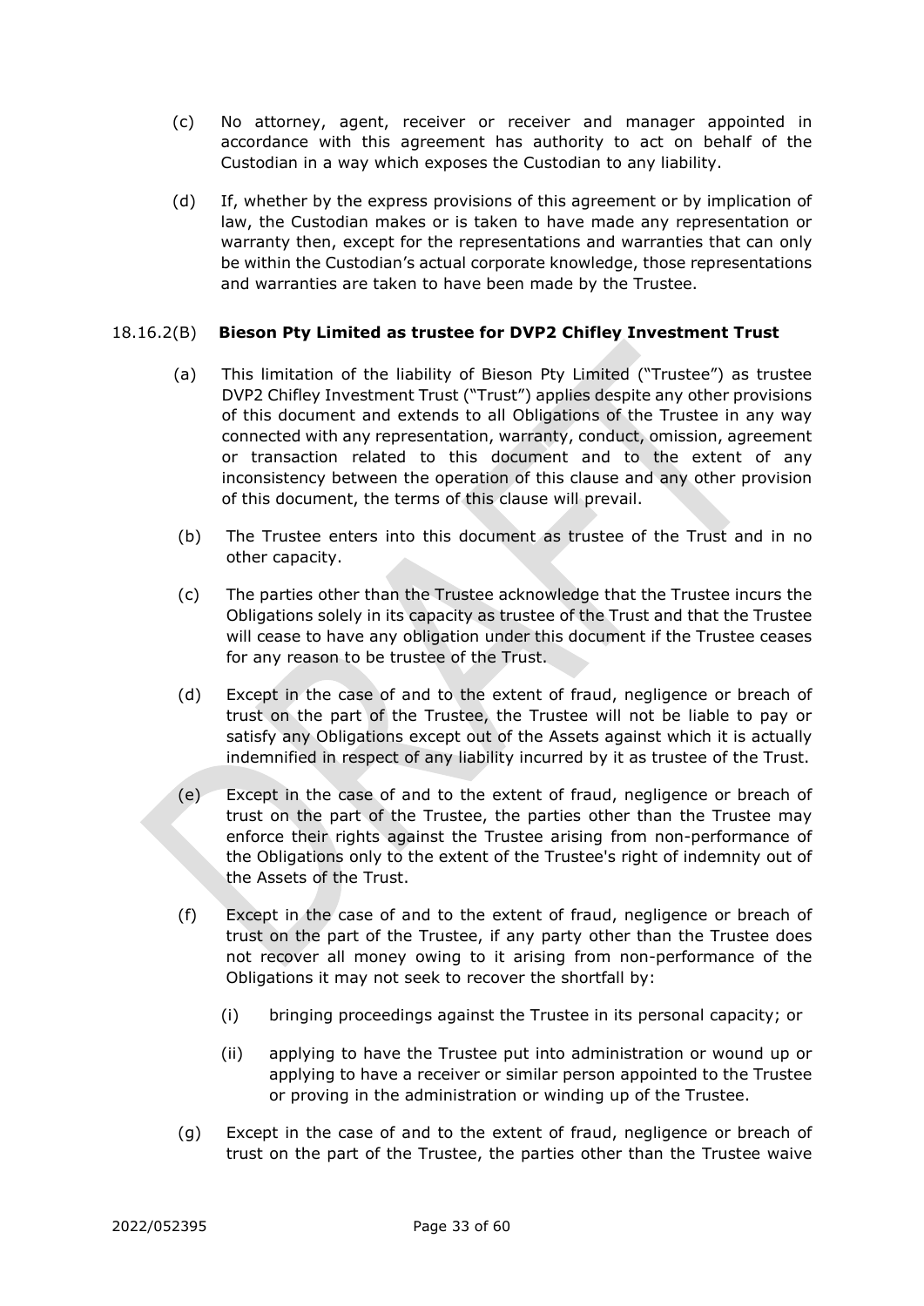(c) No attorney, agent, receiver or receiver and manager appointed in accordance with this agreement has authority to act on behalf of the Custodian in a way which exposes the Custodian to any liability.

(d) If, whether by the express provisions of this agreement or by implication of law, the Custodian makes or is taken to have made any representation or warranty then, except for the representations and warranties that can only be within the Custodian's actual corporate knowledge, those representations and warranties are taken to have been made by the Trustee.

18.16.2(B) **Bieson Pty Limited as trustee for DVP2 Chifley Investment Trust**

(a) This limitation of the liability of Bieson Pty Limited ("Trustee") as trustee DVP2 Chifley Investment Trust ("Trust") applies despite any other provisions of this document and extends to all Obligations of the Trustee in any way connected with any representation, warranty, conduct, omission, agreement or transaction related to this document and to the extent of any inconsistency between the operation of this clause and any other provision of this document, the terms of this clause will prevail.

(b) The Trustee enters into this document as trustee of the Trust and in no other capacity.

(c) The parties other than the Trustee acknowledge that the Trustee incurs the Obligations solely in its capacity as trustee of the Trust and that the Trustee will cease to have any obligation under this document if the Trustee ceases for any reason to be trustee of the Trust.

(d) Except in the case of and to the extent of fraud, negligence or breach of trust on the part of the Trustee, the Trustee will not be liable to pay or satisfy any Obligations except out of the Assets against which it is actually indemnified in respect of any liability incurred by it as trustee of the Trust.

(e) Except in the case of and to the extent of fraud, negligence or breach of trust on the part of the Trustee, the parties other than the Trustee may enforce their rights against the Trustee arising from non-performance of the Obligations only to the extent of the Trustee's right of indemnity out of the Assets of the Trust.

(f) Except in the case of and to the extent of fraud, negligence or breach of trust on the part of the Trustee, if any party other than the Trustee does not recover all money owing to it arising from non-performance of the Obligations it may not seek to recover the shortfall by:

(i) bringing proceedings against the Trustee in its personal capacity; or

(ii) applying to have the Trustee put into administration or wound up or applying to have a receiver or similar person appointed to the Trustee or proving in the administration or winding up of the Trustee.

(g) Except in the case of and to the extent of fraud, negligence or breach of trust on the part of the Trustee, the parties other than the Trustee waive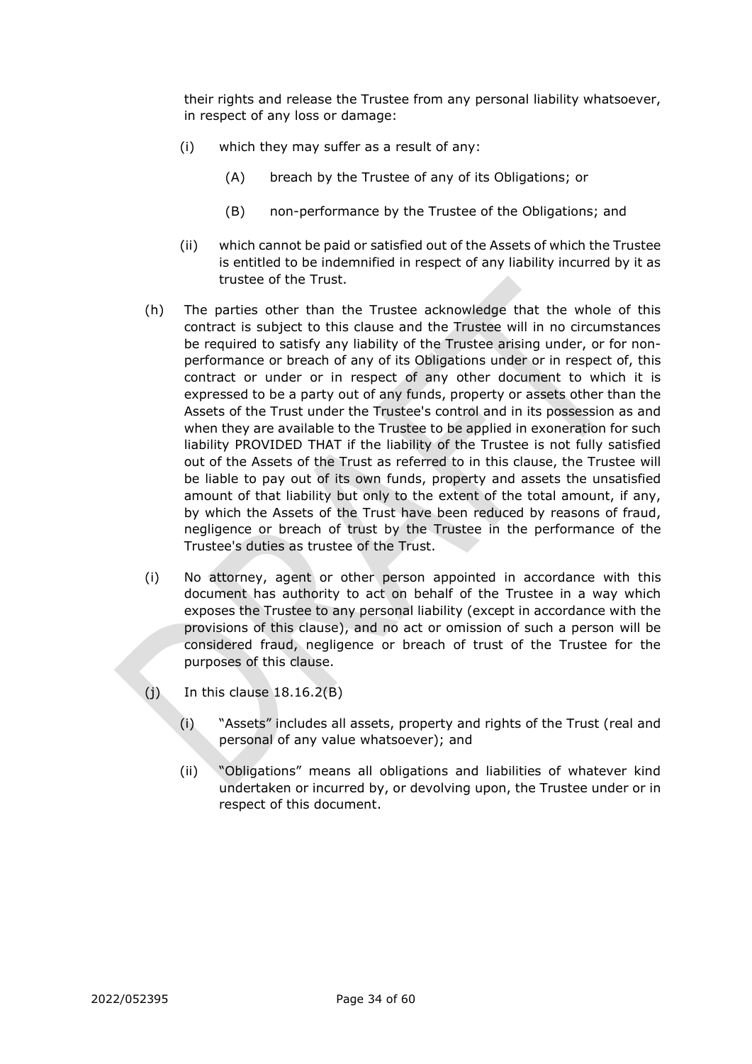their rights and release the Trustee from any personal liability whatsoever, in respect of any loss or damage:

(i) which they may suffer as a result of any:

(A) breach by the Trustee of any of its Obligations; or

(B) non-performance by the Trustee of the Obligations; and

(ii) which cannot be paid or satisfied out of the Assets of which the Trustee is entitled to be indemnified in respect of any liability incurred by it as trustee of the Trust.

(h) The parties other than the Trustee acknowledge that the whole of this contract is subject to this clause and the Trustee will in no circumstances be required to satisfy any liability of the Trustee arising under, or for non-performance or breach of any of its Obligations under or in respect of, this contract or under or in respect of any other document to which it is expressed to be a party out of any funds, property or assets other than the Assets of the Trust under the Trustee's control and in its possession as and when they are available to the Trustee to be applied in exoneration for such liability PROVIDED THAT if the liability of the Trustee is not fully satisfied out of the Assets of the Trust as referred to in this clause, the Trustee will be liable to pay out of its own funds, property and assets the unsatisfied amount of that liability but only to the extent of the total amount, if any, by which the Assets of the Trust have been reduced by reasons of fraud, negligence or breach of trust by the Trustee in the performance of the Trustee's duties as trustee of the Trust.

(i) No attorney, agent or other person appointed in accordance with this document has authority to act on behalf of the Trustee in a way which exposes the Trustee to any personal liability (except in accordance with the provisions of this clause), and no act or omission of such a person will be considered fraud, negligence or breach of trust of the Trustee for the purposes of this clause.

(j) In this clause 18.16.2(B)

(i) "Assets" includes all assets, property and rights of the Trust (real and personal of any value whatsoever); and

(ii) "Obligations" means all obligations and liabilities of whatever kind undertaken or incurred by, or devolving upon, the Trustee under or in respect of this document.

2022/052395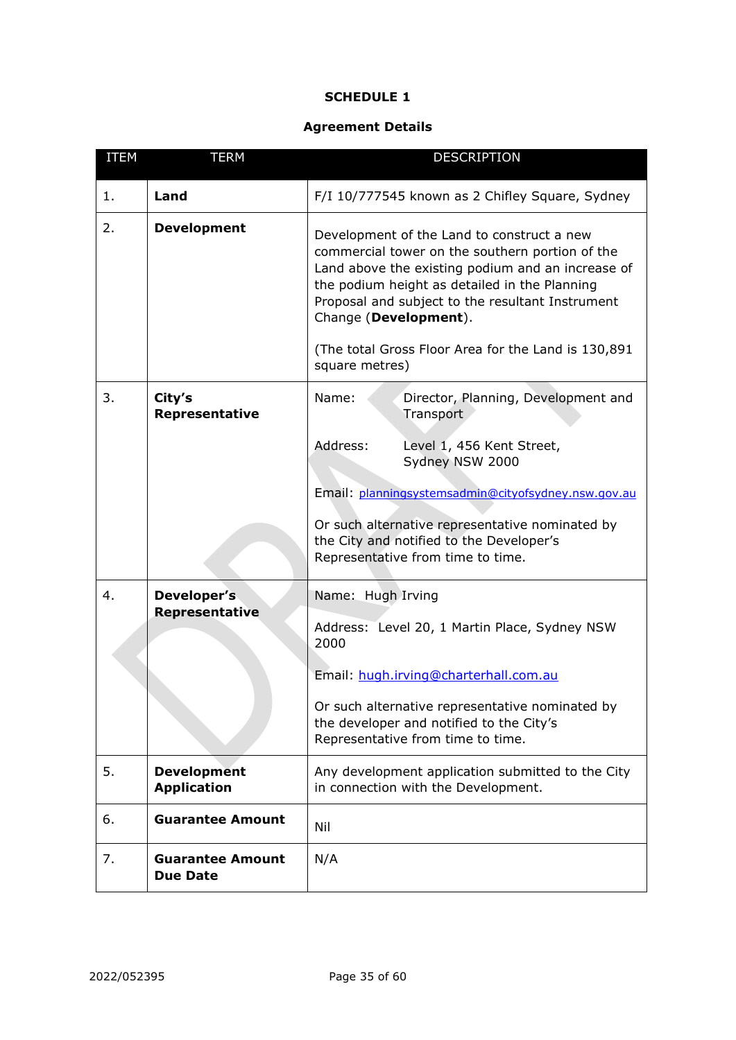# SCHEDULE 1

## Agreement Details

| ITEM | TERM | DESCRIPTION |
|---|---|---|
| 1. | **Land** | F/I 10/777545 known as 2 Chifley Square, Sydney |
| 2. | **Development** | Development of the Land to construct a new commercial tower on the southern portion of the Land above the existing podium and an increase of the podium height as detailed in the Planning Proposal and subject to the resultant Instrument Change (**Development**).<br><br>(The total Gross Floor Area for the Land is 130,891 square metres) |
| 3. | **City's Representative** | Name: Director, Planning, Development and Transport<br><br>Address: Level 1, 456 Kent Street, Sydney NSW 2000<br><br>Email: planningsystemsadmin@cityofsydney.nsw.gov.au<br><br>Or such alternative representative nominated by the City and notified to the Developer's Representative from time to time. |
| 4. | **Developer's Representative** | Name: Hugh Irving<br><br>Address: Level 20, 1 Martin Place, Sydney NSW 2000<br><br>Email: hugh.irving@charterhall.com.au<br><br>Or such alternative representative nominated by the developer and notified to the City's Representative from time to time. |
| 5. | **Development Application** | Any development application submitted to the City in connection with the Development. |
| 6. | **Guarantee Amount** | Nil |
| 7. | **Guarantee Amount Due Date** | N/A |

2022/052395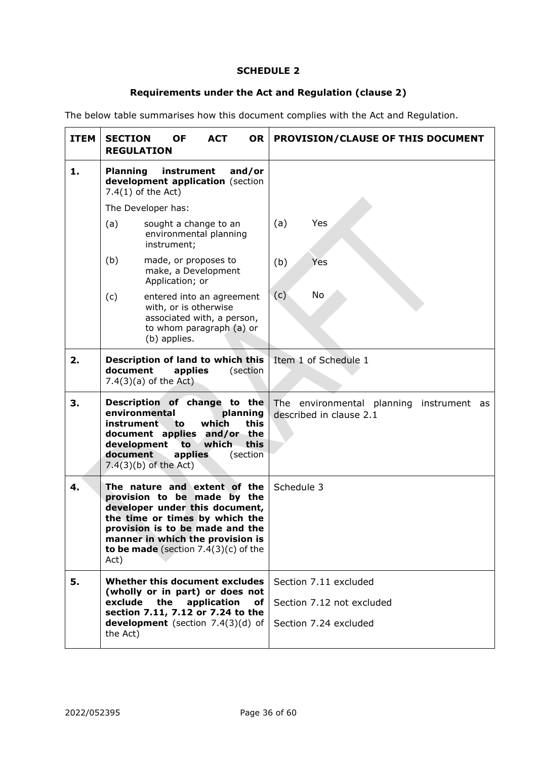**SCHEDULE 2**

**Requirements under the Act and Regulation (clause 2)**

The below table summarises how this document complies with the Act and Regulation.

| ITEM | SECTION OF ACT OR REGULATION | PROVISION/CLAUSE OF THIS DOCUMENT |
|---|---|---|
| **1.** | **Planning instrument and/or development application** (section 7.4(1) of the Act)<br><br>The Developer has:<br><br>(a) sought a change to an environmental planning instrument;<br><br>(b) made, or proposes to make, a Development Application; or<br><br>(c) entered into an agreement with, or is otherwise associated with, a person, to whom paragraph (a) or (b) applies. | (a) Yes<br><br>(b) Yes<br><br>(c) No |
| **2.** | **Description of land to which this document applies** (section 7.4(3)(a) of the Act) | Item 1 of Schedule 1 |
| **3.** | **Description of change to the environmental planning instrument to which this document applies and/or the development to which this document applies** (section 7.4(3)(b) of the Act) | The environmental planning instrument as described in clause 2.1 |
| **4.** | **The nature and extent of the provision to be made by the developer under this document, the time or times by which the provision is to be made and the manner in which the provision is to be made** (section 7.4(3)(c) of the Act) | Schedule 3 |
| **5.** | **Whether this document excludes (wholly or in part) or does not exclude the application of section 7.11, 7.12 or 7.24 to the development** (section 7.4(3)(d) of the Act) | Section 7.11 excluded<br><br>Section 7.12 not excluded<br><br>Section 7.24 excluded |

2022/052395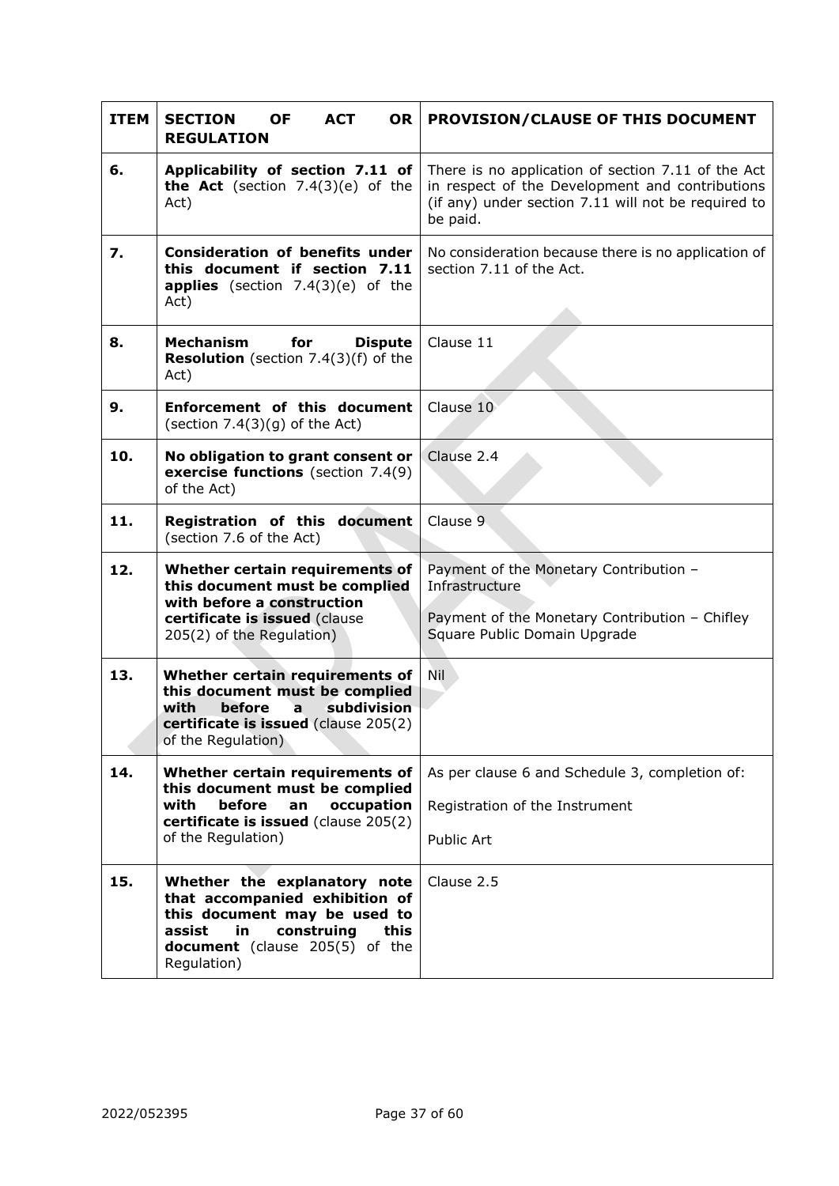| ITEM | SECTION OF ACT OR REGULATION | PROVISION/CLAUSE OF THIS DOCUMENT |
|---|---|---|
| 6. | **Applicability of section 7.11 of the Act** (section 7.4(3)(e) of the Act) | There is no application of section 7.11 of the Act in respect of the Development and contributions (if any) under section 7.11 will not be required to be paid. |
| 7. | **Consideration of benefits under this document if section 7.11 applies** (section 7.4(3)(e) of the Act) | No consideration because there is no application of section 7.11 of the Act. |
| 8. | **Mechanism for Dispute Resolution** (section 7.4(3)(f) of the Act) | Clause 11 |
| 9. | **Enforcement of this document** (section 7.4(3)(g) of the Act) | Clause 10 |
| 10. | **No obligation to grant consent or exercise functions** (section 7.4(9) of the Act) | Clause 2.4 |
| 11. | **Registration of this document** (section 7.6 of the Act) | Clause 9 |
| 12. | **Whether certain requirements of this document must be complied with before a construction certificate is issued** (clause 205(2) of the Regulation) | Payment of the Monetary Contribution – Infrastructure<br><br>Payment of the Monetary Contribution – Chifley Square Public Domain Upgrade |
| 13. | **Whether certain requirements of this document must be complied with before a subdivision certificate is issued** (clause 205(2) of the Regulation) | Nil |
| 14. | **Whether certain requirements of this document must be complied with before an occupation certificate is issued** (clause 205(2) of the Regulation) | As per clause 6 and Schedule 3, completion of:<br><br>Registration of the Instrument<br><br>Public Art |
| 15. | **Whether the explanatory note that accompanied exhibition of this document may be used to assist in construing this document** (clause 205(5) of the Regulation) | Clause 2.5 |

2022/052395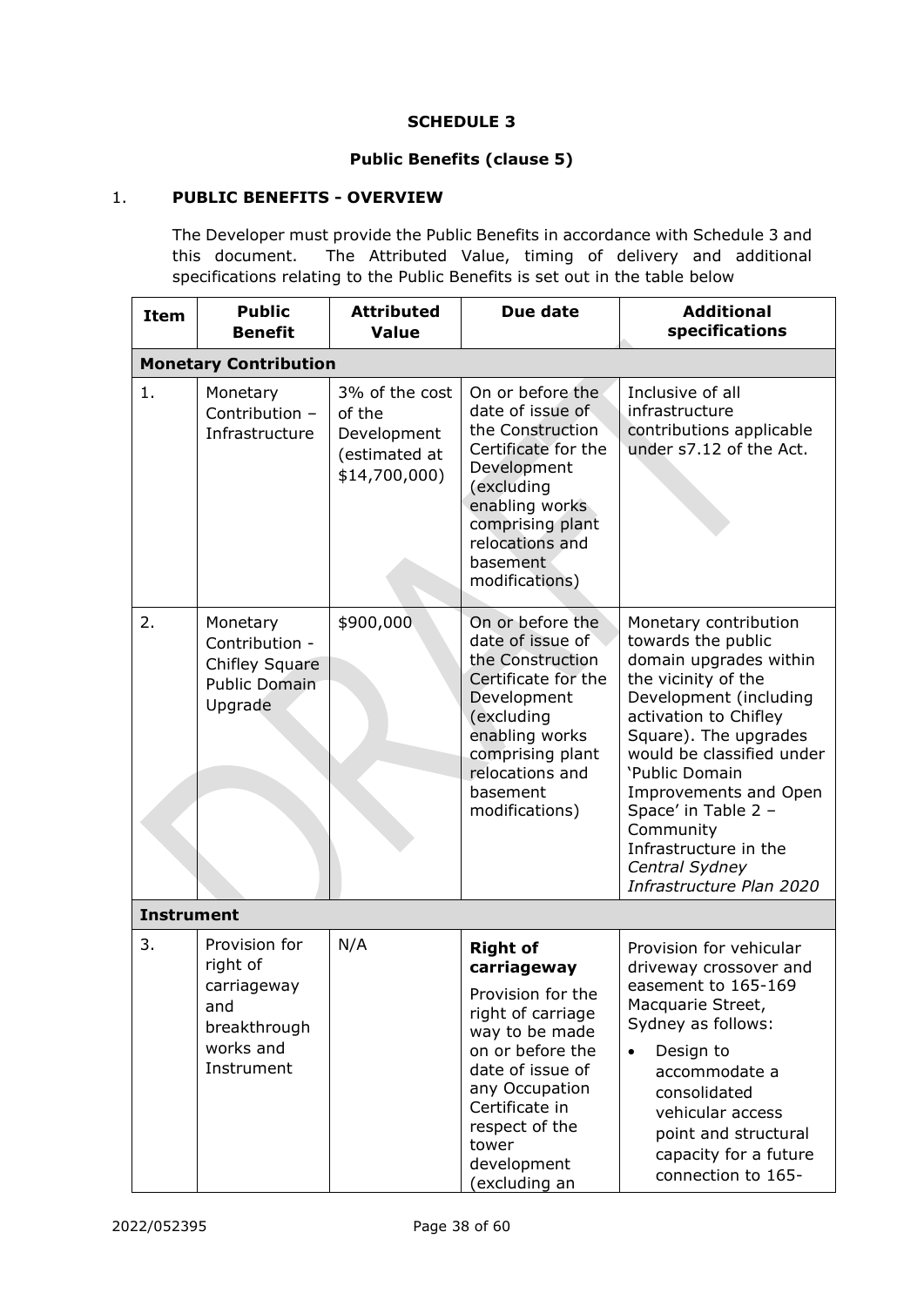## SCHEDULE 3

### Public Benefits (clause 5)

1. **PUBLIC BENEFITS - OVERVIEW**

The Developer must provide the Public Benefits in accordance with Schedule 3 and this document. The Attributed Value, timing of delivery and additional specifications relating to the Public Benefits is set out in the table below

| Item | Public Benefit | Attributed Value | Due date | Additional specifications |
|---|---|---|---|---|
| **Monetary Contribution** | | | | |
| 1. | Monetary Contribution – Infrastructure | 3% of the cost of the Development (estimated at $14,700,000) | On or before the date of issue of the Construction Certificate for the Development (excluding enabling works comprising plant relocations and basement modifications) | Inclusive of all infrastructure contributions applicable under s7.12 of the Act. |
| 2. | Monetary Contribution - Chifley Square Public Domain Upgrade | $900,000 | On or before the date of issue of the Construction Certificate for the Development (excluding enabling works comprising plant relocations and basement modifications) | Monetary contribution towards the public domain upgrades within the vicinity of the Development (including activation to Chifley Square). The upgrades would be classified under 'Public Domain Improvements and Open Space' in Table 2 – Community Infrastructure in the *Central Sydney Infrastructure Plan 2020* |
| **Instrument** | | | | |
| 3. | Provision for right of carriageway and breakthrough works and Instrument | N/A | **Right of carriageway**<br><br>Provision for the right of carriage way to be made on or before the date of issue of any Occupation Certificate in respect of the tower development (excluding an | Provision for vehicular driveway crossover and easement to 165-169 Macquarie Street, Sydney as follows:<br><br>• Design to accommodate a consolidated vehicular access point and structural capacity for a future connection to 165- |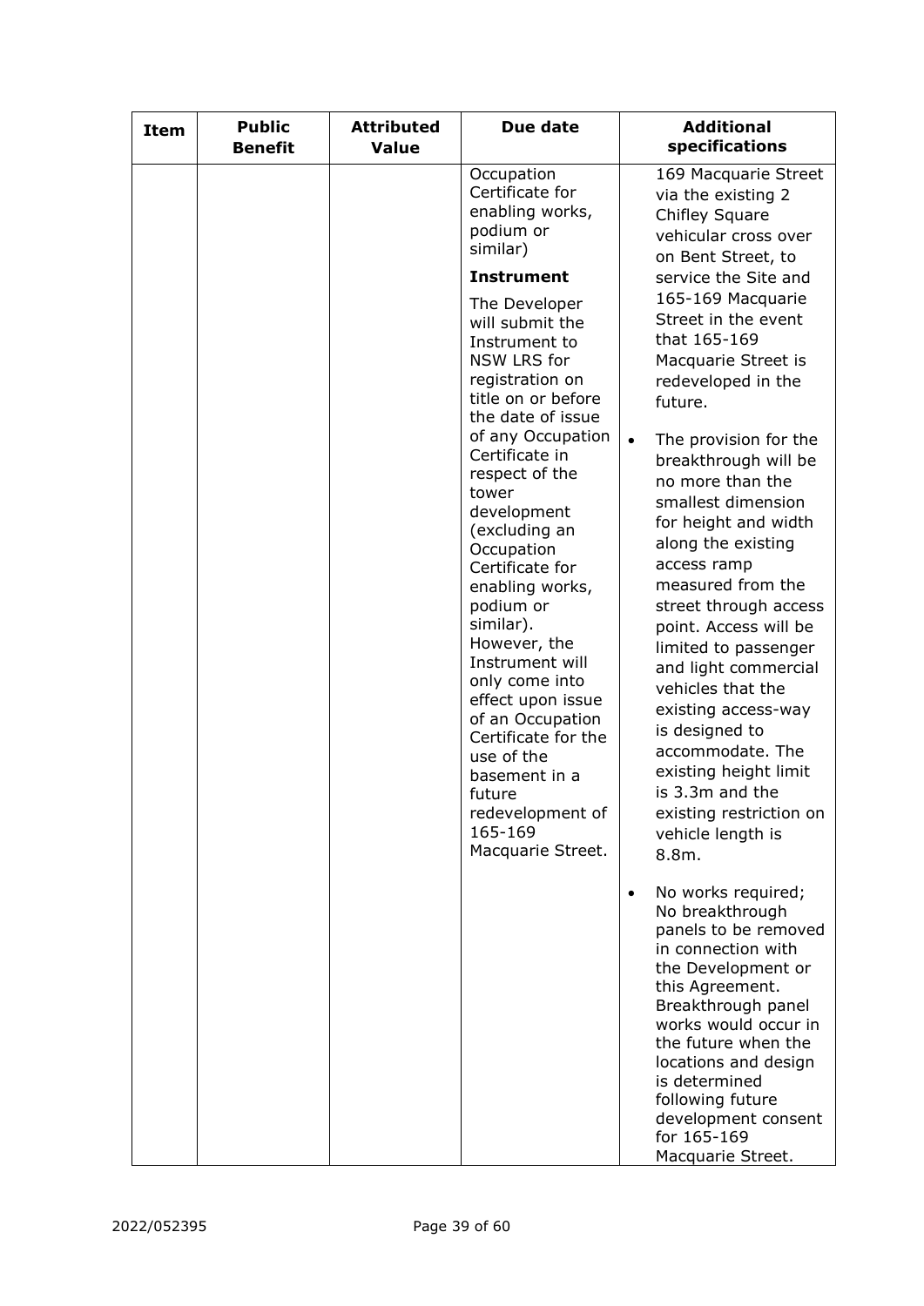| Item | Public Benefit | Attributed Value | Due date | Additional specifications |
|---|---|---|---|---|
| | | | Occupation Certificate for enabling works, podium or similar)<br><br>**Instrument**<br><br>The Developer will submit the Instrument to NSW LRS for registration on title on or before the date of issue of any Occupation Certificate in respect of the tower development (excluding an Occupation Certificate for enabling works, podium or similar). However, the Instrument will only come into effect upon issue of an Occupation Certificate for the use of the basement in a future redevelopment of 165-169 Macquarie Street. | 169 Macquarie Street via the existing 2 Chifley Square vehicular cross over on Bent Street, to service the Site and 165-169 Macquarie Street in the event that 165-169 Macquarie Street is redeveloped in the future.<br><br>• The provision for the breakthrough will be no more than the smallest dimension for height and width along the existing access ramp measured from the street through access point. Access will be limited to passenger and light commercial vehicles that the existing access-way is designed to accommodate. The existing height limit is 3.3m and the existing restriction on vehicle length is 8.8m.<br><br>• No works required; No breakthrough panels to be removed in connection with the Development or this Agreement. Breakthrough panel works would occur in the future when the locations and design is determined following future development consent for 165-169 Macquarie Street. |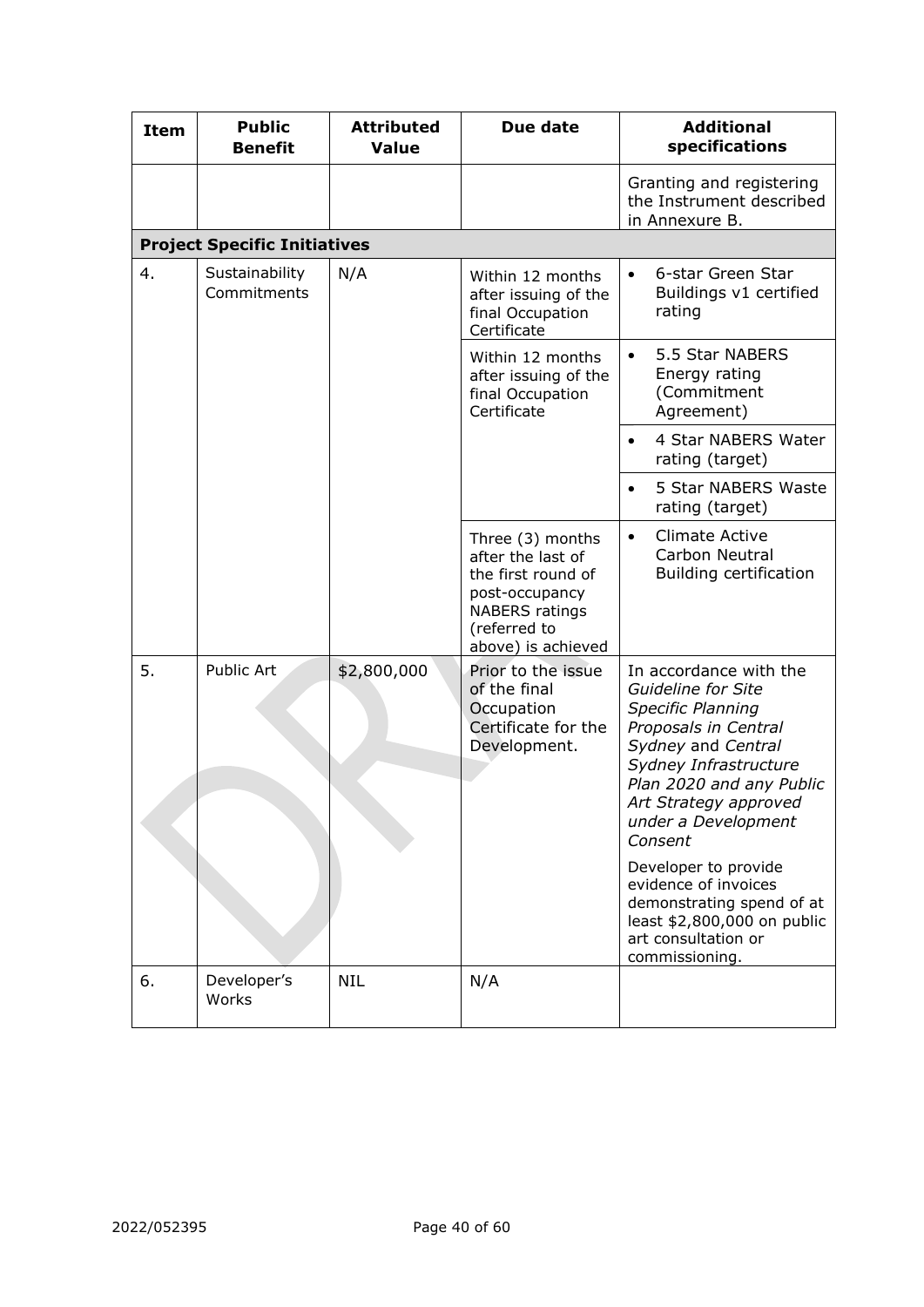| Item | Public Benefit | Attributed Value | Due date | Additional specifications |
|---|---|---|---|---|
| | | | | Granting and registering the Instrument described in Annexure B. |
| **Project Specific Initiatives** | | | | |
| 4. | Sustainability Commitments | N/A | Within 12 months after issuing of the final Occupation Certificate | • 6-star Green Star Buildings v1 certified rating |
| | | | Within 12 months after issuing of the final Occupation Certificate | • 5.5 Star NABERS Energy rating (Commitment Agreement) |
| | | | | • 4 Star NABERS Water rating (target) |
| | | | | • 5 Star NABERS Waste rating (target) |
| | | | Three (3) months after the last of the first round of post-occupancy NABERS ratings (referred to above) is achieved | • Climate Active Carbon Neutral Building certification |
| 5. | Public Art | $2,800,000 | Prior to the issue of the final Occupation Certificate for the Development. | In accordance with the *Guideline for Site Specific Planning Proposals in Central Sydney* and *Central Sydney Infrastructure Plan 2020 and any Public Art Strategy approved under a Development Consent* |
| | | | | Developer to provide evidence of invoices demonstrating spend of at least $2,800,000 on public art consultation or commissioning. |
| 6. | Developer's Works | NIL | N/A | |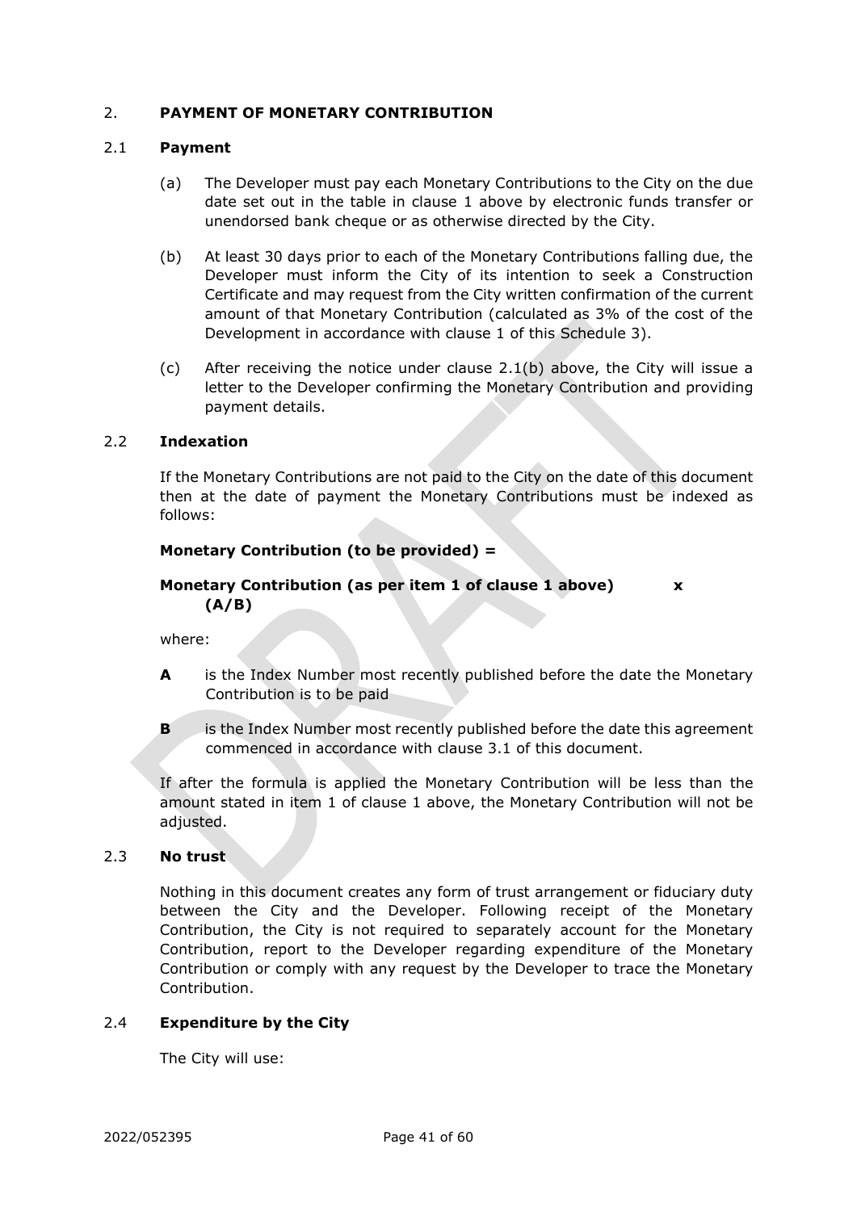## 2. PAYMENT OF MONETARY CONTRIBUTION

### 2.1 Payment

(a) The Developer must pay each Monetary Contributions to the City on the due date set out in the table in clause 1 above by electronic funds transfer or unendorsed bank cheque or as otherwise directed by the City.

(b) At least 30 days prior to each of the Monetary Contributions falling due, the Developer must inform the City of its intention to seek a Construction Certificate and may request from the City written confirmation of the current amount of that Monetary Contribution (calculated as 3% of the cost of the Development in accordance with clause 1 of this Schedule 3).

(c) After receiving the notice under clause 2.1(b) above, the City will issue a letter to the Developer confirming the Monetary Contribution and providing payment details.

### 2.2 Indexation

If the Monetary Contributions are not paid to the City on the date of this document then at the date of payment the Monetary Contributions must be indexed as follows:

**Monetary Contribution (to be provided) =**

**Monetary Contribution (as per item 1 of clause 1 above) x (A/B)**

where:

**A** is the Index Number most recently published before the date the Monetary Contribution is to be paid

**B** is the Index Number most recently published before the date this agreement commenced in accordance with clause 3.1 of this document.

If after the formula is applied the Monetary Contribution will be less than the amount stated in item 1 of clause 1 above, the Monetary Contribution will not be adjusted.

### 2.3 No trust

Nothing in this document creates any form of trust arrangement or fiduciary duty between the City and the Developer. Following receipt of the Monetary Contribution, the City is not required to separately account for the Monetary Contribution, report to the Developer regarding expenditure of the Monetary Contribution or comply with any request by the Developer to trace the Monetary Contribution.

### 2.4 Expenditure by the City

The City will use: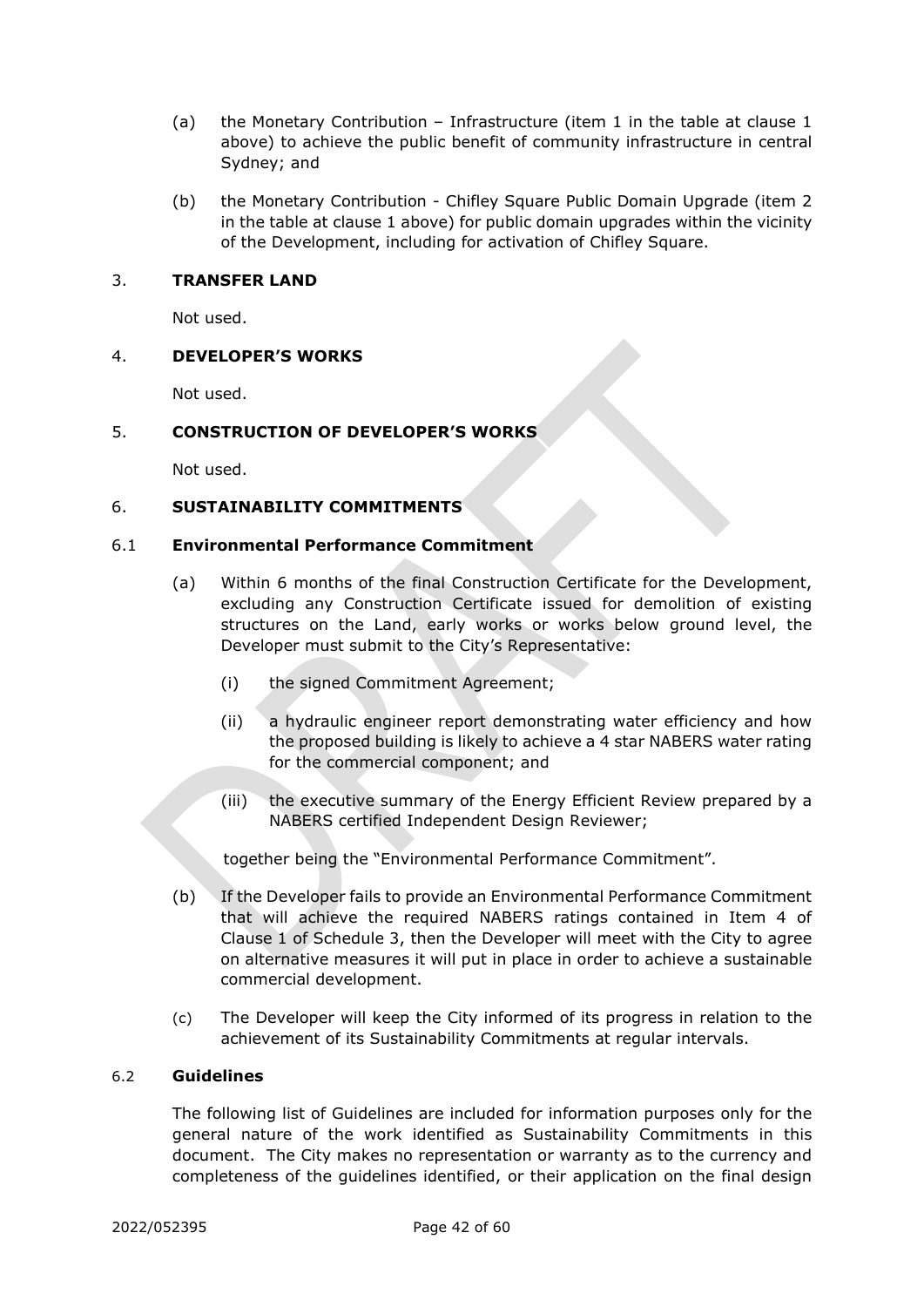(a) the Monetary Contribution – Infrastructure (item 1 in the table at clause 1 above) to achieve the public benefit of community infrastructure in central Sydney; and

(b) the Monetary Contribution - Chifley Square Public Domain Upgrade (item 2 in the table at clause 1 above) for public domain upgrades within the vicinity of the Development, including for activation of Chifley Square.

## 3. TRANSFER LAND

Not used.

## 4. DEVELOPER'S WORKS

Not used.

## 5. CONSTRUCTION OF DEVELOPER'S WORKS

Not used.

## 6. SUSTAINABILITY COMMITMENTS

### 6.1 Environmental Performance Commitment

(a) Within 6 months of the final Construction Certificate for the Development, excluding any Construction Certificate issued for demolition of existing structures on the Land, early works or works below ground level, the Developer must submit to the City's Representative:

(i) the signed Commitment Agreement;

(ii) a hydraulic engineer report demonstrating water efficiency and how the proposed building is likely to achieve a 4 star NABERS water rating for the commercial component; and

(iii) the executive summary of the Energy Efficient Review prepared by a NABERS certified Independent Design Reviewer;

together being the "Environmental Performance Commitment".

(b) If the Developer fails to provide an Environmental Performance Commitment that will achieve the required NABERS ratings contained in Item 4 of Clause 1 of Schedule 3, then the Developer will meet with the City to agree on alternative measures it will put in place in order to achieve a sustainable commercial development.

(c) The Developer will keep the City informed of its progress in relation to the achievement of its Sustainability Commitments at regular intervals.

### 6.2 Guidelines

The following list of Guidelines are included for information purposes only for the general nature of the work identified as Sustainability Commitments in this document. The City makes no representation or warranty as to the currency and completeness of the guidelines identified, or their application on the final design

2022/052395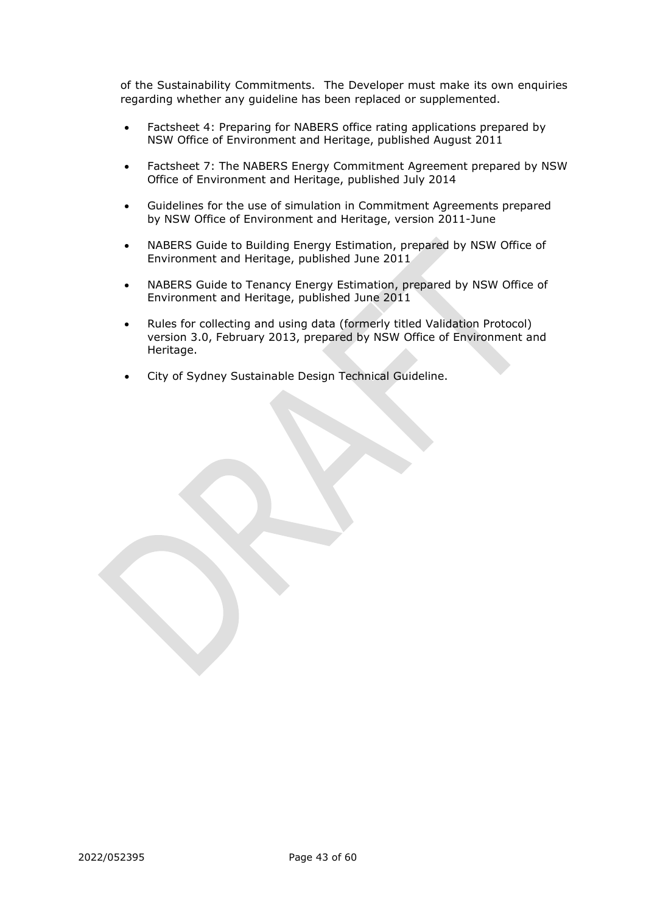of the Sustainability Commitments. The Developer must make its own enquiries regarding whether any guideline has been replaced or supplemented.

- Factsheet 4: Preparing for NABERS office rating applications prepared by NSW Office of Environment and Heritage, published August 2011
- Factsheet 7: The NABERS Energy Commitment Agreement prepared by NSW Office of Environment and Heritage, published July 2014
- Guidelines for the use of simulation in Commitment Agreements prepared by NSW Office of Environment and Heritage, version 2011-June
- NABERS Guide to Building Energy Estimation, prepared by NSW Office of Environment and Heritage, published June 2011
- NABERS Guide to Tenancy Energy Estimation, prepared by NSW Office of Environment and Heritage, published June 2011
- Rules for collecting and using data (formerly titled Validation Protocol) version 3.0, February 2013, prepared by NSW Office of Environment and Heritage.
- City of Sydney Sustainable Design Technical Guideline.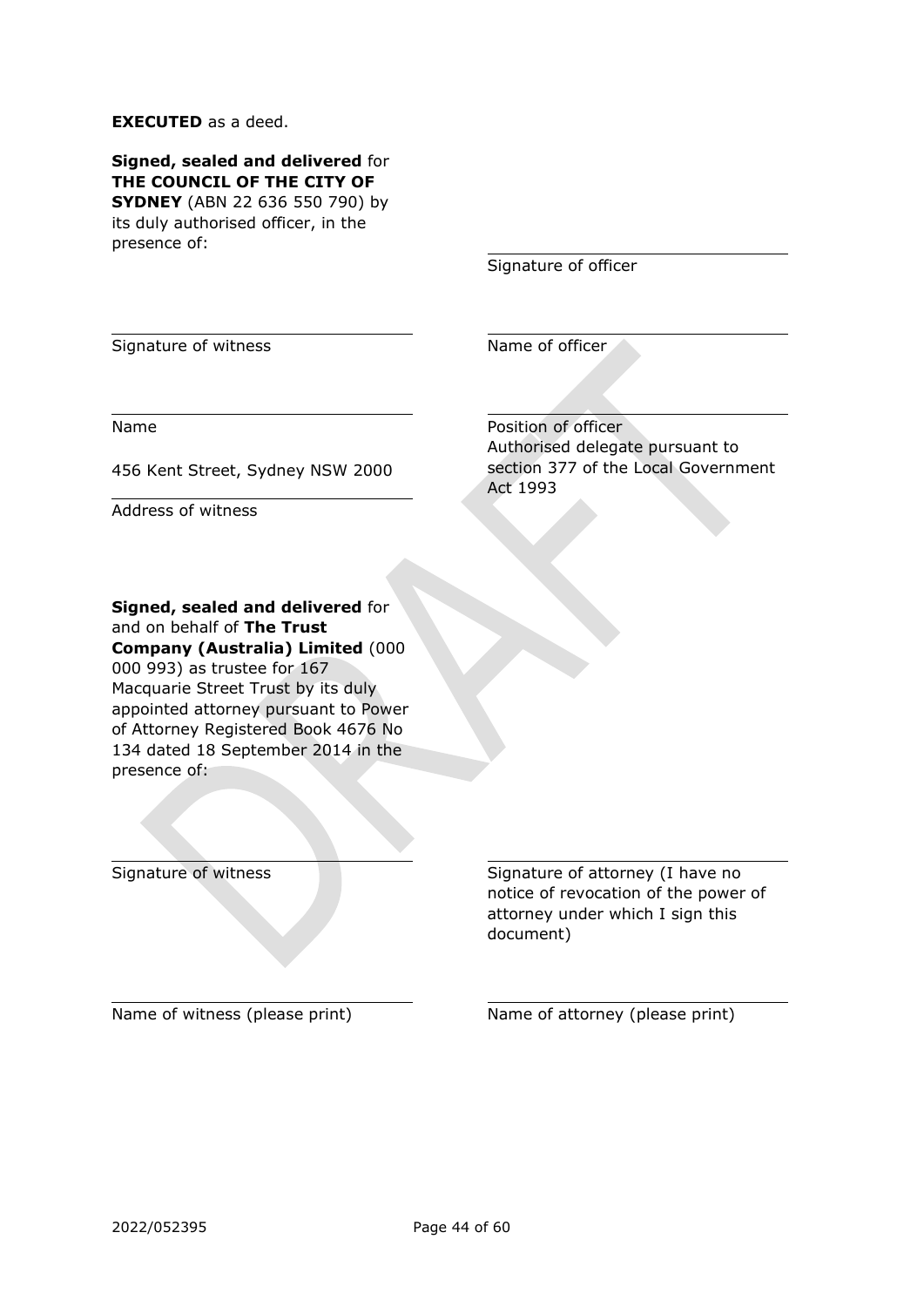**EXECUTED** as a deed.

**Signed, sealed and delivered** for **THE COUNCIL OF THE CITY OF SYDNEY** (ABN 22 636 550 790) by its duly authorised officer, in the presence of:

| | |
|---|---|
| | Signature of officer |
| Signature of witness | Name of officer |
| Name | Position of officer<br>Authorised delegate pursuant to section 377 of the Local Government Act 1993 |
| 456 Kent Street, Sydney NSW 2000<br>Address of witness | |

**Signed, sealed and delivered** for and on behalf of **The Trust Company (Australia) Limited** (000 000 993) as trustee for 167 Macquarie Street Trust by its duly appointed attorney pursuant to Power of Attorney Registered Book 4676 No 134 dated 18 September 2014 in the presence of:

| | |
|---|---|
| Signature of witness | Signature of attorney (I have no notice of revocation of the power of attorney under which I sign this document) |
| Name of witness (please print) | Name of attorney (please print) |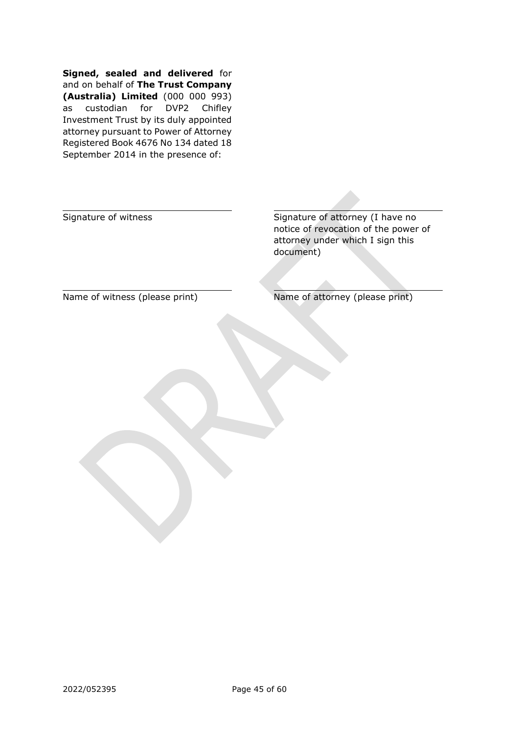**Signed, sealed and delivered** for and on behalf of **The Trust Company (Australia) Limited** (000 000 993) as custodian for DVP2 Chifley Investment Trust by its duly appointed attorney pursuant to Power of Attorney Registered Book 4676 No 134 dated 18 September 2014 in the presence of:

| | |
|---|---|
| Signature of witness | Signature of attorney (I have no notice of revocation of the power of attorney under which I sign this document) |
| Name of witness (please print) | Name of attorney (please print) |

DRAFT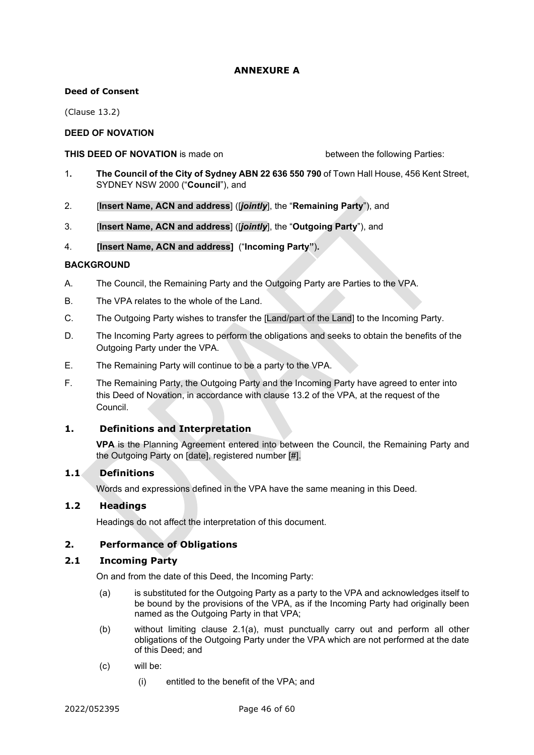**ANNEXURE A**

**Deed of Consent**

(Clause 13.2)

**DEED OF NOVATION**

**THIS DEED OF NOVATION** is made on between the following Parties:

1. **The Council of the City of Sydney ABN 22 636 550 790** of Town Hall House, 456 Kent Street, SYDNEY NSW 2000 ("**Council**"), and
2. [**Insert Name, ACN and address**] ([***jointly***], the "**Remaining Party**"), and
3. [**Insert Name, ACN and address**] ([***jointly***], the "**Outgoing Party**"), and
4. **[Insert Name, ACN and address]** ("**Incoming Party**").

**BACKGROUND**

A. The Council, the Remaining Party and the Outgoing Party are Parties to the VPA.

B. The VPA relates to the whole of the Land.

C. The Outgoing Party wishes to transfer the [Land/part of the Land] to the Incoming Party.

D. The Incoming Party agrees to perform the obligations and seeks to obtain the benefits of the Outgoing Party under the VPA.

E. The Remaining Party will continue to be a party to the VPA.

F. The Remaining Party, the Outgoing Party and the Incoming Party have agreed to enter into this Deed of Novation, in accordance with clause 13.2 of the VPA, at the request of the Council.

## 1. Definitions and Interpretation

**VPA** is the Planning Agreement entered into between the Council, the Remaining Party and the Outgoing Party on [date], registered number [#].

### 1.1 Definitions

Words and expressions defined in the VPA have the same meaning in this Deed.

### 1.2 Headings

Headings do not affect the interpretation of this document.

## 2. Performance of Obligations

### 2.1 Incoming Party

On and from the date of this Deed, the Incoming Party:

(a) is substituted for the Outgoing Party as a party to the VPA and acknowledges itself to be bound by the provisions of the VPA, as if the Incoming Party had originally been named as the Outgoing Party in that VPA;

(b) without limiting clause 2.1(a), must punctually carry out and perform all other obligations of the Outgoing Party under the VPA which are not performed at the date of this Deed; and

(c) will be:

(i) entitled to the benefit of the VPA; and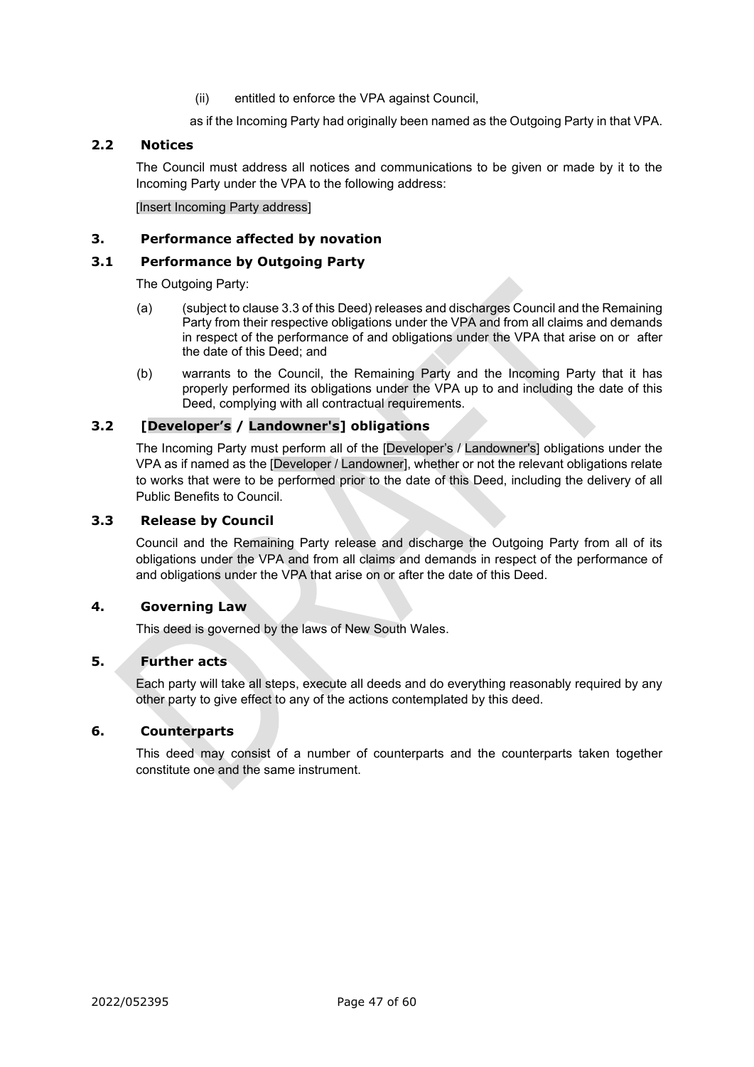(ii) entitled to enforce the VPA against Council,

as if the Incoming Party had originally been named as the Outgoing Party in that VPA.

## 2.2 Notices

The Council must address all notices and communications to be given or made by it to the Incoming Party under the VPA to the following address:

[Insert Incoming Party address]

## 3. Performance affected by novation

## 3.1 Performance by Outgoing Party

The Outgoing Party:

(a) (subject to clause 3.3 of this Deed) releases and discharges Council and the Remaining Party from their respective obligations under the VPA and from all claims and demands in respect of the performance of and obligations under the VPA that arise on or after the date of this Deed; and

(b) warrants to the Council, the Remaining Party and the Incoming Party that it has properly performed its obligations under the VPA up to and including the date of this Deed, complying with all contractual requirements.

## 3.2 [Developer's / Landowner's] obligations

The Incoming Party must perform all of the [Developer's / Landowner's] obligations under the VPA as if named as the [Developer / Landowner], whether or not the relevant obligations relate to works that were to be performed prior to the date of this Deed, including the delivery of all Public Benefits to Council.

## 3.3 Release by Council

Council and the Remaining Party release and discharge the Outgoing Party from all of its obligations under the VPA and from all claims and demands in respect of the performance of and obligations under the VPA that arise on or after the date of this Deed.

## 4. Governing Law

This deed is governed by the laws of New South Wales.

## 5. Further acts

Each party will take all steps, execute all deeds and do everything reasonably required by any other party to give effect to any of the actions contemplated by this deed.

## 6. Counterparts

This deed may consist of a number of counterparts and the counterparts taken together constitute one and the same instrument.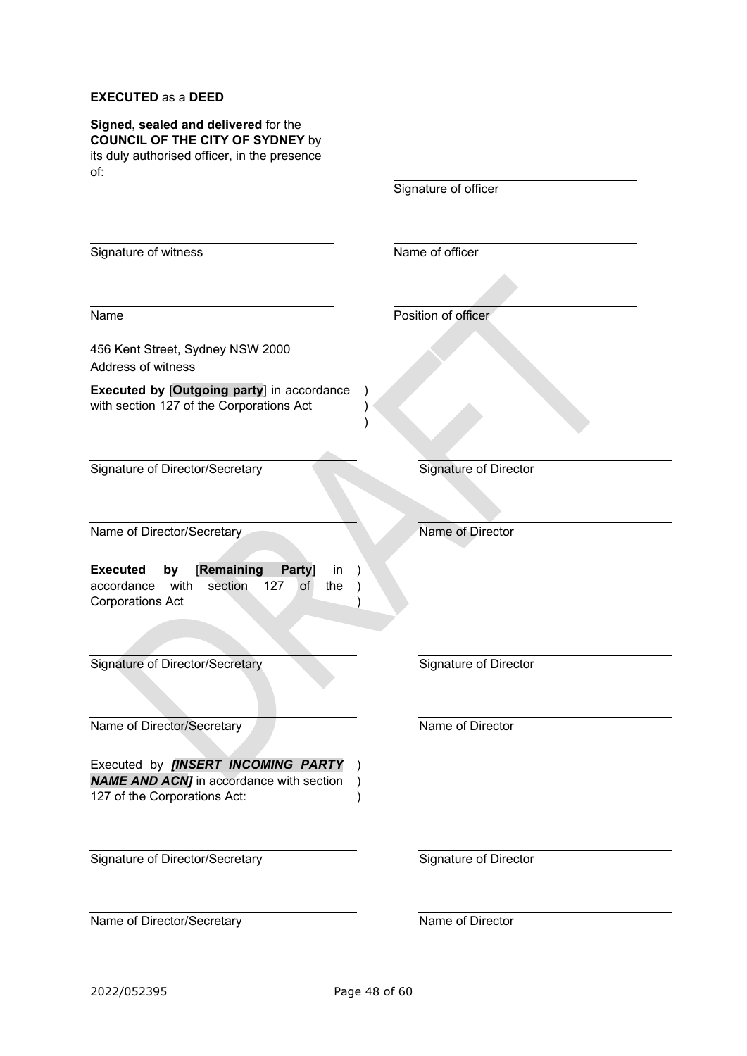**EXECUTED** as a **DEED**

**Signed, sealed and delivered** for the **COUNCIL OF THE CITY OF SYDNEY** by its duly authorised officer, in the presence of:

Signature of officer

Signature of witness

Name of officer

Name

Position of officer

456 Kent Street, Sydney NSW 2000

Address of witness

**Executed by** [**Outgoing party**] in accordance with section 127 of the Corporations Act )

Signature of Director/Secretary

Signature of Director

Name of Director/Secretary

Name of Director

**Executed by** [**Remaining Party**] in accordance with section 127 of the Corporations Act )

Signature of Director/Secretary

Signature of Director

Name of Director/Secretary

Name of Director

Executed by ***[INSERT INCOMING PARTY NAME AND ACN]*** in accordance with section 127 of the Corporations Act: )

Signature of Director/Secretary

Signature of Director

Name of Director/Secretary

Name of Director

2022/052395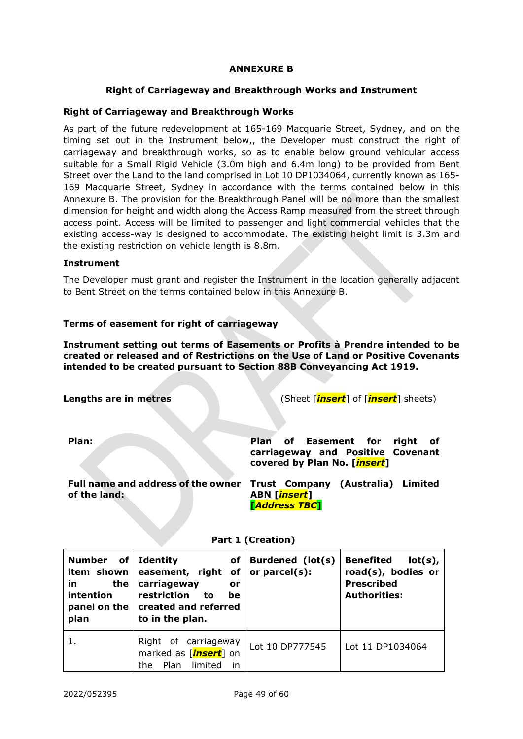**ANNEXURE B**

**Right of Carriageway and Breakthrough Works and Instrument**

**Right of Carriageway and Breakthrough Works**

As part of the future redevelopment at 165-169 Macquarie Street, Sydney, and on the timing set out in the Instrument below,, the Developer must construct the right of carriageway and breakthrough works, so as to enable below ground vehicular access suitable for a Small Rigid Vehicle (3.0m high and 6.4m long) to be provided from Bent Street over the Land to the land comprised in Lot 10 DP1034064, currently known as 165-169 Macquarie Street, Sydney in accordance with the terms contained below in this Annexure B. The provision for the Breakthrough Panel will be no more than the smallest dimension for height and width along the Access Ramp measured from the street through access point. Access will be limited to passenger and light commercial vehicles that the existing access-way is designed to accommodate. The existing height limit is 3.3m and the existing restriction on vehicle length is 8.8m.

**Instrument**

The Developer must grant and register the Instrument in the location generally adjacent to Bent Street on the terms contained below in this Annexure B.

**Terms of easement for right of carriageway**

**Instrument setting out terms of Easements or Profits à Prendre intended to be created or released and of Restrictions on the Use of Land or Positive Covenants intended to be created pursuant to Section 88B Conveyancing Act 1919.**

**Lengths are in metres** (Sheet [***insert***] of [***insert***] sheets)

**Plan:** **Plan of Easement for right of carriageway and Positive Covenant covered by Plan No. [*insert*]**

**Full name and address of the owner of the land:** **Trust Company (Australia) Limited ABN [*insert*] [*Address TBC*]**

**Part 1 (Creation)**

| Number of item shown in the intention panel on the plan | Identity of easement, right of carriageway or restriction to be created and referred to in the plan. | Burdened (lot(s) or parcel(s): | Benefited lot(s), road(s), bodies or Prescribed Authorities: |
|---|---|---|---|
| 1. | Right of carriageway marked as [***insert***] on the Plan limited in | Lot 10 DP777545 | Lot 11 DP1034064 |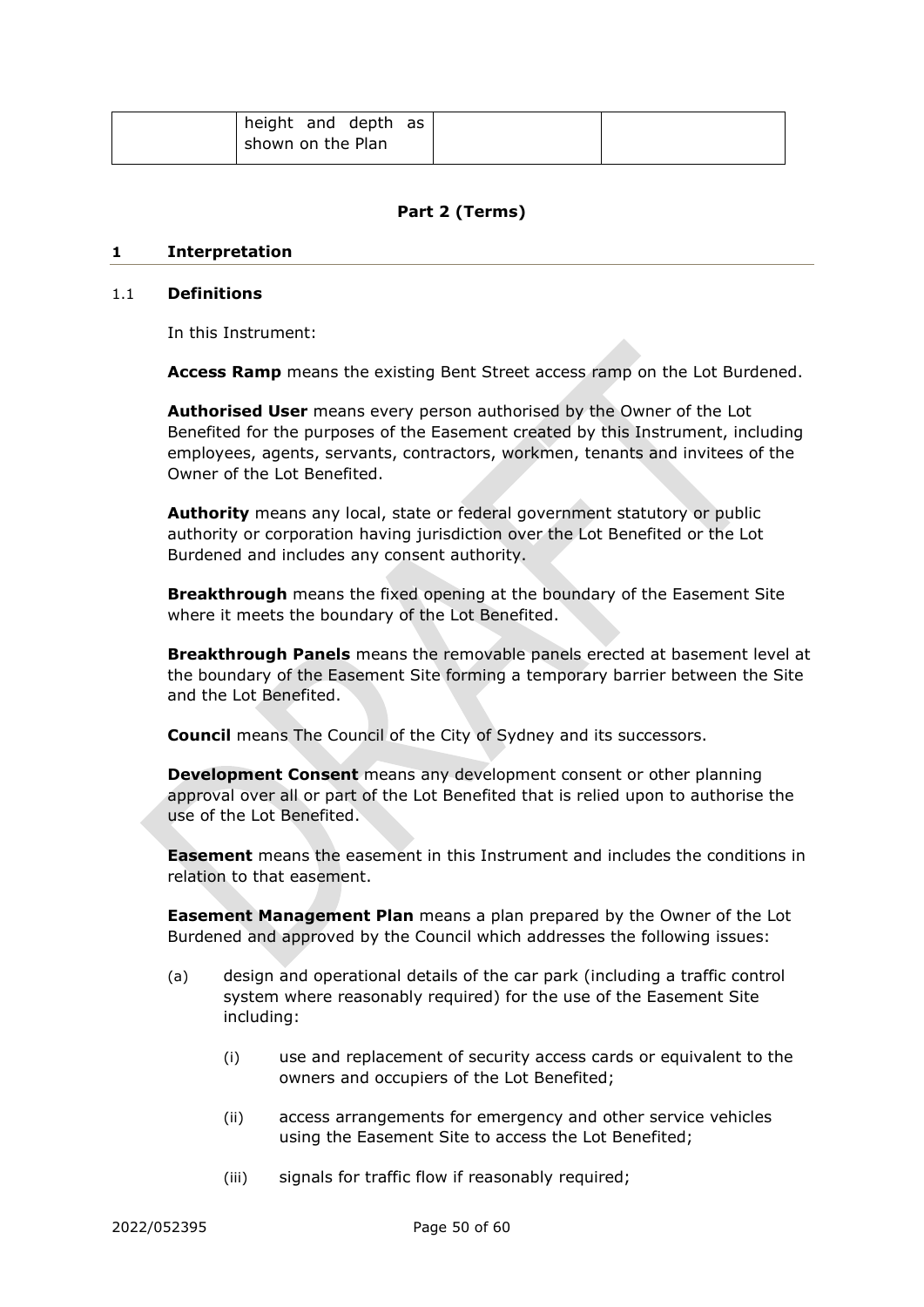|  | height and depth as shown on the Plan |  |  |
|---|---|---|---|

## Part 2 (Terms)

### 1 Interpretation

#### 1.1 Definitions

In this Instrument:

**Access Ramp** means the existing Bent Street access ramp on the Lot Burdened.

**Authorised User** means every person authorised by the Owner of the Lot Benefited for the purposes of the Easement created by this Instrument, including employees, agents, servants, contractors, workmen, tenants and invitees of the Owner of the Lot Benefited.

**Authority** means any local, state or federal government statutory or public authority or corporation having jurisdiction over the Lot Benefited or the Lot Burdened and includes any consent authority.

**Breakthrough** means the fixed opening at the boundary of the Easement Site where it meets the boundary of the Lot Benefited.

**Breakthrough Panels** means the removable panels erected at basement level at the boundary of the Easement Site forming a temporary barrier between the Site and the Lot Benefited.

**Council** means The Council of the City of Sydney and its successors.

**Development Consent** means any development consent or other planning approval over all or part of the Lot Benefited that is relied upon to authorise the use of the Lot Benefited.

**Easement** means the easement in this Instrument and includes the conditions in relation to that easement.

**Easement Management Plan** means a plan prepared by the Owner of the Lot Burdened and approved by the Council which addresses the following issues:

(a) design and operational details of the car park (including a traffic control system where reasonably required) for the use of the Easement Site including:

   (i) use and replacement of security access cards or equivalent to the owners and occupiers of the Lot Benefited;

   (ii) access arrangements for emergency and other service vehicles using the Easement Site to access the Lot Benefited;

   (iii) signals for traffic flow if reasonably required;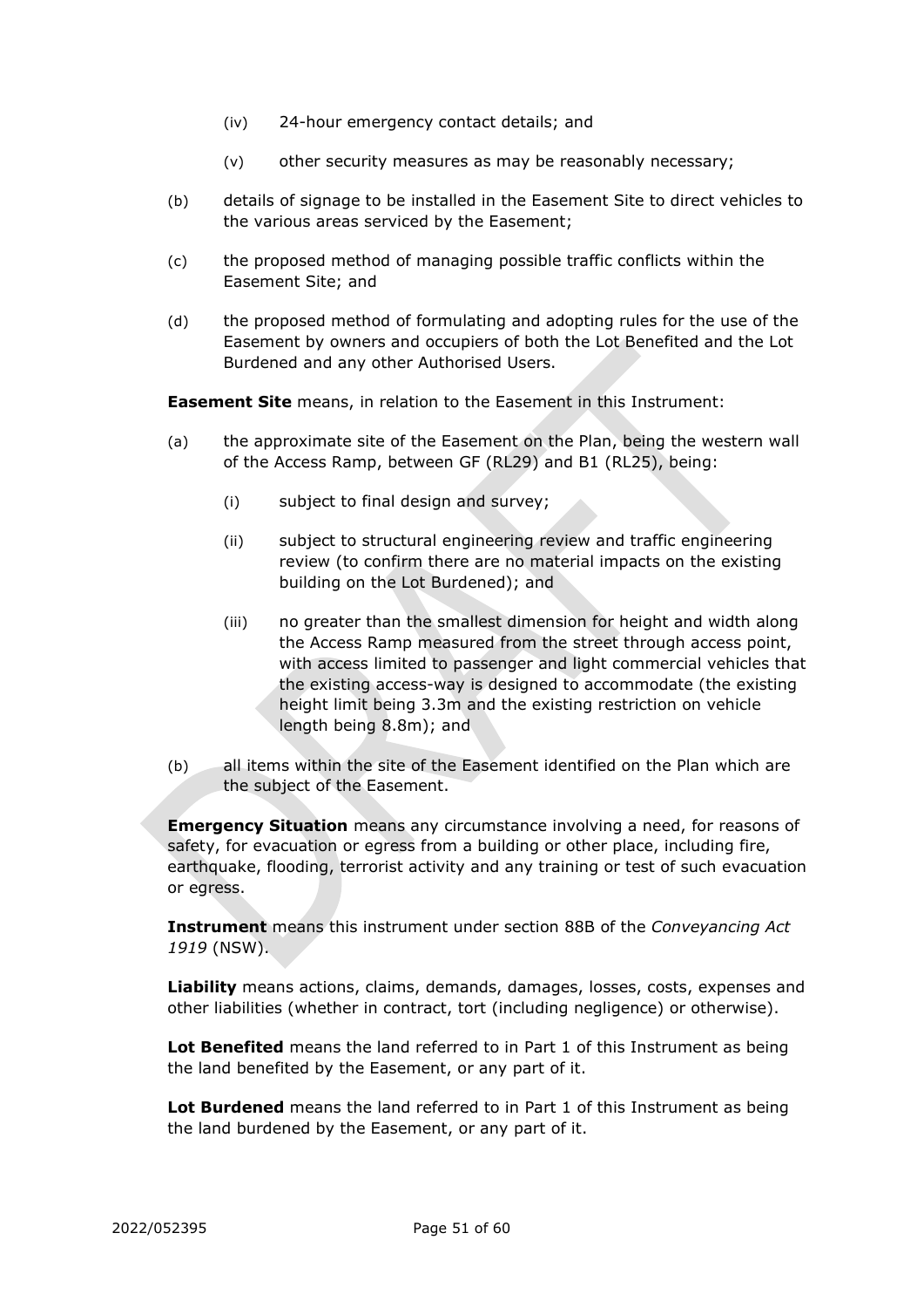(iv) 24-hour emergency contact details; and

(v) other security measures as may be reasonably necessary;

(b) details of signage to be installed in the Easement Site to direct vehicles to the various areas serviced by the Easement;

(c) the proposed method of managing possible traffic conflicts within the Easement Site; and

(d) the proposed method of formulating and adopting rules for the use of the Easement by owners and occupiers of both the Lot Benefited and the Lot Burdened and any other Authorised Users.

**Easement Site** means, in relation to the Easement in this Instrument:

(a) the approximate site of the Easement on the Plan, being the western wall of the Access Ramp, between GF (RL29) and B1 (RL25), being:

  (i) subject to final design and survey;

  (ii) subject to structural engineering review and traffic engineering review (to confirm there are no material impacts on the existing building on the Lot Burdened); and

  (iii) no greater than the smallest dimension for height and width along the Access Ramp measured from the street through access point, with access limited to passenger and light commercial vehicles that the existing access-way is designed to accommodate (the existing height limit being 3.3m and the existing restriction on vehicle length being 8.8m); and

(b) all items within the site of the Easement identified on the Plan which are the subject of the Easement.

**Emergency Situation** means any circumstance involving a need, for reasons of safety, for evacuation or egress from a building or other place, including fire, earthquake, flooding, terrorist activity and any training or test of such evacuation or egress.

**Instrument** means this instrument under section 88B of the *Conveyancing Act 1919* (NSW).

**Liability** means actions, claims, demands, damages, losses, costs, expenses and other liabilities (whether in contract, tort (including negligence) or otherwise).

**Lot Benefited** means the land referred to in Part 1 of this Instrument as being the land benefited by the Easement, or any part of it.

**Lot Burdened** means the land referred to in Part 1 of this Instrument as being the land burdened by the Easement, or any part of it.

2022/052395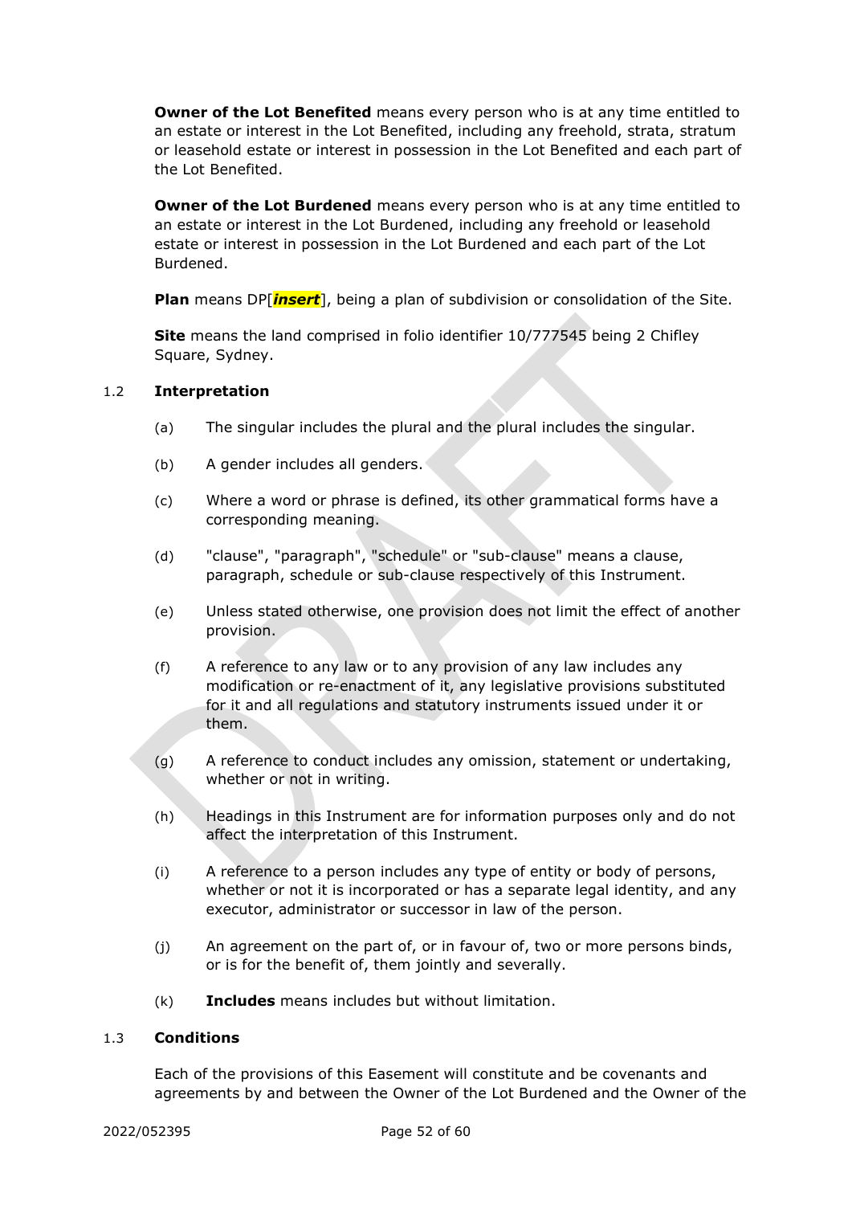**Owner of the Lot Benefited** means every person who is at any time entitled to an estate or interest in the Lot Benefited, including any freehold, strata, stratum or leasehold estate or interest in possession in the Lot Benefited and each part of the Lot Benefited.

**Owner of the Lot Burdened** means every person who is at any time entitled to an estate or interest in the Lot Burdened, including any freehold or leasehold estate or interest in possession in the Lot Burdened and each part of the Lot Burdened.

**Plan** means DP[***insert***], being a plan of subdivision or consolidation of the Site.

**Site** means the land comprised in folio identifier 10/777545 being 2 Chifley Square, Sydney.

### 1.2 Interpretation

(a) The singular includes the plural and the plural includes the singular.

(b) A gender includes all genders.

(c) Where a word or phrase is defined, its other grammatical forms have a corresponding meaning.

(d) "clause", "paragraph", "schedule" or "sub-clause" means a clause, paragraph, schedule or sub-clause respectively of this Instrument.

(e) Unless stated otherwise, one provision does not limit the effect of another provision.

(f) A reference to any law or to any provision of any law includes any modification or re-enactment of it, any legislative provisions substituted for it and all regulations and statutory instruments issued under it or them.

(g) A reference to conduct includes any omission, statement or undertaking, whether or not in writing.

(h) Headings in this Instrument are for information purposes only and do not affect the interpretation of this Instrument.

(i) A reference to a person includes any type of entity or body of persons, whether or not it is incorporated or has a separate legal identity, and any executor, administrator or successor in law of the person.

(j) An agreement on the part of, or in favour of, two or more persons binds, or is for the benefit of, them jointly and severally.

(k) **Includes** means includes but without limitation.

### 1.3 Conditions

Each of the provisions of this Easement will constitute and be covenants and agreements by and between the Owner of the Lot Burdened and the Owner of the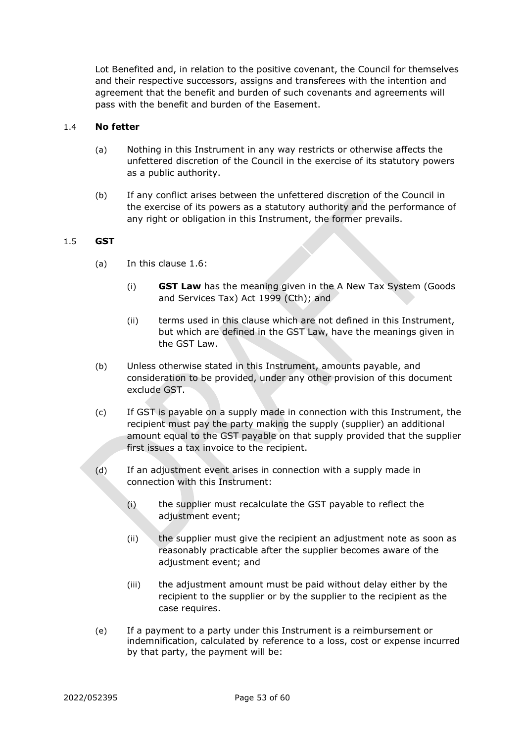Lot Benefited and, in relation to the positive covenant, the Council for themselves and their respective successors, assigns and transferees with the intention and agreement that the benefit and burden of such covenants and agreements will pass with the benefit and burden of the Easement.

1.4 **No fetter**

(a) Nothing in this Instrument in any way restricts or otherwise affects the unfettered discretion of the Council in the exercise of its statutory powers as a public authority.

(b) If any conflict arises between the unfettered discretion of the Council in the exercise of its powers as a statutory authority and the performance of any right or obligation in this Instrument, the former prevails.

1.5 **GST**

(a) In this clause 1.6:

(i) **GST Law** has the meaning given in the A New Tax System (Goods and Services Tax) Act 1999 (Cth); and

(ii) terms used in this clause which are not defined in this Instrument, but which are defined in the GST Law, have the meanings given in the GST Law.

(b) Unless otherwise stated in this Instrument, amounts payable, and consideration to be provided, under any other provision of this document exclude GST.

(c) If GST is payable on a supply made in connection with this Instrument, the recipient must pay the party making the supply (supplier) an additional amount equal to the GST payable on that supply provided that the supplier first issues a tax invoice to the recipient.

(d) If an adjustment event arises in connection with a supply made in connection with this Instrument:

(i) the supplier must recalculate the GST payable to reflect the adjustment event;

(ii) the supplier must give the recipient an adjustment note as soon as reasonably practicable after the supplier becomes aware of the adjustment event; and

(iii) the adjustment amount must be paid without delay either by the recipient to the supplier or by the supplier to the recipient as the case requires.

(e) If a payment to a party under this Instrument is a reimbursement or indemnification, calculated by reference to a loss, cost or expense incurred by that party, the payment will be: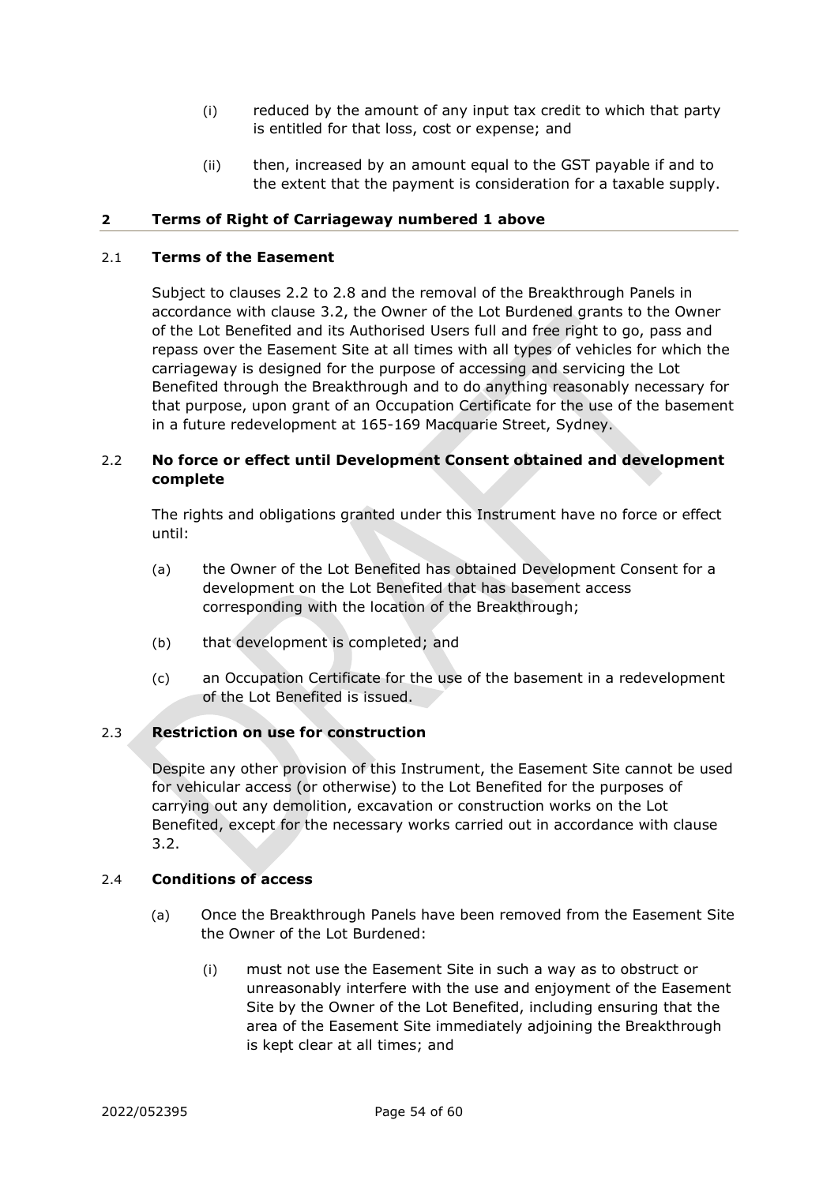(i) reduced by the amount of any input tax credit to which that party is entitled for that loss, cost or expense; and

(ii) then, increased by an amount equal to the GST payable if and to the extent that the payment is consideration for a taxable supply.

## 2 Terms of Right of Carriageway numbered 1 above

### 2.1 Terms of the Easement

Subject to clauses 2.2 to 2.8 and the removal of the Breakthrough Panels in accordance with clause 3.2, the Owner of the Lot Burdened grants to the Owner of the Lot Benefited and its Authorised Users full and free right to go, pass and repass over the Easement Site at all times with all types of vehicles for which the carriageway is designed for the purpose of accessing and servicing the Lot Benefited through the Breakthrough and to do anything reasonably necessary for that purpose, upon grant of an Occupation Certificate for the use of the basement in a future redevelopment at 165-169 Macquarie Street, Sydney.

### 2.2 No force or effect until Development Consent obtained and development complete

The rights and obligations granted under this Instrument have no force or effect until:

(a) the Owner of the Lot Benefited has obtained Development Consent for a development on the Lot Benefited that has basement access corresponding with the location of the Breakthrough;

(b) that development is completed; and

(c) an Occupation Certificate for the use of the basement in a redevelopment of the Lot Benefited is issued.

### 2.3 Restriction on use for construction

Despite any other provision of this Instrument, the Easement Site cannot be used for vehicular access (or otherwise) to the Lot Benefited for the purposes of carrying out any demolition, excavation or construction works on the Lot Benefited, except for the necessary works carried out in accordance with clause 3.2.

### 2.4 Conditions of access

(a) Once the Breakthrough Panels have been removed from the Easement Site the Owner of the Lot Burdened:

(i) must not use the Easement Site in such a way as to obstruct or unreasonably interfere with the use and enjoyment of the Easement Site by the Owner of the Lot Benefited, including ensuring that the area of the Easement Site immediately adjoining the Breakthrough is kept clear at all times; and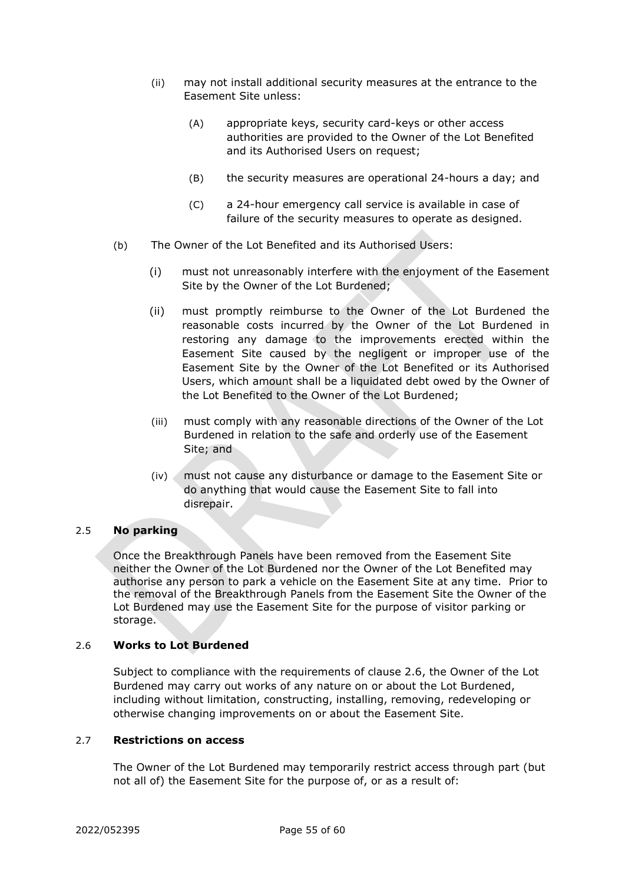(ii) may not install additional security measures at the entrance to the Easement Site unless:

(A) appropriate keys, security card-keys or other access authorities are provided to the Owner of the Lot Benefited and its Authorised Users on request;

(B) the security measures are operational 24-hours a day; and

(C) a 24-hour emergency call service is available in case of failure of the security measures to operate as designed.

(b) The Owner of the Lot Benefited and its Authorised Users:

(i) must not unreasonably interfere with the enjoyment of the Easement Site by the Owner of the Lot Burdened;

(ii) must promptly reimburse to the Owner of the Lot Burdened the reasonable costs incurred by the Owner of the Lot Burdened in restoring any damage to the improvements erected within the Easement Site caused by the negligent or improper use of the Easement Site by the Owner of the Lot Benefited or its Authorised Users, which amount shall be a liquidated debt owed by the Owner of the Lot Benefited to the Owner of the Lot Burdened;

(iii) must comply with any reasonable directions of the Owner of the Lot Burdened in relation to the safe and orderly use of the Easement Site; and

(iv) must not cause any disturbance or damage to the Easement Site or do anything that would cause the Easement Site to fall into disrepair.

2.5 **No parking**

Once the Breakthrough Panels have been removed from the Easement Site neither the Owner of the Lot Burdened nor the Owner of the Lot Benefited may authorise any person to park a vehicle on the Easement Site at any time. Prior to the removal of the Breakthrough Panels from the Easement Site the Owner of the Lot Burdened may use the Easement Site for the purpose of visitor parking or storage.

2.6 **Works to Lot Burdened**

Subject to compliance with the requirements of clause 2.6, the Owner of the Lot Burdened may carry out works of any nature on or about the Lot Burdened, including without limitation, constructing, installing, removing, redeveloping or otherwise changing improvements on or about the Easement Site.

2.7 **Restrictions on access**

The Owner of the Lot Burdened may temporarily restrict access through part (but not all of) the Easement Site for the purpose of, or as a result of: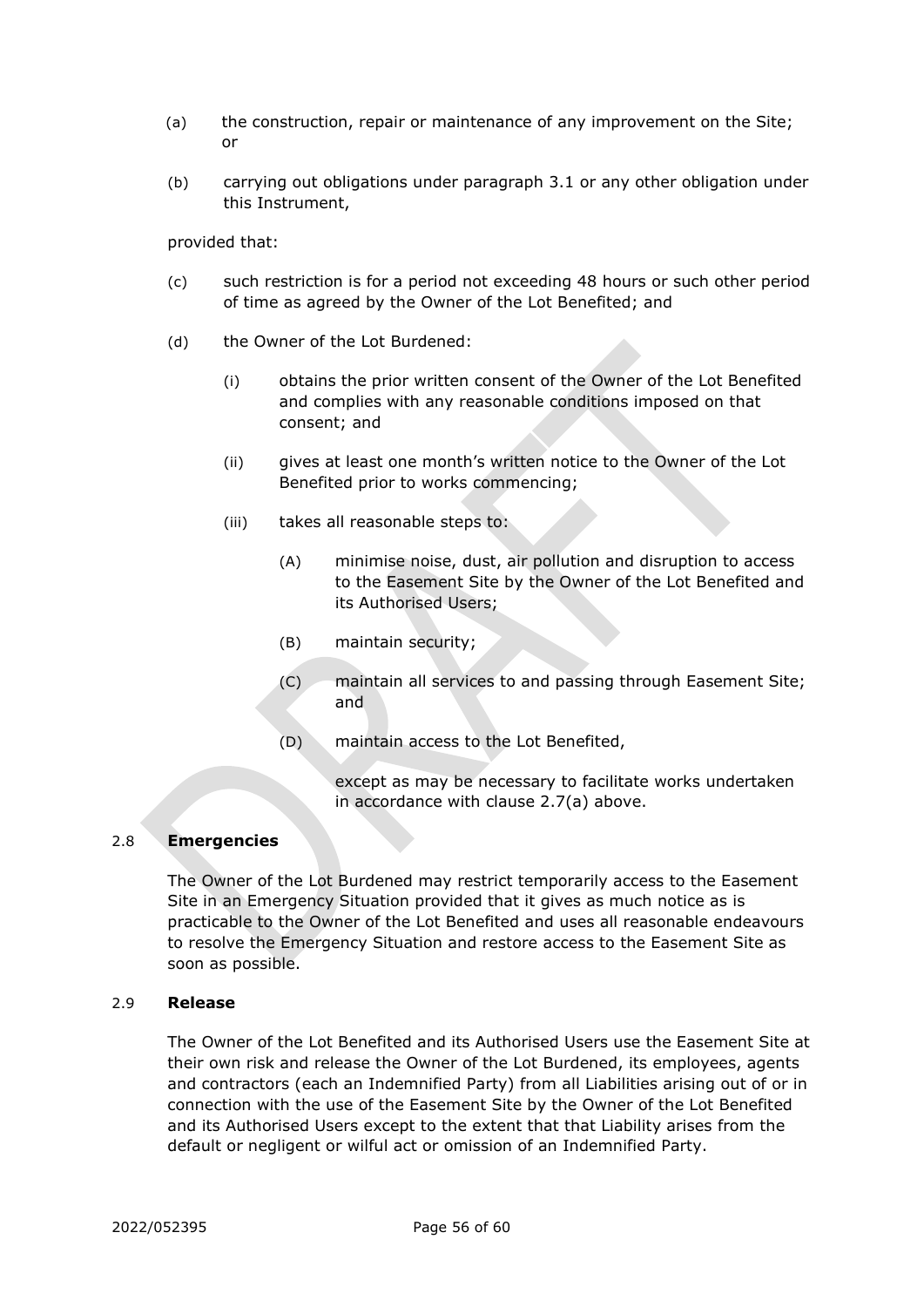(a) the construction, repair or maintenance of any improvement on the Site; or

(b) carrying out obligations under paragraph 3.1 or any other obligation under this Instrument,

provided that:

(c) such restriction is for a period not exceeding 48 hours or such other period of time as agreed by the Owner of the Lot Benefited; and

(d) the Owner of the Lot Burdened:

(i) obtains the prior written consent of the Owner of the Lot Benefited and complies with any reasonable conditions imposed on that consent; and

(ii) gives at least one month's written notice to the Owner of the Lot Benefited prior to works commencing;

(iii) takes all reasonable steps to:

(A) minimise noise, dust, air pollution and disruption to access to the Easement Site by the Owner of the Lot Benefited and its Authorised Users;

(B) maintain security;

(C) maintain all services to and passing through Easement Site; and

(D) maintain access to the Lot Benefited,

except as may be necessary to facilitate works undertaken in accordance with clause 2.7(a) above.

## 2.8 **Emergencies**

The Owner of the Lot Burdened may restrict temporarily access to the Easement Site in an Emergency Situation provided that it gives as much notice as is practicable to the Owner of the Lot Benefited and uses all reasonable endeavours to resolve the Emergency Situation and restore access to the Easement Site as soon as possible.

## 2.9 **Release**

The Owner of the Lot Benefited and its Authorised Users use the Easement Site at their own risk and release the Owner of the Lot Burdened, its employees, agents and contractors (each an Indemnified Party) from all Liabilities arising out of or in connection with the use of the Easement Site by the Owner of the Lot Benefited and its Authorised Users except to the extent that that Liability arises from the default or negligent or wilful act or omission of an Indemnified Party.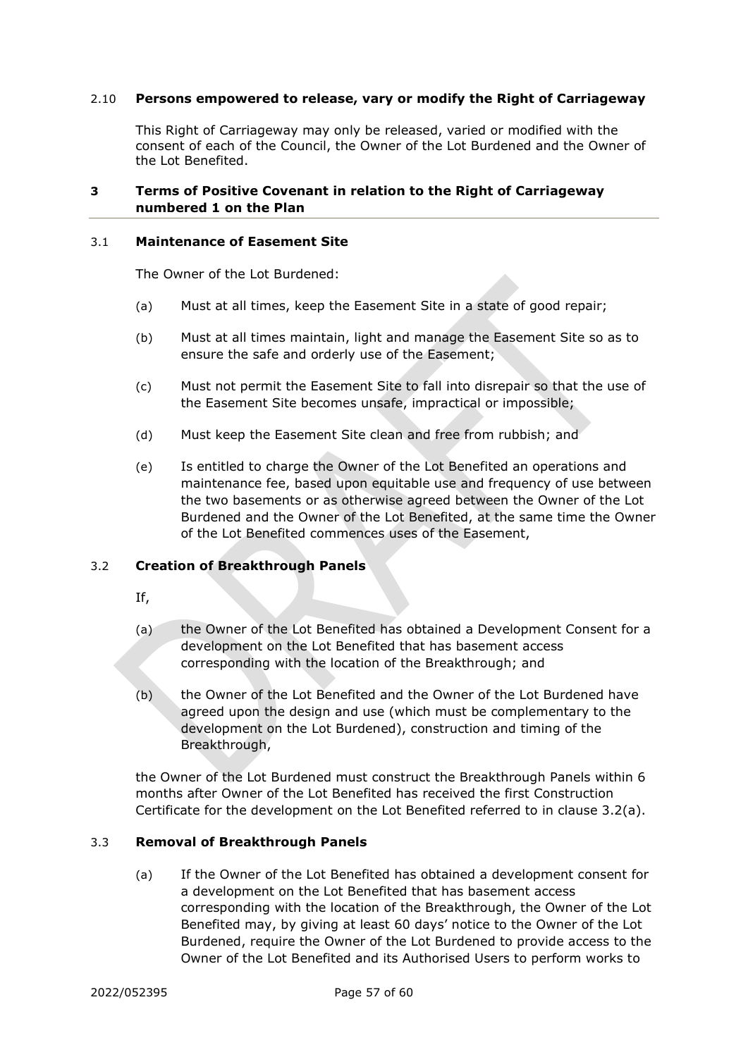### 2.10 Persons empowered to release, vary or modify the Right of Carriageway

This Right of Carriageway may only be released, varied or modified with the consent of each of the Council, the Owner of the Lot Burdened and the Owner of the Lot Benefited.

## 3 Terms of Positive Covenant in relation to the Right of Carriageway numbered 1 on the Plan

### 3.1 Maintenance of Easement Site

The Owner of the Lot Burdened:

(a) Must at all times, keep the Easement Site in a state of good repair;

(b) Must at all times maintain, light and manage the Easement Site so as to ensure the safe and orderly use of the Easement;

(c) Must not permit the Easement Site to fall into disrepair so that the use of the Easement Site becomes unsafe, impractical or impossible;

(d) Must keep the Easement Site clean and free from rubbish; and

(e) Is entitled to charge the Owner of the Lot Benefited an operations and maintenance fee, based upon equitable use and frequency of use between the two basements or as otherwise agreed between the Owner of the Lot Burdened and the Owner of the Lot Benefited, at the same time the Owner of the Lot Benefited commences uses of the Easement,

### 3.2 Creation of Breakthrough Panels

If,

(a) the Owner of the Lot Benefited has obtained a Development Consent for a development on the Lot Benefited that has basement access corresponding with the location of the Breakthrough; and

(b) the Owner of the Lot Benefited and the Owner of the Lot Burdened have agreed upon the design and use (which must be complementary to the development on the Lot Burdened), construction and timing of the Breakthrough,

the Owner of the Lot Burdened must construct the Breakthrough Panels within 6 months after Owner of the Lot Benefited has received the first Construction Certificate for the development on the Lot Benefited referred to in clause 3.2(a).

### 3.3 Removal of Breakthrough Panels

(a) If the Owner of the Lot Benefited has obtained a development consent for a development on the Lot Benefited that has basement access corresponding with the location of the Breakthrough, the Owner of the Lot Benefited may, by giving at least 60 days' notice to the Owner of the Lot Burdened, require the Owner of the Lot Burdened to provide access to the Owner of the Lot Benefited and its Authorised Users to perform works to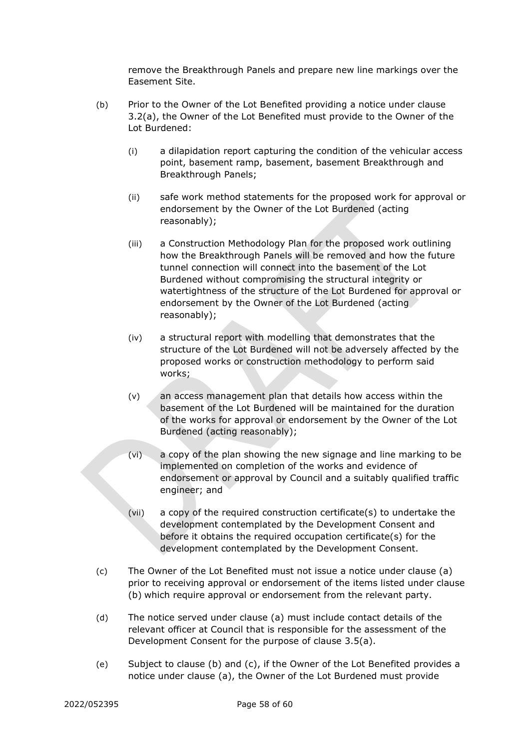remove the Breakthrough Panels and prepare new line markings over the Easement Site.

(b) Prior to the Owner of the Lot Benefited providing a notice under clause 3.2(a), the Owner of the Lot Benefited must provide to the Owner of the Lot Burdened:

  (i) a dilapidation report capturing the condition of the vehicular access point, basement ramp, basement, basement Breakthrough and Breakthrough Panels;

  (ii) safe work method statements for the proposed work for approval or endorsement by the Owner of the Lot Burdened (acting reasonably);

  (iii) a Construction Methodology Plan for the proposed work outlining how the Breakthrough Panels will be removed and how the future tunnel connection will connect into the basement of the Lot Burdened without compromising the structural integrity or watertightness of the structure of the Lot Burdened for approval or endorsement by the Owner of the Lot Burdened (acting reasonably);

  (iv) a structural report with modelling that demonstrates that the structure of the Lot Burdened will not be adversely affected by the proposed works or construction methodology to perform said works;

  (v) an access management plan that details how access within the basement of the Lot Burdened will be maintained for the duration of the works for approval or endorsement by the Owner of the Lot Burdened (acting reasonably);

  (vi) a copy of the plan showing the new signage and line marking to be implemented on completion of the works and evidence of endorsement or approval by Council and a suitably qualified traffic engineer; and

  (vii) a copy of the required construction certificate(s) to undertake the development contemplated by the Development Consent and before it obtains the required occupation certificate(s) for the development contemplated by the Development Consent.

(c) The Owner of the Lot Benefited must not issue a notice under clause (a) prior to receiving approval or endorsement of the items listed under clause (b) which require approval or endorsement from the relevant party.

(d) The notice served under clause (a) must include contact details of the relevant officer at Council that is responsible for the assessment of the Development Consent for the purpose of clause 3.5(a).

(e) Subject to clause (b) and (c), if the Owner of the Lot Benefited provides a notice under clause (a), the Owner of the Lot Burdened must provide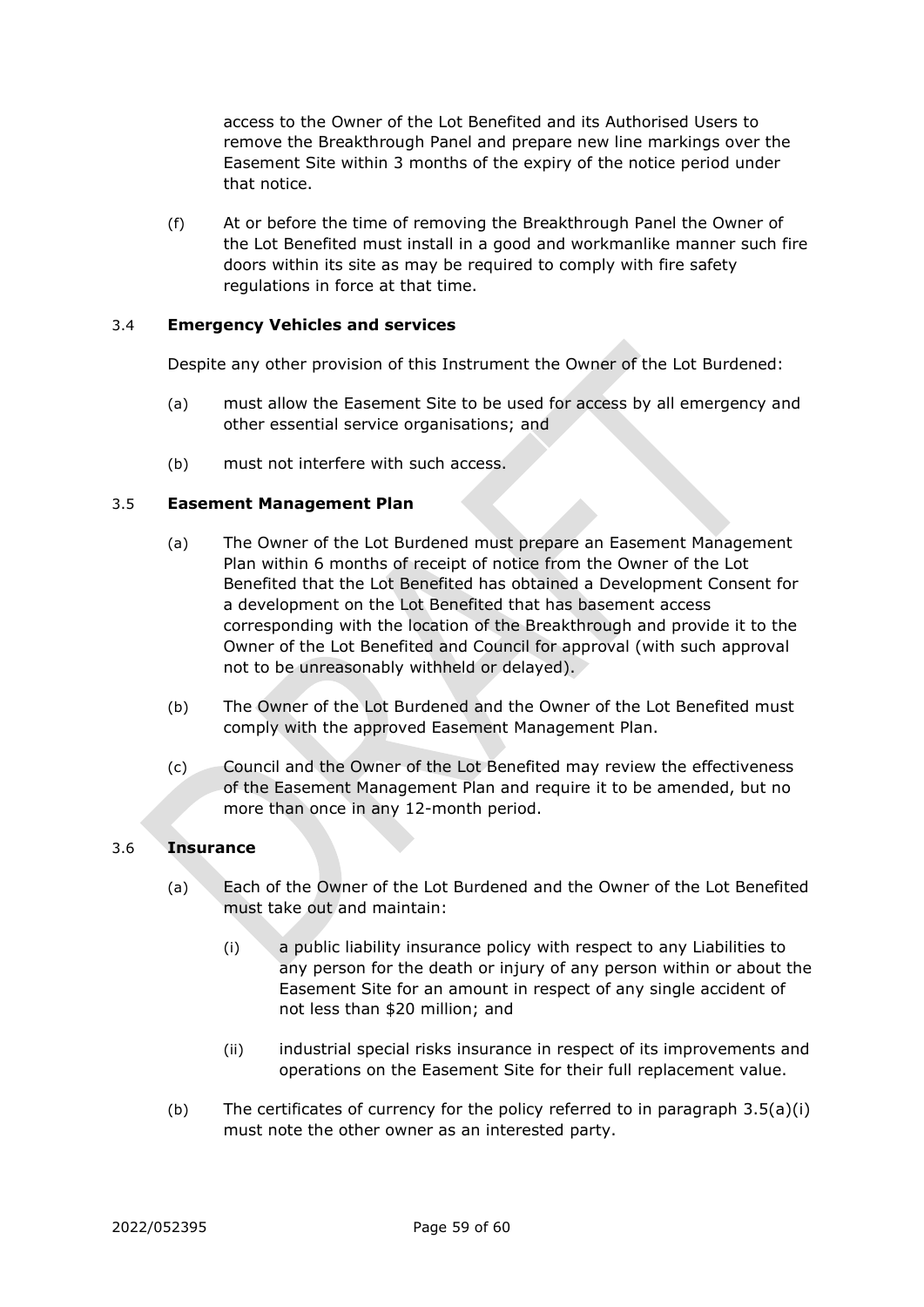access to the Owner of the Lot Benefited and its Authorised Users to remove the Breakthrough Panel and prepare new line markings over the Easement Site within 3 months of the expiry of the notice period under that notice.

(f) At or before the time of removing the Breakthrough Panel the Owner of the Lot Benefited must install in a good and workmanlike manner such fire doors within its site as may be required to comply with fire safety regulations in force at that time.

### 3.4 Emergency Vehicles and services

Despite any other provision of this Instrument the Owner of the Lot Burdened:

(a) must allow the Easement Site to be used for access by all emergency and other essential service organisations; and

(b) must not interfere with such access.

### 3.5 Easement Management Plan

(a) The Owner of the Lot Burdened must prepare an Easement Management Plan within 6 months of receipt of notice from the Owner of the Lot Benefited that the Lot Benefited has obtained a Development Consent for a development on the Lot Benefited that has basement access corresponding with the location of the Breakthrough and provide it to the Owner of the Lot Benefited and Council for approval (with such approval not to be unreasonably withheld or delayed).

(b) The Owner of the Lot Burdened and the Owner of the Lot Benefited must comply with the approved Easement Management Plan.

(c) Council and the Owner of the Lot Benefited may review the effectiveness of the Easement Management Plan and require it to be amended, but no more than once in any 12-month period.

### 3.6 Insurance

(a) Each of the Owner of the Lot Burdened and the Owner of the Lot Benefited must take out and maintain:

(i) a public liability insurance policy with respect to any Liabilities to any person for the death or injury of any person within or about the Easement Site for an amount in respect of any single accident of not less than $20 million; and

(ii) industrial special risks insurance in respect of its improvements and operations on the Easement Site for their full replacement value.

(b) The certificates of currency for the policy referred to in paragraph 3.5(a)(i) must note the other owner as an interested party.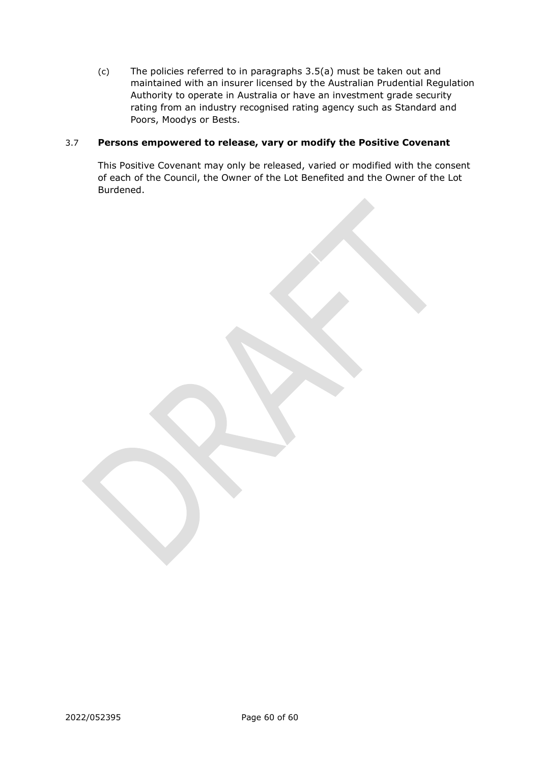(c) The policies referred to in paragraphs 3.5(a) must be taken out and maintained with an insurer licensed by the Australian Prudential Regulation Authority to operate in Australia or have an investment grade security rating from an industry recognised rating agency such as Standard and Poors, Moodys or Bests.

### 3.7 Persons empowered to release, vary or modify the Positive Covenant

This Positive Covenant may only be released, varied or modified with the consent of each of the Council, the Owner of the Lot Benefited and the Owner of the Lot Burdened.